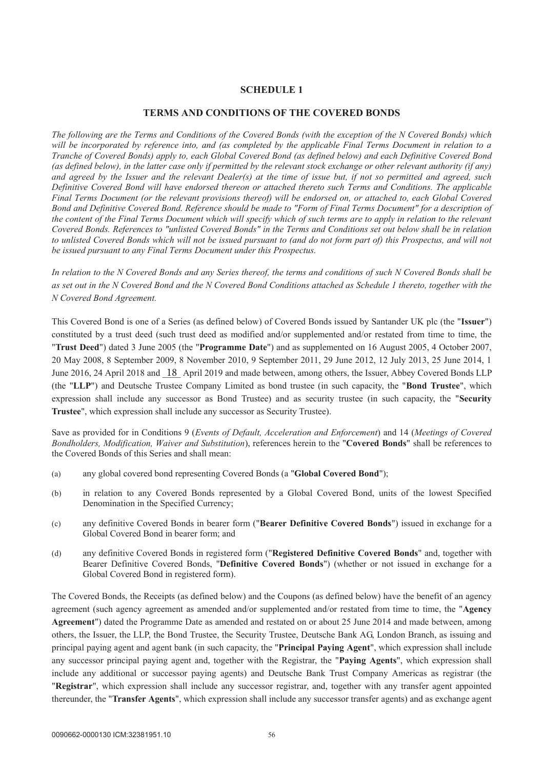## SCHEDULE 1

## TERMS AND CONDITIONS OF THE COVERED BONDS

*The following are the Terms and Conditions of the Covered Bonds (with the exception of the N Covered Bonds) which will be incorporated by reference into, and (as completed by the applicable Final Terms Document in relation to a Tranche of Covered Bonds) apply to, each Global Covered Bond (as defined below) and each Definitive Covered Bond (as defined below), in the latter case only if permitted by the relevant stock exchange or other relevant authority (if any) and agreed by the Issuer and the relevant Dealer(s) at the time of issue but, if not so permitted and agreed, such Definitive Covered Bond will have endorsed thereon or attached thereto such Terms and Conditions. The applicable Final Terms Document (or the relevant provisions thereof) will be endorsed on, or attached to, each Global Covered Bond and Definitive Covered Bond. Reference should be made to "Form of Final Terms Document" for a description of the content of the Final Terms Document which will specify which of such terms are to apply in relation to the relevant Covered Bonds. References to "unlisted Covered Bonds" in the Terms and Conditions set out below shall be in relation to unlisted Covered Bonds which will not be issued pursuant to (and do not form part of) this Prospectus, and will not be issued pursuant to any Final Terms Document under this Prospectus.*

*In relation to the N Covered Bonds and any Series thereof, the terms and conditions of such N Covered Bonds shall be as set out in the N Covered Bond and the N Covered Bond Conditions attached as Schedule 1 thereto, together with the N Covered Bond Agreement.*

This Covered Bond is one of a Series (as defined below) of Covered Bonds issued by Santander UK plc (the "**Issuer**") constituted by a trust deed (such trust deed as modified and/or supplemented and/or restated from time to time, the "**Trust Deed**") dated 3 June 2005 (the "**Programme Date**") and as supplemented on 16 August 2005, 4 October 2007, 20 May 2008, 8 September 2009, 8 November 2010, 9 September 2011, 29 June 2012, 12 July 2013, 25 June 2014, 1 June 2016, 24 April 2018 and 18 April 2019 and made between, among others, the Issuer, Abbey Covered Bonds LLP (the "**LLP**") and Deutsche Trustee Company Limited as bond trustee (in such capacity, the "**Bond Trustee**", which expression shall include any successor as Bond Trustee) and as security trustee (in such capacity, the "**Security Trustee**", which expression shall include any successor as Security Trustee).

Save as provided for in Conditions 9 (*Events of Default, Acceleration and Enforcement*) and 14 (*Meetings of Covered Bondholders, Modification, Waiver and Substitution*), references herein to the "**Covered Bonds**" shall be references to the Covered Bonds of this Series and shall mean:

(a) any global covered bond representing Covered Bonds (a "**Global Covered Bond**");

(b) in relation to any Covered Bonds represented by a Global Covered Bond, units of the lowest Specified Denomination in the Specified Currency;

(c) any definitive Covered Bonds in bearer form ("**Bearer Definitive Covered Bonds**") issued in exchange for a Global Covered Bond in bearer form; and

(d) any definitive Covered Bonds in registered form ("**Registered Definitive Covered Bonds**" and, together with Bearer Definitive Covered Bonds, "**Definitive Covered Bonds**") (whether or not issued in exchange for a Global Covered Bond in registered form).

The Covered Bonds, the Receipts (as defined below) and the Coupons (as defined below) have the benefit of an agency agreement (such agency agreement as amended and/or supplemented and/or restated from time to time, the "**Agency Agreement**") dated the Programme Date as amended and restated on or about 25 June 2014 and made between, among others, the Issuer, the LLP, the Bond Trustee, the Security Trustee, Deutsche Bank AG, London Branch, as issuing and principal paying agent and agent bank (in such capacity, the "**Principal Paying Agent**", which expression shall include any successor principal paying agent and, together with the Registrar, the "**Paying Agents**", which expression shall include any additional or successor paying agents) and Deutsche Bank Trust Company Americas as registrar (the "**Registrar**", which expression shall include any successor registrar, and, together with any transfer agent appointed thereunder, the "**Transfer Agents**", which expression shall include any successor transfer agents) and as exchange agent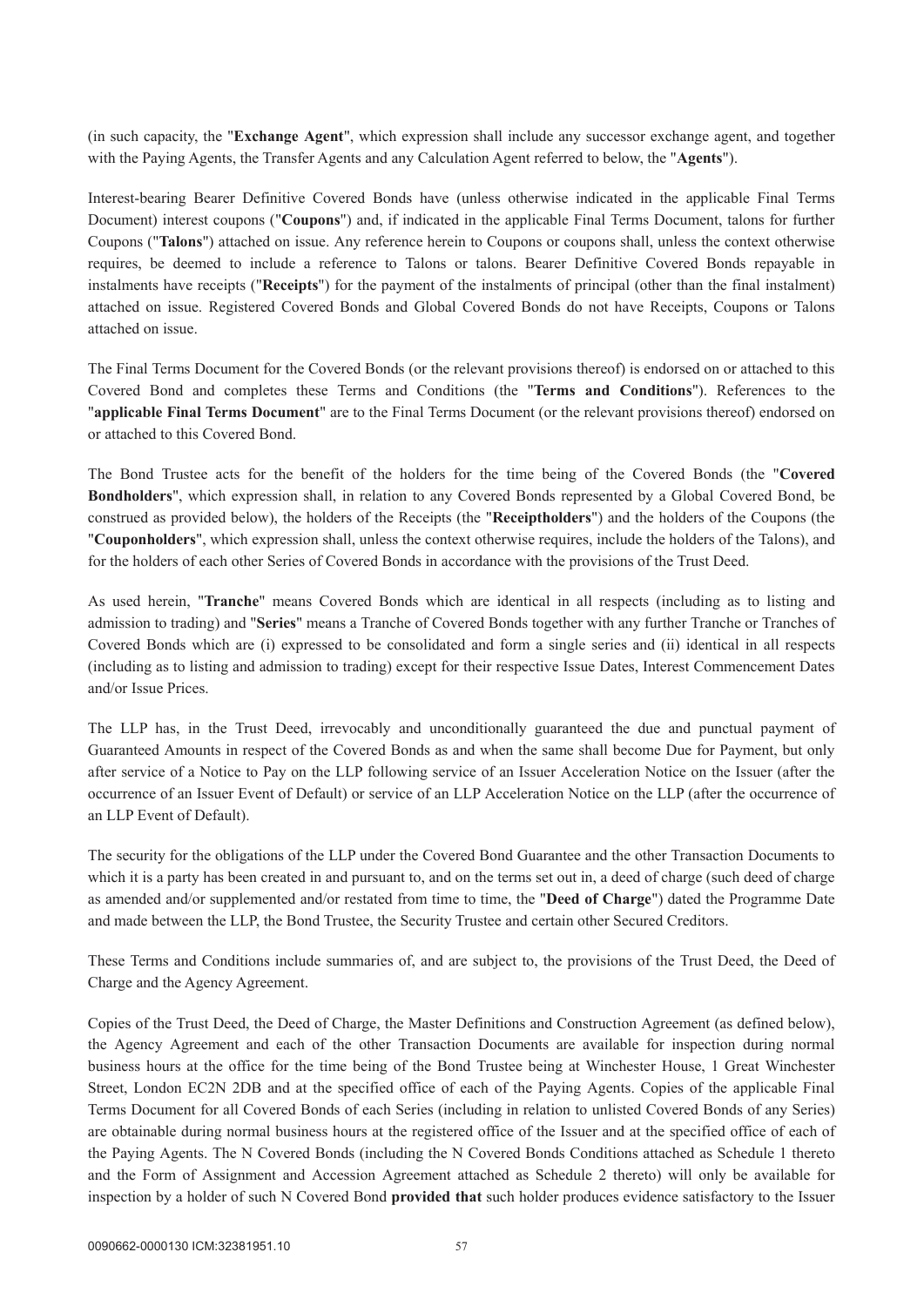(in such capacity, the "**Exchange Agent**", which expression shall include any successor exchange agent, and together with the Paying Agents, the Transfer Agents and any Calculation Agent referred to below, the "**Agents**").

Interest-bearing Bearer Definitive Covered Bonds have (unless otherwise indicated in the applicable Final Terms Document) interest coupons ("**Coupons**") and, if indicated in the applicable Final Terms Document, talons for further Coupons ("**Talons**") attached on issue. Any reference herein to Coupons or coupons shall, unless the context otherwise requires, be deemed to include a reference to Talons or talons. Bearer Definitive Covered Bonds repayable in instalments have receipts ("**Receipts**") for the payment of the instalments of principal (other than the final instalment) attached on issue. Registered Covered Bonds and Global Covered Bonds do not have Receipts, Coupons or Talons attached on issue.

The Final Terms Document for the Covered Bonds (or the relevant provisions thereof) is endorsed on or attached to this Covered Bond and completes these Terms and Conditions (the "**Terms and Conditions**"). References to the "**applicable Final Terms Document**" are to the Final Terms Document (or the relevant provisions thereof) endorsed on or attached to this Covered Bond.

The Bond Trustee acts for the benefit of the holders for the time being of the Covered Bonds (the "**Covered Bondholders**", which expression shall, in relation to any Covered Bonds represented by a Global Covered Bond, be construed as provided below), the holders of the Receipts (the "**Receiptholders**") and the holders of the Coupons (the "**Couponholders**", which expression shall, unless the context otherwise requires, include the holders of the Talons), and for the holders of each other Series of Covered Bonds in accordance with the provisions of the Trust Deed.

As used herein, "**Tranche**" means Covered Bonds which are identical in all respects (including as to listing and admission to trading) and "**Series**" means a Tranche of Covered Bonds together with any further Tranche or Tranches of Covered Bonds which are (i) expressed to be consolidated and form a single series and (ii) identical in all respects (including as to listing and admission to trading) except for their respective Issue Dates, Interest Commencement Dates and/or Issue Prices.

The LLP has, in the Trust Deed, irrevocably and unconditionally guaranteed the due and punctual payment of Guaranteed Amounts in respect of the Covered Bonds as and when the same shall become Due for Payment, but only after service of a Notice to Pay on the LLP following service of an Issuer Acceleration Notice on the Issuer (after the occurrence of an Issuer Event of Default) or service of an LLP Acceleration Notice on the LLP (after the occurrence of an LLP Event of Default).

The security for the obligations of the LLP under the Covered Bond Guarantee and the other Transaction Documents to which it is a party has been created in and pursuant to, and on the terms set out in, a deed of charge (such deed of charge as amended and/or supplemented and/or restated from time to time, the "**Deed of Charge**") dated the Programme Date and made between the LLP, the Bond Trustee, the Security Trustee and certain other Secured Creditors.

These Terms and Conditions include summaries of, and are subject to, the provisions of the Trust Deed, the Deed of Charge and the Agency Agreement.

Copies of the Trust Deed, the Deed of Charge, the Master Definitions and Construction Agreement (as defined below), the Agency Agreement and each of the other Transaction Documents are available for inspection during normal business hours at the office for the time being of the Bond Trustee being at Winchester House, 1 Great Winchester Street, London EC2N 2DB and at the specified office of each of the Paying Agents. Copies of the applicable Final Terms Document for all Covered Bonds of each Series (including in relation to unlisted Covered Bonds of any Series) are obtainable during normal business hours at the registered office of the Issuer and at the specified office of each of the Paying Agents. The N Covered Bonds (including the N Covered Bonds Conditions attached as Schedule 1 thereto and the Form of Assignment and Accession Agreement attached as Schedule 2 thereto) will only be available for inspection by a holder of such N Covered Bond **provided that** such holder produces evidence satisfactory to the Issuer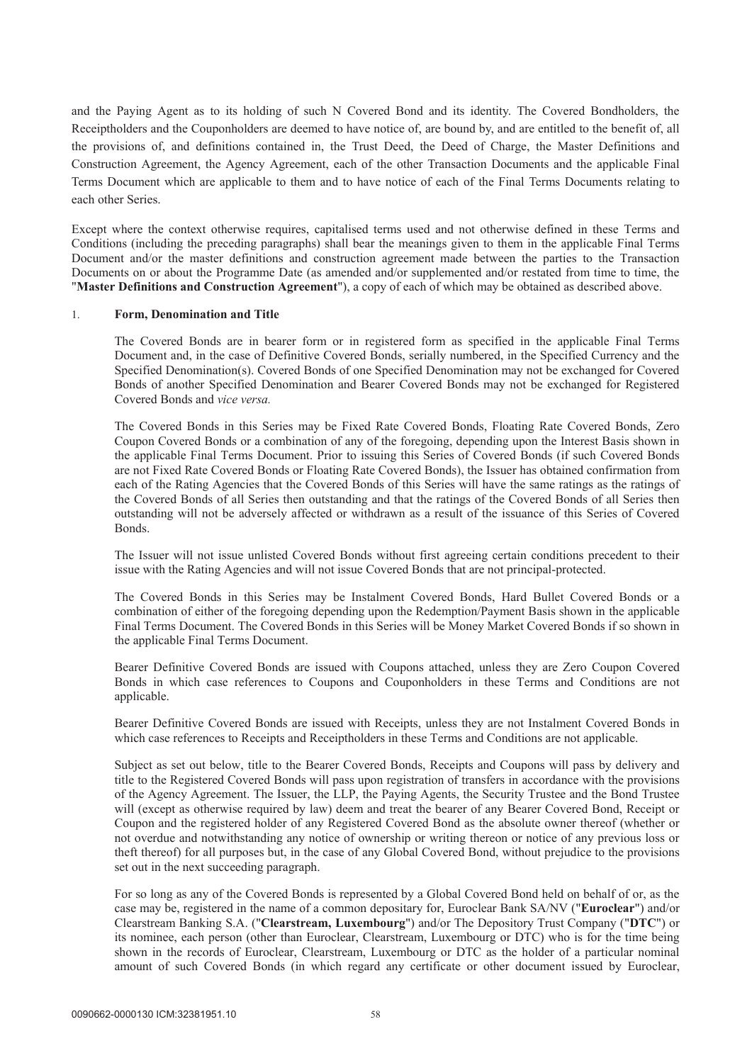and the Paying Agent as to its holding of such N Covered Bond and its identity. The Covered Bondholders, the Receiptholders and the Couponholders are deemed to have notice of, are bound by, and are entitled to the benefit of, all the provisions of, and definitions contained in, the Trust Deed, the Deed of Charge, the Master Definitions and Construction Agreement, the Agency Agreement, each of the other Transaction Documents and the applicable Final Terms Document which are applicable to them and to have notice of each of the Final Terms Documents relating to each other Series.

Except where the context otherwise requires, capitalised terms used and not otherwise defined in these Terms and Conditions (including the preceding paragraphs) shall bear the meanings given to them in the applicable Final Terms Document and/or the master definitions and construction agreement made between the parties to the Transaction Documents on or about the Programme Date (as amended and/or supplemented and/or restated from time to time, the "**Master Definitions and Construction Agreement**"), a copy of each of which may be obtained as described above.

1. **Form, Denomination and Title**

The Covered Bonds are in bearer form or in registered form as specified in the applicable Final Terms Document and, in the case of Definitive Covered Bonds, serially numbered, in the Specified Currency and the Specified Denomination(s). Covered Bonds of one Specified Denomination may not be exchanged for Covered Bonds of another Specified Denomination and Bearer Covered Bonds may not be exchanged for Registered Covered Bonds and *vice versa.*

The Covered Bonds in this Series may be Fixed Rate Covered Bonds, Floating Rate Covered Bonds, Zero Coupon Covered Bonds or a combination of any of the foregoing, depending upon the Interest Basis shown in the applicable Final Terms Document. Prior to issuing this Series of Covered Bonds (if such Covered Bonds are not Fixed Rate Covered Bonds or Floating Rate Covered Bonds), the Issuer has obtained confirmation from each of the Rating Agencies that the Covered Bonds of this Series will have the same ratings as the ratings of the Covered Bonds of all Series then outstanding and that the ratings of the Covered Bonds of all Series then outstanding will not be adversely affected or withdrawn as a result of the issuance of this Series of Covered Bonds.

The Issuer will not issue unlisted Covered Bonds without first agreeing certain conditions precedent to their issue with the Rating Agencies and will not issue Covered Bonds that are not principal-protected.

The Covered Bonds in this Series may be Instalment Covered Bonds, Hard Bullet Covered Bonds or a combination of either of the foregoing depending upon the Redemption/Payment Basis shown in the applicable Final Terms Document. The Covered Bonds in this Series will be Money Market Covered Bonds if so shown in the applicable Final Terms Document.

Bearer Definitive Covered Bonds are issued with Coupons attached, unless they are Zero Coupon Covered Bonds in which case references to Coupons and Couponholders in these Terms and Conditions are not applicable.

Bearer Definitive Covered Bonds are issued with Receipts, unless they are not Instalment Covered Bonds in which case references to Receipts and Receiptholders in these Terms and Conditions are not applicable.

Subject as set out below, title to the Bearer Covered Bonds, Receipts and Coupons will pass by delivery and title to the Registered Covered Bonds will pass upon registration of transfers in accordance with the provisions of the Agency Agreement. The Issuer, the LLP, the Paying Agents, the Security Trustee and the Bond Trustee will (except as otherwise required by law) deem and treat the bearer of any Bearer Covered Bond, Receipt or Coupon and the registered holder of any Registered Covered Bond as the absolute owner thereof (whether or not overdue and notwithstanding any notice of ownership or writing thereon or notice of any previous loss or theft thereof) for all purposes but, in the case of any Global Covered Bond, without prejudice to the provisions set out in the next succeeding paragraph.

For so long as any of the Covered Bonds is represented by a Global Covered Bond held on behalf of or, as the case may be, registered in the name of a common depositary for, Euroclear Bank SA/NV ("**Euroclear**") and/or Clearstream Banking S.A. ("**Clearstream, Luxembourg**") and/or The Depository Trust Company ("**DTC**") or its nominee, each person (other than Euroclear, Clearstream, Luxembourg or DTC) who is for the time being shown in the records of Euroclear, Clearstream, Luxembourg or DTC as the holder of a particular nominal amount of such Covered Bonds (in which regard any certificate or other document issued by Euroclear,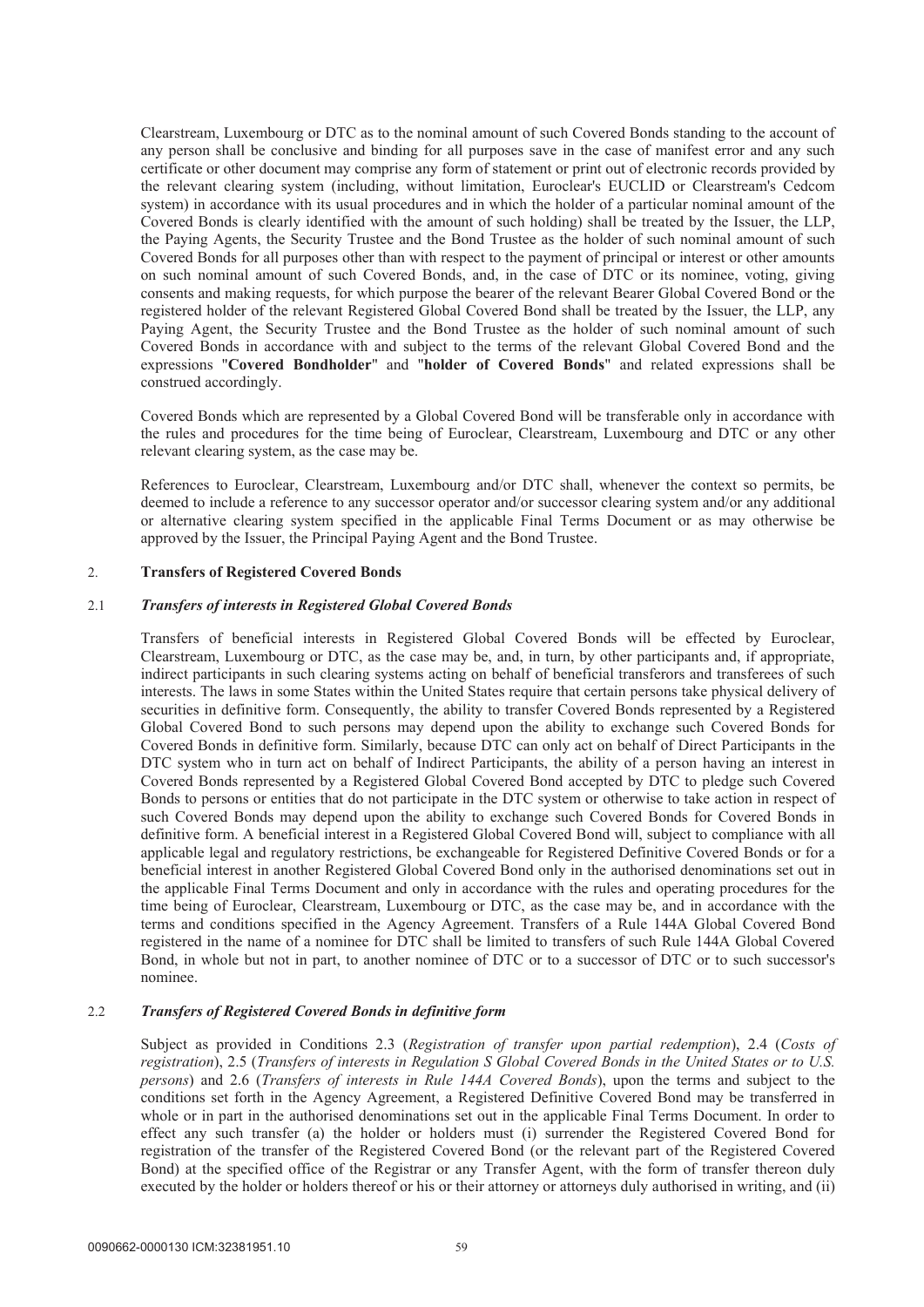Clearstream, Luxembourg or DTC as to the nominal amount of such Covered Bonds standing to the account of any person shall be conclusive and binding for all purposes save in the case of manifest error and any such certificate or other document may comprise any form of statement or print out of electronic records provided by the relevant clearing system (including, without limitation, Euroclear's EUCLID or Clearstream's Cedcom system) in accordance with its usual procedures and in which the holder of a particular nominal amount of the Covered Bonds is clearly identified with the amount of such holding) shall be treated by the Issuer, the LLP, the Paying Agents, the Security Trustee and the Bond Trustee as the holder of such nominal amount of such Covered Bonds for all purposes other than with respect to the payment of principal or interest or other amounts on such nominal amount of such Covered Bonds, and, in the case of DTC or its nominee, voting, giving consents and making requests, for which purpose the bearer of the relevant Bearer Global Covered Bond or the registered holder of the relevant Registered Global Covered Bond shall be treated by the Issuer, the LLP, any Paying Agent, the Security Trustee and the Bond Trustee as the holder of such nominal amount of such Covered Bonds in accordance with and subject to the terms of the relevant Global Covered Bond and the expressions "**Covered Bondholder**" and "**holder of Covered Bonds**" and related expressions shall be construed accordingly.

Covered Bonds which are represented by a Global Covered Bond will be transferable only in accordance with the rules and procedures for the time being of Euroclear, Clearstream, Luxembourg and DTC or any other relevant clearing system, as the case may be.

References to Euroclear, Clearstream, Luxembourg and/or DTC shall, whenever the context so permits, be deemed to include a reference to any successor operator and/or successor clearing system and/or any additional or alternative clearing system specified in the applicable Final Terms Document or as may otherwise be approved by the Issuer, the Principal Paying Agent and the Bond Trustee.

## 2. Transfers of Registered Covered Bonds

### 2.1 *Transfers of interests in Registered Global Covered Bonds*

Transfers of beneficial interests in Registered Global Covered Bonds will be effected by Euroclear, Clearstream, Luxembourg or DTC, as the case may be, and, in turn, by other participants and, if appropriate, indirect participants in such clearing systems acting on behalf of beneficial transferors and transferees of such interests. The laws in some States within the United States require that certain persons take physical delivery of securities in definitive form. Consequently, the ability to transfer Covered Bonds represented by a Registered Global Covered Bond to such persons may depend upon the ability to exchange such Covered Bonds for Covered Bonds in definitive form. Similarly, because DTC can only act on behalf of Direct Participants in the DTC system who in turn act on behalf of Indirect Participants, the ability of a person having an interest in Covered Bonds represented by a Registered Global Covered Bond accepted by DTC to pledge such Covered Bonds to persons or entities that do not participate in the DTC system or otherwise to take action in respect of such Covered Bonds may depend upon the ability to exchange such Covered Bonds for Covered Bonds in definitive form. A beneficial interest in a Registered Global Covered Bond will, subject to compliance with all applicable legal and regulatory restrictions, be exchangeable for Registered Definitive Covered Bonds or for a beneficial interest in another Registered Global Covered Bond only in the authorised denominations set out in the applicable Final Terms Document and only in accordance with the rules and operating procedures for the time being of Euroclear, Clearstream, Luxembourg or DTC, as the case may be, and in accordance with the terms and conditions specified in the Agency Agreement. Transfers of a Rule 144A Global Covered Bond registered in the name of a nominee for DTC shall be limited to transfers of such Rule 144A Global Covered Bond, in whole but not in part, to another nominee of DTC or to a successor of DTC or to such successor's nominee.

### 2.2 *Transfers of Registered Covered Bonds in definitive form*

Subject as provided in Conditions 2.3 (*Registration of transfer upon partial redemption*), 2.4 (*Costs of registration*), 2.5 (*Transfers of interests in Regulation S Global Covered Bonds in the United States or to U.S. persons*) and 2.6 (*Transfers of interests in Rule 144A Covered Bonds*), upon the terms and subject to the conditions set forth in the Agency Agreement, a Registered Definitive Covered Bond may be transferred in whole or in part in the authorised denominations set out in the applicable Final Terms Document. In order to effect any such transfer (a) the holder or holders must (i) surrender the Registered Covered Bond for registration of the transfer of the Registered Covered Bond (or the relevant part of the Registered Covered Bond) at the specified office of the Registrar or any Transfer Agent, with the form of transfer thereon duly executed by the holder or holders thereof or his or their attorney or attorneys duly authorised in writing, and (ii)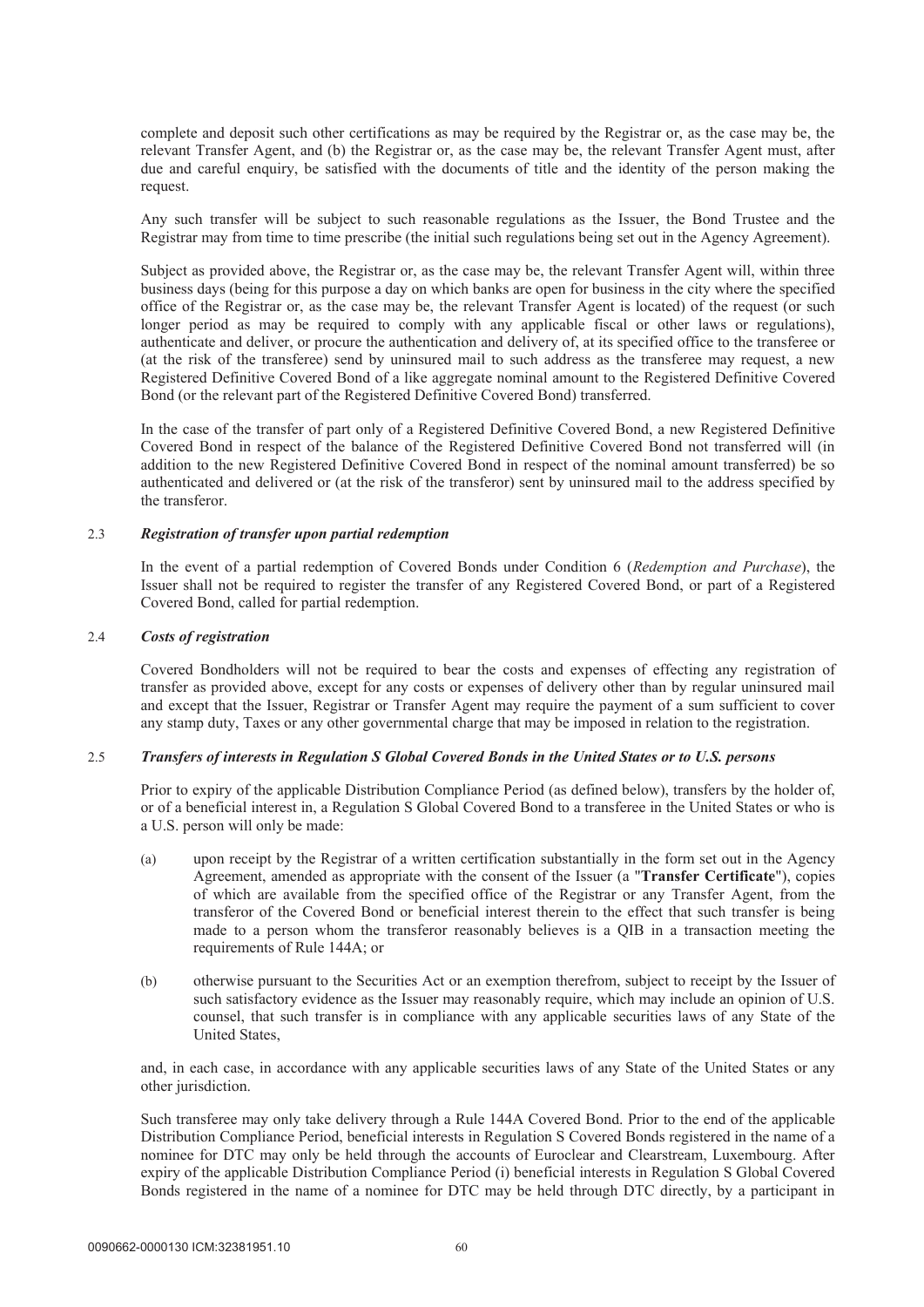complete and deposit such other certifications as may be required by the Registrar or, as the case may be, the relevant Transfer Agent, and (b) the Registrar or, as the case may be, the relevant Transfer Agent must, after due and careful enquiry, be satisfied with the documents of title and the identity of the person making the request.

Any such transfer will be subject to such reasonable regulations as the Issuer, the Bond Trustee and the Registrar may from time to time prescribe (the initial such regulations being set out in the Agency Agreement).

Subject as provided above, the Registrar or, as the case may be, the relevant Transfer Agent will, within three business days (being for this purpose a day on which banks are open for business in the city where the specified office of the Registrar or, as the case may be, the relevant Transfer Agent is located) of the request (or such longer period as may be required to comply with any applicable fiscal or other laws or regulations), authenticate and deliver, or procure the authentication and delivery of, at its specified office to the transferee or (at the risk of the transferee) send by uninsured mail to such address as the transferee may request, a new Registered Definitive Covered Bond of a like aggregate nominal amount to the Registered Definitive Covered Bond (or the relevant part of the Registered Definitive Covered Bond) transferred.

In the case of the transfer of part only of a Registered Definitive Covered Bond, a new Registered Definitive Covered Bond in respect of the balance of the Registered Definitive Covered Bond not transferred will (in addition to the new Registered Definitive Covered Bond in respect of the nominal amount transferred) be so authenticated and delivered or (at the risk of the transferor) sent by uninsured mail to the address specified by the transferor.

2.3 ***Registration of transfer upon partial redemption***

In the event of a partial redemption of Covered Bonds under Condition 6 (*Redemption and Purchase*), the Issuer shall not be required to register the transfer of any Registered Covered Bond, or part of a Registered Covered Bond, called for partial redemption.

2.4 ***Costs of registration***

Covered Bondholders will not be required to bear the costs and expenses of effecting any registration of transfer as provided above, except for any costs or expenses of delivery other than by regular uninsured mail and except that the Issuer, Registrar or Transfer Agent may require the payment of a sum sufficient to cover any stamp duty, Taxes or any other governmental charge that may be imposed in relation to the registration.

2.5 ***Transfers of interests in Regulation S Global Covered Bonds in the United States or to U.S. persons***

Prior to expiry of the applicable Distribution Compliance Period (as defined below), transfers by the holder of, or of a beneficial interest in, a Regulation S Global Covered Bond to a transferee in the United States or who is a U.S. person will only be made:

(a) upon receipt by the Registrar of a written certification substantially in the form set out in the Agency Agreement, amended as appropriate with the consent of the Issuer (a "**Transfer Certificate**"), copies of which are available from the specified office of the Registrar or any Transfer Agent, from the transferor of the Covered Bond or beneficial interest therein to the effect that such transfer is being made to a person whom the transferor reasonably believes is a QIB in a transaction meeting the requirements of Rule 144A; or

(b) otherwise pursuant to the Securities Act or an exemption therefrom, subject to receipt by the Issuer of such satisfactory evidence as the Issuer may reasonably require, which may include an opinion of U.S. counsel, that such transfer is in compliance with any applicable securities laws of any State of the United States,

and, in each case, in accordance with any applicable securities laws of any State of the United States or any other jurisdiction.

Such transferee may only take delivery through a Rule 144A Covered Bond. Prior to the end of the applicable Distribution Compliance Period, beneficial interests in Regulation S Covered Bonds registered in the name of a nominee for DTC may only be held through the accounts of Euroclear and Clearstream, Luxembourg. After expiry of the applicable Distribution Compliance Period (i) beneficial interests in Regulation S Global Covered Bonds registered in the name of a nominee for DTC may be held through DTC directly, by a participant in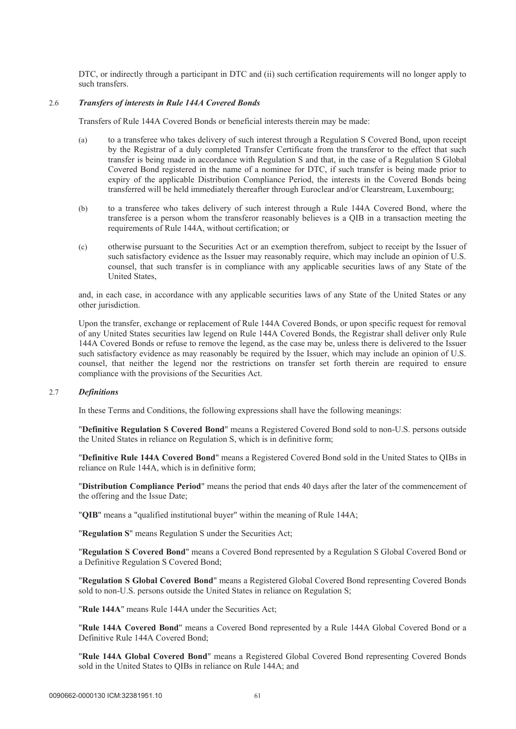DTC, or indirectly through a participant in DTC and (ii) such certification requirements will no longer apply to such transfers.

### 2.6 *Transfers of interests in Rule 144A Covered Bonds*

Transfers of Rule 144A Covered Bonds or beneficial interests therein may be made:

(a) to a transferee who takes delivery of such interest through a Regulation S Covered Bond, upon receipt by the Registrar of a duly completed Transfer Certificate from the transferor to the effect that such transfer is being made in accordance with Regulation S and that, in the case of a Regulation S Global Covered Bond registered in the name of a nominee for DTC, if such transfer is being made prior to expiry of the applicable Distribution Compliance Period, the interests in the Covered Bonds being transferred will be held immediately thereafter through Euroclear and/or Clearstream, Luxembourg;

(b) to a transferee who takes delivery of such interest through a Rule 144A Covered Bond, where the transferee is a person whom the transferor reasonably believes is a QIB in a transaction meeting the requirements of Rule 144A, without certification; or

(c) otherwise pursuant to the Securities Act or an exemption therefrom, subject to receipt by the Issuer of such satisfactory evidence as the Issuer may reasonably require, which may include an opinion of U.S. counsel, that such transfer is in compliance with any applicable securities laws of any State of the United States,

and, in each case, in accordance with any applicable securities laws of any State of the United States or any other jurisdiction.

Upon the transfer, exchange or replacement of Rule 144A Covered Bonds, or upon specific request for removal of any United States securities law legend on Rule 144A Covered Bonds, the Registrar shall deliver only Rule 144A Covered Bonds or refuse to remove the legend, as the case may be, unless there is delivered to the Issuer such satisfactory evidence as may reasonably be required by the Issuer, which may include an opinion of U.S. counsel, that neither the legend nor the restrictions on transfer set forth therein are required to ensure compliance with the provisions of the Securities Act.

### 2.7 *Definitions*

In these Terms and Conditions, the following expressions shall have the following meanings:

"**Definitive Regulation S Covered Bond**" means a Registered Covered Bond sold to non-U.S. persons outside the United States in reliance on Regulation S, which is in definitive form;

"**Definitive Rule 144A Covered Bond**" means a Registered Covered Bond sold in the United States to QIBs in reliance on Rule 144A, which is in definitive form;

"**Distribution Compliance Period**" means the period that ends 40 days after the later of the commencement of the offering and the Issue Date;

"**QIB**" means a "qualified institutional buyer" within the meaning of Rule 144A;

"**Regulation S**" means Regulation S under the Securities Act;

"**Regulation S Covered Bond**" means a Covered Bond represented by a Regulation S Global Covered Bond or a Definitive Regulation S Covered Bond;

"**Regulation S Global Covered Bond**" means a Registered Global Covered Bond representing Covered Bonds sold to non-U.S. persons outside the United States in reliance on Regulation S;

"**Rule 144A**" means Rule 144A under the Securities Act;

"**Rule 144A Covered Bond**" means a Covered Bond represented by a Rule 144A Global Covered Bond or a Definitive Rule 144A Covered Bond;

"**Rule 144A Global Covered Bond**" means a Registered Global Covered Bond representing Covered Bonds sold in the United States to QIBs in reliance on Rule 144A; and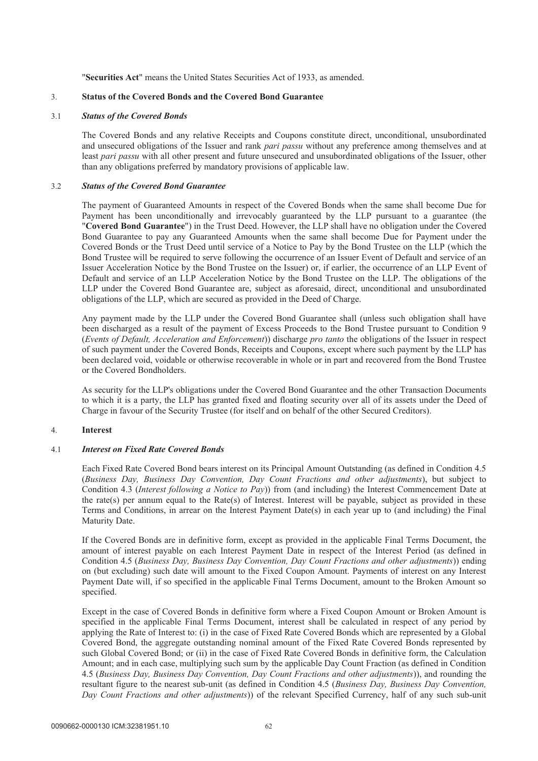"**Securities Act**" means the United States Securities Act of 1933, as amended.

## 3. Status of the Covered Bonds and the Covered Bond Guarantee

### 3.1 *Status of the Covered Bonds*

The Covered Bonds and any relative Receipts and Coupons constitute direct, unconditional, unsubordinated and unsecured obligations of the Issuer and rank *pari passu* without any preference among themselves and at least *pari passu* with all other present and future unsecured and unsubordinated obligations of the Issuer, other than any obligations preferred by mandatory provisions of applicable law.

### 3.2 *Status of the Covered Bond Guarantee*

The payment of Guaranteed Amounts in respect of the Covered Bonds when the same shall become Due for Payment has been unconditionally and irrevocably guaranteed by the LLP pursuant to a guarantee (the "**Covered Bond Guarantee**") in the Trust Deed. However, the LLP shall have no obligation under the Covered Bond Guarantee to pay any Guaranteed Amounts when the same shall become Due for Payment under the Covered Bonds or the Trust Deed until service of a Notice to Pay by the Bond Trustee on the LLP (which the Bond Trustee will be required to serve following the occurrence of an Issuer Event of Default and service of an Issuer Acceleration Notice by the Bond Trustee on the Issuer) or, if earlier, the occurrence of an LLP Event of Default and service of an LLP Acceleration Notice by the Bond Trustee on the LLP. The obligations of the LLP under the Covered Bond Guarantee are, subject as aforesaid, direct, unconditional and unsubordinated obligations of the LLP, which are secured as provided in the Deed of Charge.

Any payment made by the LLP under the Covered Bond Guarantee shall (unless such obligation shall have been discharged as a result of the payment of Excess Proceeds to the Bond Trustee pursuant to Condition 9 (*Events of Default, Acceleration and Enforcement*)) discharge *pro tanto* the obligations of the Issuer in respect of such payment under the Covered Bonds, Receipts and Coupons, except where such payment by the LLP has been declared void, voidable or otherwise recoverable in whole or in part and recovered from the Bond Trustee or the Covered Bondholders.

As security for the LLP's obligations under the Covered Bond Guarantee and the other Transaction Documents to which it is a party, the LLP has granted fixed and floating security over all of its assets under the Deed of Charge in favour of the Security Trustee (for itself and on behalf of the other Secured Creditors).

## 4. Interest

### 4.1 *Interest on Fixed Rate Covered Bonds*

Each Fixed Rate Covered Bond bears interest on its Principal Amount Outstanding (as defined in Condition 4.5 (*Business Day, Business Day Convention, Day Count Fractions and other adjustments*), but subject to Condition 4.3 (*Interest following a Notice to Pay*)) from (and including) the Interest Commencement Date at the rate(s) per annum equal to the Rate(s) of Interest. Interest will be payable, subject as provided in these Terms and Conditions, in arrear on the Interest Payment Date(s) in each year up to (and including) the Final Maturity Date.

If the Covered Bonds are in definitive form, except as provided in the applicable Final Terms Document, the amount of interest payable on each Interest Payment Date in respect of the Interest Period (as defined in Condition 4.5 (*Business Day, Business Day Convention, Day Count Fractions and other adjustments*)) ending on (but excluding) such date will amount to the Fixed Coupon Amount. Payments of interest on any Interest Payment Date will, if so specified in the applicable Final Terms Document, amount to the Broken Amount so specified.

Except in the case of Covered Bonds in definitive form where a Fixed Coupon Amount or Broken Amount is specified in the applicable Final Terms Document, interest shall be calculated in respect of any period by applying the Rate of Interest to: (i) in the case of Fixed Rate Covered Bonds which are represented by a Global Covered Bond, the aggregate outstanding nominal amount of the Fixed Rate Covered Bonds represented by such Global Covered Bond; or (ii) in the case of Fixed Rate Covered Bonds in definitive form, the Calculation Amount; and in each case, multiplying such sum by the applicable Day Count Fraction (as defined in Condition 4.5 (*Business Day, Business Day Convention, Day Count Fractions and other adjustments*)), and rounding the resultant figure to the nearest sub-unit (as defined in Condition 4.5 (*Business Day, Business Day Convention, Day Count Fractions and other adjustments*)) of the relevant Specified Currency, half of any such sub-unit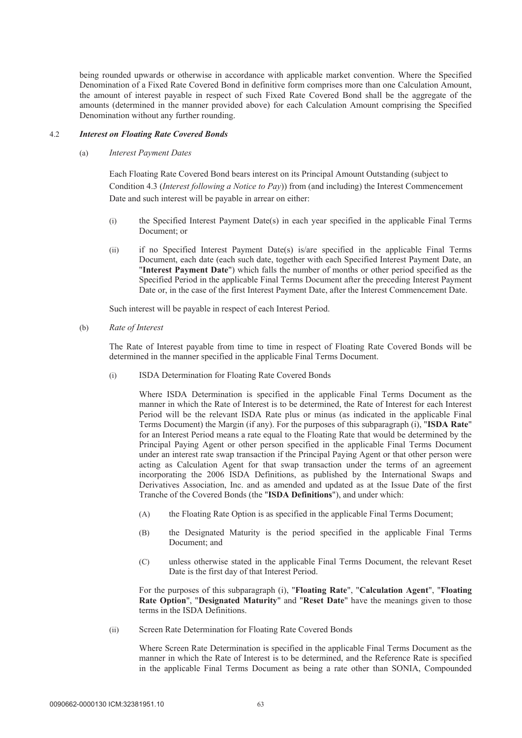being rounded upwards or otherwise in accordance with applicable market convention. Where the Specified Denomination of a Fixed Rate Covered Bond in definitive form comprises more than one Calculation Amount, the amount of interest payable in respect of such Fixed Rate Covered Bond shall be the aggregate of the amounts (determined in the manner provided above) for each Calculation Amount comprising the Specified Denomination without any further rounding.

4.2 ***Interest on Floating Rate Covered Bonds***

(a) *Interest Payment Dates*

Each Floating Rate Covered Bond bears interest on its Principal Amount Outstanding (subject to Condition 4.3 (*Interest following a Notice to Pay*)) from (and including) the Interest Commencement Date and such interest will be payable in arrear on either:

(i) the Specified Interest Payment Date(s) in each year specified in the applicable Final Terms Document; or

(ii) if no Specified Interest Payment Date(s) is/are specified in the applicable Final Terms Document, each date (each such date, together with each Specified Interest Payment Date, an "**Interest Payment Date**") which falls the number of months or other period specified as the Specified Period in the applicable Final Terms Document after the preceding Interest Payment Date or, in the case of the first Interest Payment Date, after the Interest Commencement Date.

Such interest will be payable in respect of each Interest Period.

(b) *Rate of Interest*

The Rate of Interest payable from time to time in respect of Floating Rate Covered Bonds will be determined in the manner specified in the applicable Final Terms Document.

(i) ISDA Determination for Floating Rate Covered Bonds

Where ISDA Determination is specified in the applicable Final Terms Document as the manner in which the Rate of Interest is to be determined, the Rate of Interest for each Interest Period will be the relevant ISDA Rate plus or minus (as indicated in the applicable Final Terms Document) the Margin (if any). For the purposes of this subparagraph (i), "**ISDA Rate**" for an Interest Period means a rate equal to the Floating Rate that would be determined by the Principal Paying Agent or other person specified in the applicable Final Terms Document under an interest rate swap transaction if the Principal Paying Agent or that other person were acting as Calculation Agent for that swap transaction under the terms of an agreement incorporating the 2006 ISDA Definitions, as published by the International Swaps and Derivatives Association, Inc. and as amended and updated as at the Issue Date of the first Tranche of the Covered Bonds (the "**ISDA Definitions**"), and under which:

(A) the Floating Rate Option is as specified in the applicable Final Terms Document;

(B) the Designated Maturity is the period specified in the applicable Final Terms Document; and

(C) unless otherwise stated in the applicable Final Terms Document, the relevant Reset Date is the first day of that Interest Period.

For the purposes of this subparagraph (i), "**Floating Rate**", "**Calculation Agent**", "**Floating Rate Option**", "**Designated Maturity**" and "**Reset Date**" have the meanings given to those terms in the ISDA Definitions.

(ii) Screen Rate Determination for Floating Rate Covered Bonds

Where Screen Rate Determination is specified in the applicable Final Terms Document as the manner in which the Rate of Interest is to be determined, and the Reference Rate is specified in the applicable Final Terms Document as being a rate other than SONIA, Compounded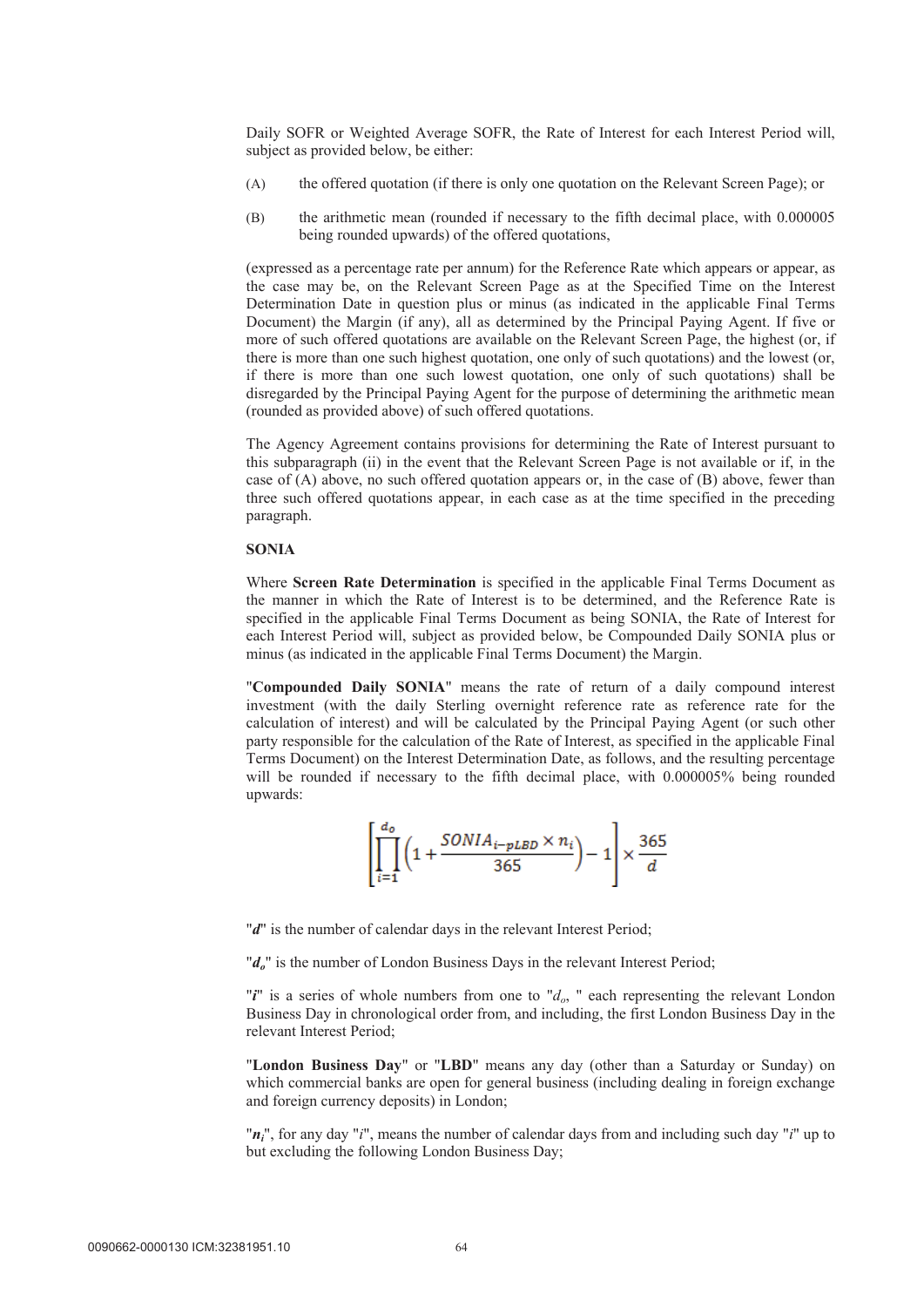Daily SOFR or Weighted Average SOFR, the Rate of Interest for each Interest Period will, subject as provided below, be either:

(A) the offered quotation (if there is only one quotation on the Relevant Screen Page); or

(B) the arithmetic mean (rounded if necessary to the fifth decimal place, with 0.000005 being rounded upwards) of the offered quotations,

(expressed as a percentage rate per annum) for the Reference Rate which appears or appear, as the case may be, on the Relevant Screen Page as at the Specified Time on the Interest Determination Date in question plus or minus (as indicated in the applicable Final Terms Document) the Margin (if any), all as determined by the Principal Paying Agent. If five or more of such offered quotations are available on the Relevant Screen Page, the highest (or, if there is more than one such highest quotation, one only of such quotations) and the lowest (or, if there is more than one such lowest quotation, one only of such quotations) shall be disregarded by the Principal Paying Agent for the purpose of determining the arithmetic mean (rounded as provided above) of such offered quotations.

The Agency Agreement contains provisions for determining the Rate of Interest pursuant to this subparagraph (ii) in the event that the Relevant Screen Page is not available or if, in the case of (A) above, no such offered quotation appears or, in the case of (B) above, fewer than three such offered quotations appear, in each case as at the time specified in the preceding paragraph.

**SONIA**

Where **Screen Rate Determination** is specified in the applicable Final Terms Document as the manner in which the Rate of Interest is to be determined, and the Reference Rate is specified in the applicable Final Terms Document as being SONIA, the Rate of Interest for each Interest Period will, subject as provided below, be Compounded Daily SONIA plus or minus (as indicated in the applicable Final Terms Document) the Margin.

"**Compounded Daily SONIA**" means the rate of return of a daily compound interest investment (with the daily Sterling overnight reference rate as reference rate for the calculation of interest) and will be calculated by the Principal Paying Agent (or such other party responsible for the calculation of the Rate of Interest, as specified in the applicable Final Terms Document) on the Interest Determination Date, as follows, and the resulting percentage will be rounded if necessary to the fifth decimal place, with 0.000005% being rounded upwards:

$$\left[\prod_{i=1}^{d_o}\left(1+\frac{SONIA_{i-pLBD} \times n_i}{365}\right)-1\right] \times \frac{365}{d}$$

"$d$" is the number of calendar days in the relevant Interest Period;

"$d_o$" is the number of London Business Days in the relevant Interest Period;

"$i$" is a series of whole numbers from one to "$d_o$," each representing the relevant London Business Day in chronological order from, and including, the first London Business Day in the relevant Interest Period;

"**London Business Day**" or "**LBD**" means any day (other than a Saturday or Sunday) on which commercial banks are open for general business (including dealing in foreign exchange and foreign currency deposits) in London;

"$n_i$", for any day "$i$", means the number of calendar days from and including such day "$i$" up to but excluding the following London Business Day;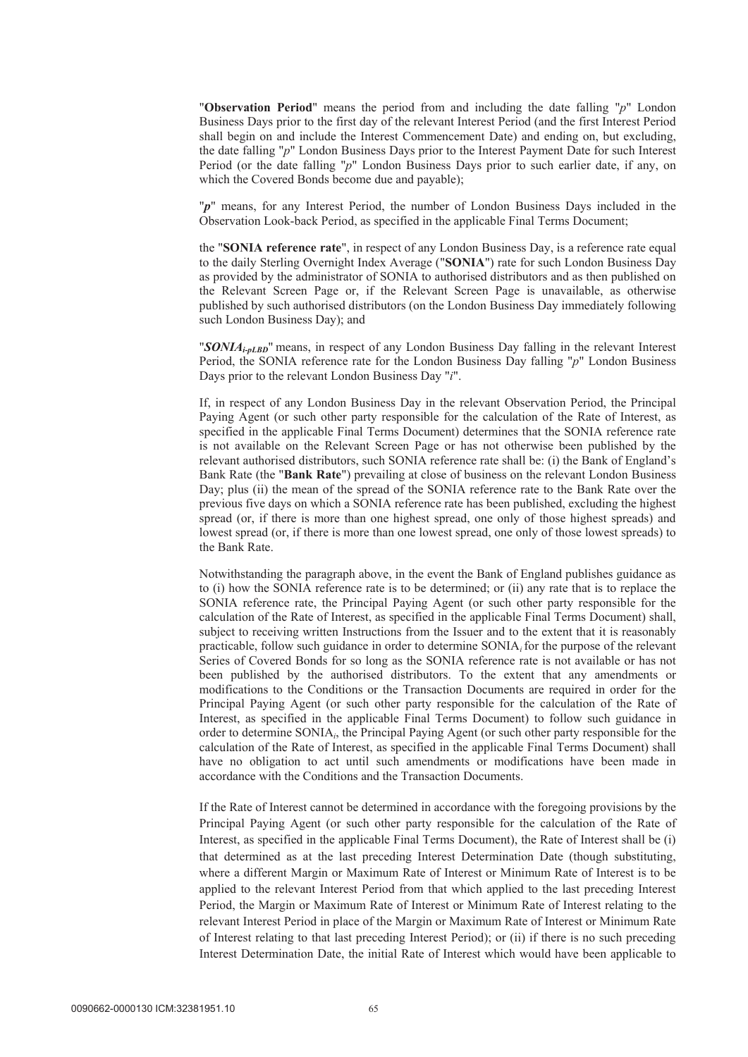"**Observation Period**" means the period from and including the date falling "*p*" London Business Days prior to the first day of the relevant Interest Period (and the first Interest Period shall begin on and include the Interest Commencement Date) and ending on, but excluding, the date falling "*p*" London Business Days prior to the Interest Payment Date for such Interest Period (or the date falling "*p*" London Business Days prior to such earlier date, if any, on which the Covered Bonds become due and payable);

"***p***" means, for any Interest Period, the number of London Business Days included in the Observation Look-back Period, as specified in the applicable Final Terms Document;

the "**SONIA reference rate**", in respect of any London Business Day, is a reference rate equal to the daily Sterling Overnight Index Average ("**SONIA**") rate for such London Business Day as provided by the administrator of SONIA to authorised distributors and as then published on the Relevant Screen Page or, if the Relevant Screen Page is unavailable, as otherwise published by such authorised distributors (on the London Business Day immediately following such London Business Day); and

"$SONIA_{i\text{-}pLBD}$" means, in respect of any London Business Day falling in the relevant Interest Period, the SONIA reference rate for the London Business Day falling "*p*" London Business Days prior to the relevant London Business Day "*i*".

If, in respect of any London Business Day in the relevant Observation Period, the Principal Paying Agent (or such other party responsible for the calculation of the Rate of Interest, as specified in the applicable Final Terms Document) determines that the SONIA reference rate is not available on the Relevant Screen Page or has not otherwise been published by the relevant authorised distributors, such SONIA reference rate shall be: (i) the Bank of England's Bank Rate (the "**Bank Rate**") prevailing at close of business on the relevant London Business Day; plus (ii) the mean of the spread of the SONIA reference rate to the Bank Rate over the previous five days on which a SONIA reference rate has been published, excluding the highest spread (or, if there is more than one highest spread, one only of those highest spreads) and lowest spread (or, if there is more than one lowest spread, one only of those lowest spreads) to the Bank Rate.

Notwithstanding the paragraph above, in the event the Bank of England publishes guidance as to (i) how the SONIA reference rate is to be determined; or (ii) any rate that is to replace the SONIA reference rate, the Principal Paying Agent (or such other party responsible for the calculation of the Rate of Interest, as specified in the applicable Final Terms Document) shall, subject to receiving written Instructions from the Issuer and to the extent that it is reasonably practicable, follow such guidance in order to determine $SONIA_i$ for the purpose of the relevant Series of Covered Bonds for so long as the SONIA reference rate is not available or has not been published by the authorised distributors. To the extent that any amendments or modifications to the Conditions or the Transaction Documents are required in order for the Principal Paying Agent (or such other party responsible for the calculation of the Rate of Interest, as specified in the applicable Final Terms Document) to follow such guidance in order to determine $SONIA_i$, the Principal Paying Agent (or such other party responsible for the calculation of the Rate of Interest, as specified in the applicable Final Terms Document) shall have no obligation to act until such amendments or modifications have been made in accordance with the Conditions and the Transaction Documents.

If the Rate of Interest cannot be determined in accordance with the foregoing provisions by the Principal Paying Agent (or such other party responsible for the calculation of the Rate of Interest, as specified in the applicable Final Terms Document), the Rate of Interest shall be (i) that determined as at the last preceding Interest Determination Date (though substituting, where a different Margin or Maximum Rate of Interest or Minimum Rate of Interest is to be applied to the relevant Interest Period from that which applied to the last preceding Interest Period, the Margin or Maximum Rate of Interest or Minimum Rate of Interest relating to the relevant Interest Period in place of the Margin or Maximum Rate of Interest or Minimum Rate of Interest relating to that last preceding Interest Period); or (ii) if there is no such preceding Interest Determination Date, the initial Rate of Interest which would have been applicable to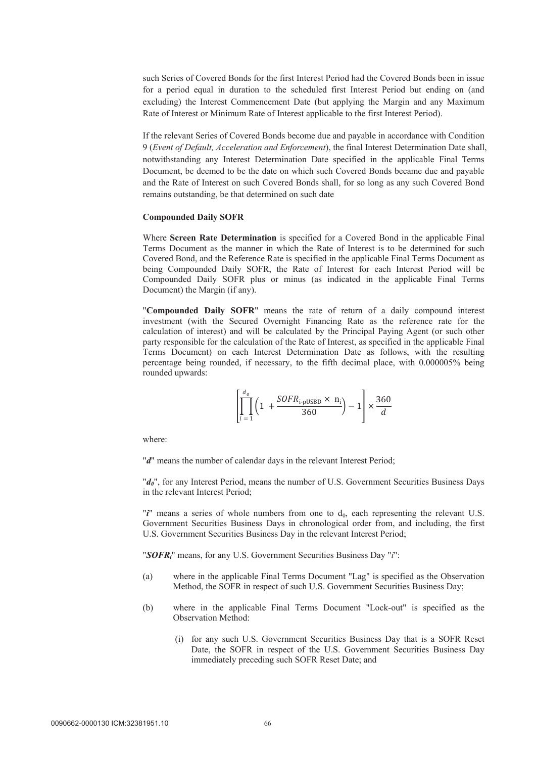such Series of Covered Bonds for the first Interest Period had the Covered Bonds been in issue for a period equal in duration to the scheduled first Interest Period but ending on (and excluding) the Interest Commencement Date (but applying the Margin and any Maximum Rate of Interest or Minimum Rate of Interest applicable to the first Interest Period).

If the relevant Series of Covered Bonds become due and payable in accordance with Condition 9 (*Event of Default, Acceleration and Enforcement*), the final Interest Determination Date shall, notwithstanding any Interest Determination Date specified in the applicable Final Terms Document, be deemed to be the date on which such Covered Bonds became due and payable and the Rate of Interest on such Covered Bonds shall, for so long as any such Covered Bond remains outstanding, be that determined on such date

**Compounded Daily SOFR**

Where **Screen Rate Determination** is specified for a Covered Bond in the applicable Final Terms Document as the manner in which the Rate of Interest is to be determined for such Covered Bond, and the Reference Rate is specified in the applicable Final Terms Document as being Compounded Daily SOFR, the Rate of Interest for each Interest Period will be Compounded Daily SOFR plus or minus (as indicated in the applicable Final Terms Document) the Margin (if any).

"**Compounded Daily SOFR**" means the rate of return of a daily compound interest investment (with the Secured Overnight Financing Rate as the reference rate for the calculation of interest) and will be calculated by the Principal Paying Agent (or such other party responsible for the calculation of the Rate of Interest, as specified in the applicable Final Terms Document) on each Interest Determination Date as follows, with the resulting percentage being rounded, if necessary, to the fifth decimal place, with 0.000005% being rounded upwards:

$$\left[\prod_{i=1}^{d_o}\left(1+\frac{SOFR_{\text{i-pUSBD}}\times n_i}{360}\right)-1\right]\times\frac{360}{d}$$

where:

"***d***" means the number of calendar days in the relevant Interest Period;

"***$d_0$***", for any Interest Period, means the number of U.S. Government Securities Business Days in the relevant Interest Period;

"***i***" means a series of whole numbers from one to $d_0$, each representing the relevant U.S. Government Securities Business Days in chronological order from, and including, the first U.S. Government Securities Business Day in the relevant Interest Period;

"***$SOFR_i$***" means, for any U.S. Government Securities Business Day "*i*":

(a) where in the applicable Final Terms Document "Lag" is specified as the Observation Method, the SOFR in respect of such U.S. Government Securities Business Day;

(b) where in the applicable Final Terms Document "Lock-out" is specified as the Observation Method:

   (i) for any such U.S. Government Securities Business Day that is a SOFR Reset Date, the SOFR in respect of the U.S. Government Securities Business Day immediately preceding such SOFR Reset Date; and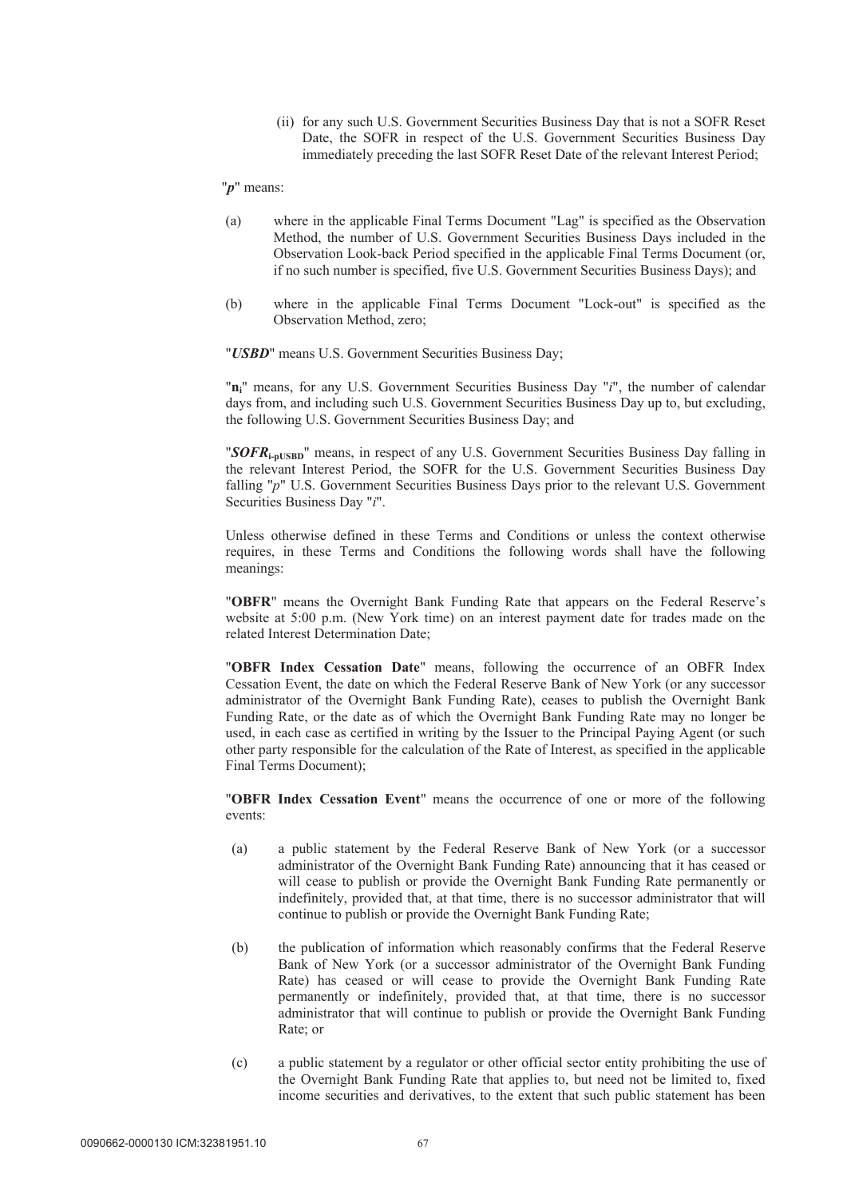(ii) for any such U.S. Government Securities Business Day that is not a SOFR Reset Date, the SOFR in respect of the U.S. Government Securities Business Day immediately preceding the last SOFR Reset Date of the relevant Interest Period;

"***p***" means:

(a) where in the applicable Final Terms Document "Lag" is specified as the Observation Method, the number of U.S. Government Securities Business Days included in the Observation Look-back Period specified in the applicable Final Terms Document (or, if no such number is specified, five U.S. Government Securities Business Days); and

(b) where in the applicable Final Terms Document "Lock-out" is specified as the Observation Method, zero;

"***USBD***" means U.S. Government Securities Business Day;

"$\mathbf{n_i}$" means, for any U.S. Government Securities Business Day "*i*", the number of calendar days from, and including such U.S. Government Securities Business Day up to, but excluding, the following U.S. Government Securities Business Day; and

"$SOFR_{i\text{-}pUSBD}$" means, in respect of any U.S. Government Securities Business Day falling in the relevant Interest Period, the SOFR for the U.S. Government Securities Business Day falling "*p*" U.S. Government Securities Business Days prior to the relevant U.S. Government Securities Business Day "*i*".

Unless otherwise defined in these Terms and Conditions or unless the context otherwise requires, in these Terms and Conditions the following words shall have the following meanings:

"**OBFR**" means the Overnight Bank Funding Rate that appears on the Federal Reserve's website at 5:00 p.m. (New York time) on an interest payment date for trades made on the related Interest Determination Date;

"**OBFR Index Cessation Date**" means, following the occurrence of an OBFR Index Cessation Event, the date on which the Federal Reserve Bank of New York (or any successor administrator of the Overnight Bank Funding Rate), ceases to publish the Overnight Bank Funding Rate, or the date as of which the Overnight Bank Funding Rate may no longer be used, in each case as certified in writing by the Issuer to the Principal Paying Agent (or such other party responsible for the calculation of the Rate of Interest, as specified in the applicable Final Terms Document);

"**OBFR Index Cessation Event**" means the occurrence of one or more of the following events:

(a) a public statement by the Federal Reserve Bank of New York (or a successor administrator of the Overnight Bank Funding Rate) announcing that it has ceased or will cease to publish or provide the Overnight Bank Funding Rate permanently or indefinitely, provided that, at that time, there is no successor administrator that will continue to publish or provide the Overnight Bank Funding Rate;

(b) the publication of information which reasonably confirms that the Federal Reserve Bank of New York (or a successor administrator of the Overnight Bank Funding Rate) has ceased or will cease to provide the Overnight Bank Funding Rate permanently or indefinitely, provided that, at that time, there is no successor administrator that will continue to publish or provide the Overnight Bank Funding Rate; or

(c) a public statement by a regulator or other official sector entity prohibiting the use of the Overnight Bank Funding Rate that applies to, but need not be limited to, fixed income securities and derivatives, to the extent that such public statement has been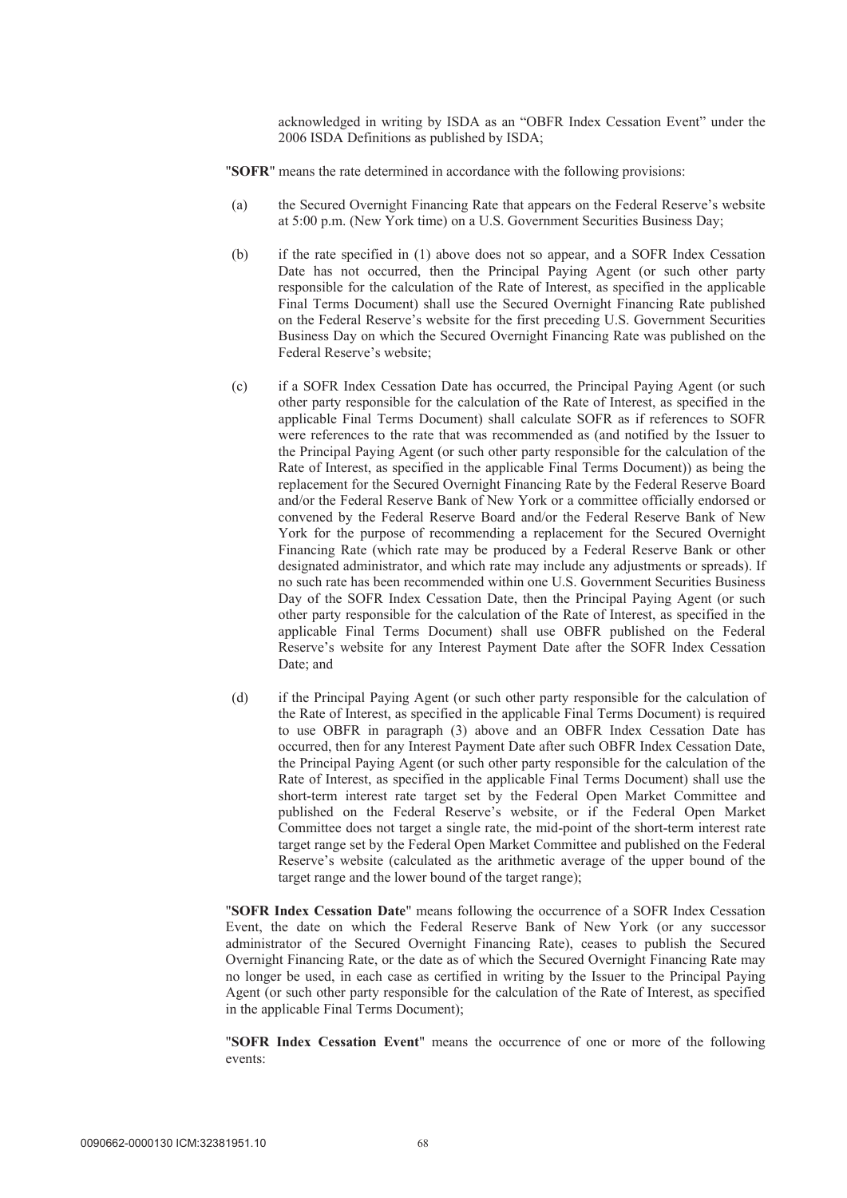acknowledged in writing by ISDA as an "OBFR Index Cessation Event" under the 2006 ISDA Definitions as published by ISDA;

"**SOFR**" means the rate determined in accordance with the following provisions:

(a) the Secured Overnight Financing Rate that appears on the Federal Reserve's website at 5:00 p.m. (New York time) on a U.S. Government Securities Business Day;

(b) if the rate specified in (1) above does not so appear, and a SOFR Index Cessation Date has not occurred, then the Principal Paying Agent (or such other party responsible for the calculation of the Rate of Interest, as specified in the applicable Final Terms Document) shall use the Secured Overnight Financing Rate published on the Federal Reserve's website for the first preceding U.S. Government Securities Business Day on which the Secured Overnight Financing Rate was published on the Federal Reserve's website;

(c) if a SOFR Index Cessation Date has occurred, the Principal Paying Agent (or such other party responsible for the calculation of the Rate of Interest, as specified in the applicable Final Terms Document) shall calculate SOFR as if references to SOFR were references to the rate that was recommended as (and notified by the Issuer to the Principal Paying Agent (or such other party responsible for the calculation of the Rate of Interest, as specified in the applicable Final Terms Document)) as being the replacement for the Secured Overnight Financing Rate by the Federal Reserve Board and/or the Federal Reserve Bank of New York or a committee officially endorsed or convened by the Federal Reserve Board and/or the Federal Reserve Bank of New York for the purpose of recommending a replacement for the Secured Overnight Financing Rate (which rate may be produced by a Federal Reserve Bank or other designated administrator, and which rate may include any adjustments or spreads). If no such rate has been recommended within one U.S. Government Securities Business Day of the SOFR Index Cessation Date, then the Principal Paying Agent (or such other party responsible for the calculation of the Rate of Interest, as specified in the applicable Final Terms Document) shall use OBFR published on the Federal Reserve's website for any Interest Payment Date after the SOFR Index Cessation Date; and

(d) if the Principal Paying Agent (or such other party responsible for the calculation of the Rate of Interest, as specified in the applicable Final Terms Document) is required to use OBFR in paragraph (3) above and an OBFR Index Cessation Date has occurred, then for any Interest Payment Date after such OBFR Index Cessation Date, the Principal Paying Agent (or such other party responsible for the calculation of the Rate of Interest, as specified in the applicable Final Terms Document) shall use the short-term interest rate target set by the Federal Open Market Committee and published on the Federal Reserve's website, or if the Federal Open Market Committee does not target a single rate, the mid-point of the short-term interest rate target range set by the Federal Open Market Committee and published on the Federal Reserve's website (calculated as the arithmetic average of the upper bound of the target range and the lower bound of the target range);

"**SOFR Index Cessation Date**" means following the occurrence of a SOFR Index Cessation Event, the date on which the Federal Reserve Bank of New York (or any successor administrator of the Secured Overnight Financing Rate), ceases to publish the Secured Overnight Financing Rate, or the date as of which the Secured Overnight Financing Rate may no longer be used, in each case as certified in writing by the Issuer to the Principal Paying Agent (or such other party responsible for the calculation of the Rate of Interest, as specified in the applicable Final Terms Document);

"**SOFR Index Cessation Event**" means the occurrence of one or more of the following events: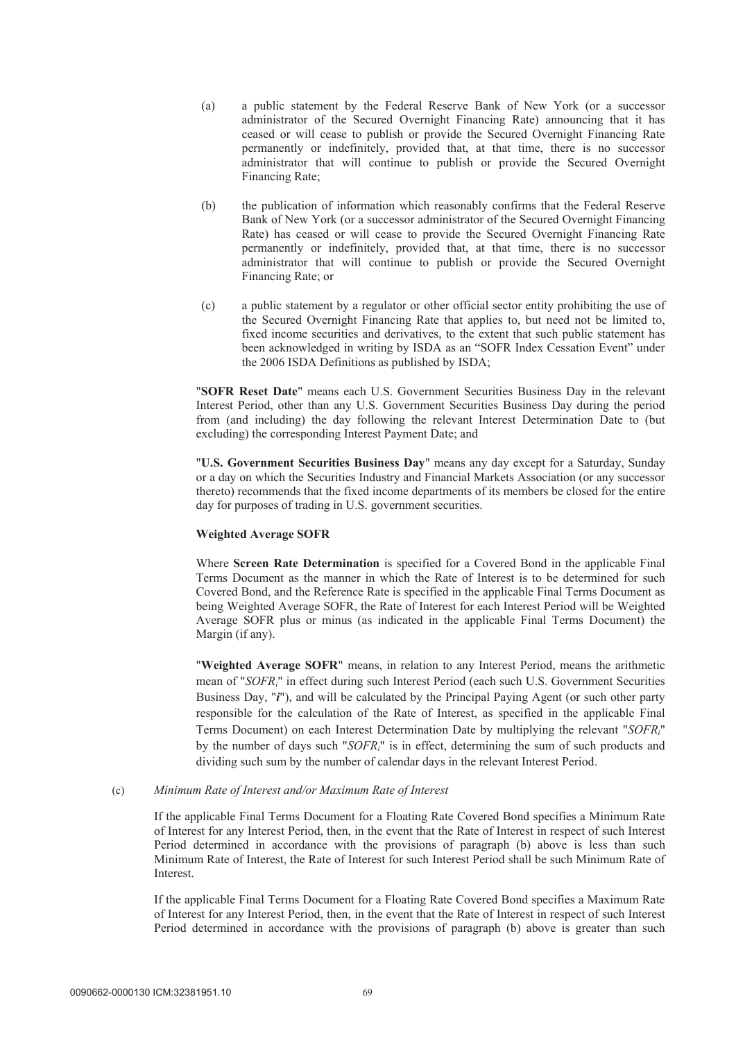(a) a public statement by the Federal Reserve Bank of New York (or a successor administrator of the Secured Overnight Financing Rate) announcing that it has ceased or will cease to publish or provide the Secured Overnight Financing Rate permanently or indefinitely, provided that, at that time, there is no successor administrator that will continue to publish or provide the Secured Overnight Financing Rate;

(b) the publication of information which reasonably confirms that the Federal Reserve Bank of New York (or a successor administrator of the Secured Overnight Financing Rate) has ceased or will cease to provide the Secured Overnight Financing Rate permanently or indefinitely, provided that, at that time, there is no successor administrator that will continue to publish or provide the Secured Overnight Financing Rate; or

(c) a public statement by a regulator or other official sector entity prohibiting the use of the Secured Overnight Financing Rate that applies to, but need not be limited to, fixed income securities and derivatives, to the extent that such public statement has been acknowledged in writing by ISDA as an "SOFR Index Cessation Event" under the 2006 ISDA Definitions as published by ISDA;

"**SOFR Reset Date**" means each U.S. Government Securities Business Day in the relevant Interest Period, other than any U.S. Government Securities Business Day during the period from (and including) the day following the relevant Interest Determination Date to (but excluding) the corresponding Interest Payment Date; and

"**U.S. Government Securities Business Day**" means any day except for a Saturday, Sunday or a day on which the Securities Industry and Financial Markets Association (or any successor thereto) recommends that the fixed income departments of its members be closed for the entire day for purposes of trading in U.S. government securities.

**Weighted Average SOFR**

Where **Screen Rate Determination** is specified for a Covered Bond in the applicable Final Terms Document as the manner in which the Rate of Interest is to be determined for such Covered Bond, and the Reference Rate is specified in the applicable Final Terms Document as being Weighted Average SOFR, the Rate of Interest for each Interest Period will be Weighted Average SOFR plus or minus (as indicated in the applicable Final Terms Document) the Margin (if any).

"**Weighted Average SOFR**" means, in relation to any Interest Period, means the arithmetic mean of "$SOFR_i$" in effect during such Interest Period (each such U.S. Government Securities Business Day, "***i***"), and will be calculated by the Principal Paying Agent (or such other party responsible for the calculation of the Rate of Interest, as specified in the applicable Final Terms Document) on each Interest Determination Date by multiplying the relevant "$SOFR_i$" by the number of days such "$SOFR_i$" is in effect, determining the sum of such products and dividing such sum by the number of calendar days in the relevant Interest Period.

(c) *Minimum Rate of Interest and/or Maximum Rate of Interest*

If the applicable Final Terms Document for a Floating Rate Covered Bond specifies a Minimum Rate of Interest for any Interest Period, then, in the event that the Rate of Interest in respect of such Interest Period determined in accordance with the provisions of paragraph (b) above is less than such Minimum Rate of Interest, the Rate of Interest for such Interest Period shall be such Minimum Rate of Interest.

If the applicable Final Terms Document for a Floating Rate Covered Bond specifies a Maximum Rate of Interest for any Interest Period, then, in the event that the Rate of Interest in respect of such Interest Period determined in accordance with the provisions of paragraph (b) above is greater than such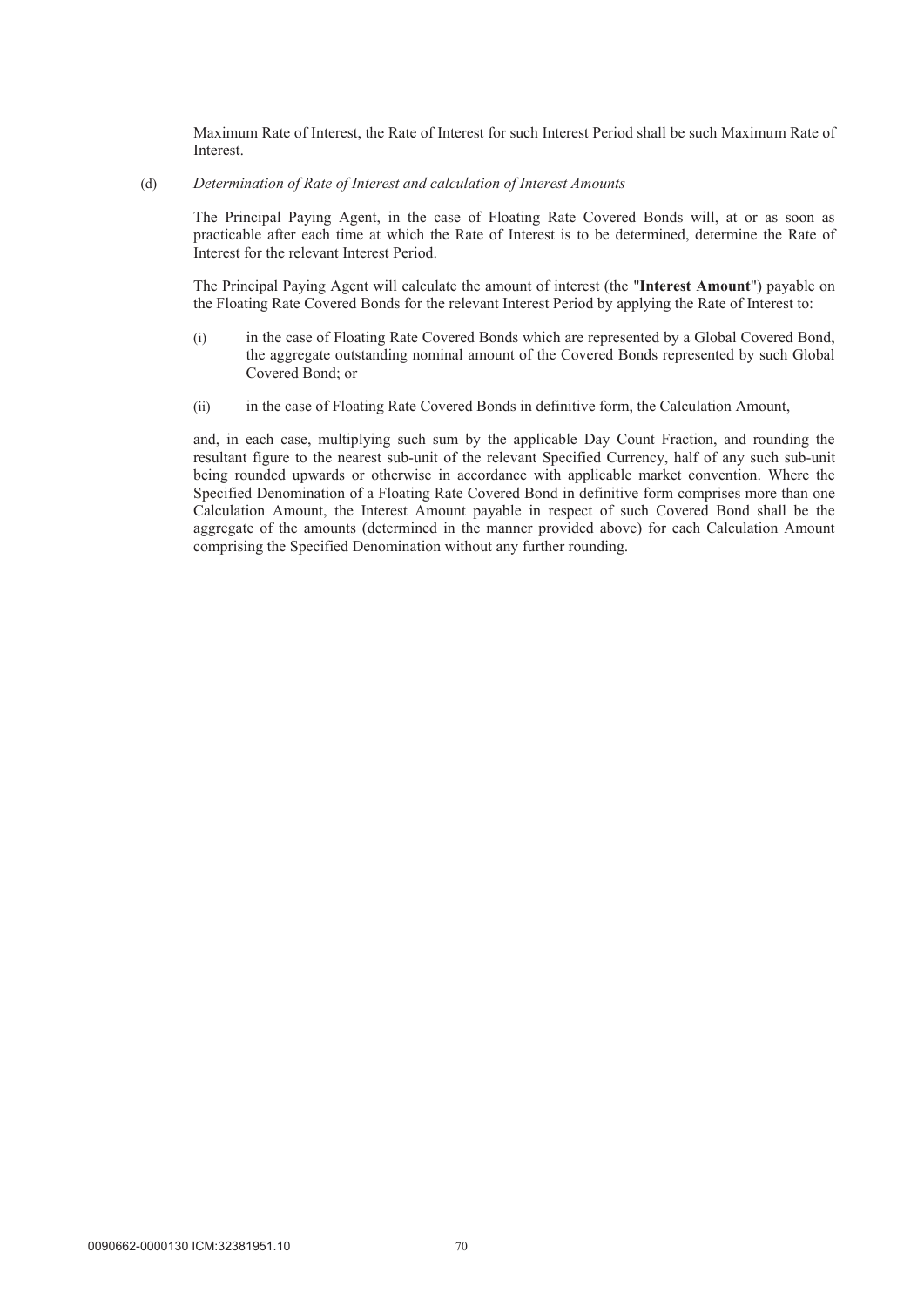Maximum Rate of Interest, the Rate of Interest for such Interest Period shall be such Maximum Rate of Interest.

(d) *Determination of Rate of Interest and calculation of Interest Amounts*

The Principal Paying Agent, in the case of Floating Rate Covered Bonds will, at or as soon as practicable after each time at which the Rate of Interest is to be determined, determine the Rate of Interest for the relevant Interest Period.

The Principal Paying Agent will calculate the amount of interest (the "**Interest Amount**") payable on the Floating Rate Covered Bonds for the relevant Interest Period by applying the Rate of Interest to:

(i) in the case of Floating Rate Covered Bonds which are represented by a Global Covered Bond, the aggregate outstanding nominal amount of the Covered Bonds represented by such Global Covered Bond; or

(ii) in the case of Floating Rate Covered Bonds in definitive form, the Calculation Amount,

and, in each case, multiplying such sum by the applicable Day Count Fraction, and rounding the resultant figure to the nearest sub-unit of the relevant Specified Currency, half of any such sub-unit being rounded upwards or otherwise in accordance with applicable market convention. Where the Specified Denomination of a Floating Rate Covered Bond in definitive form comprises more than one Calculation Amount, the Interest Amount payable in respect of such Covered Bond shall be the aggregate of the amounts (determined in the manner provided above) for each Calculation Amount comprising the Specified Denomination without any further rounding.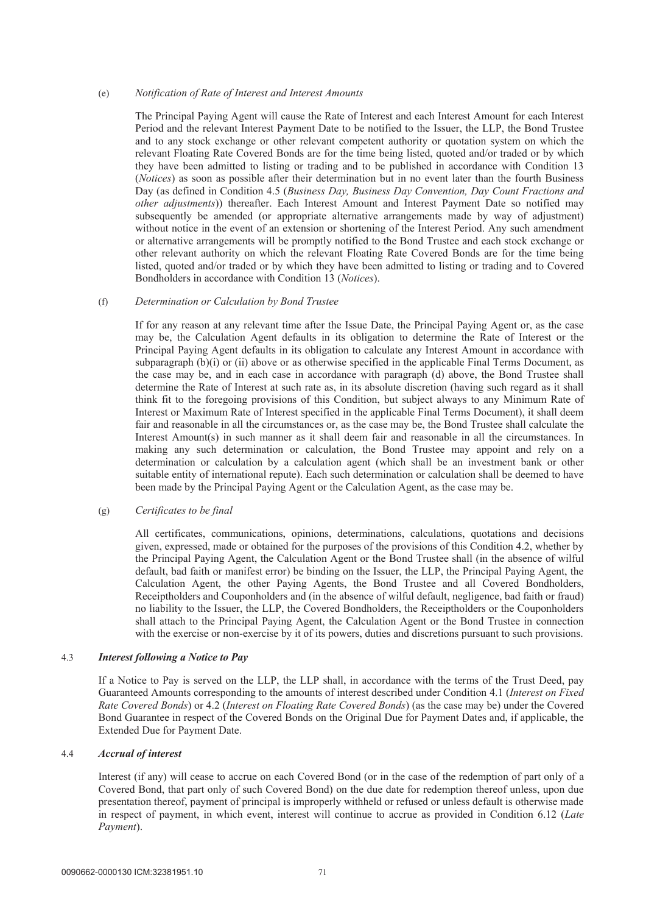(e) *Notification of Rate of Interest and Interest Amounts*

The Principal Paying Agent will cause the Rate of Interest and each Interest Amount for each Interest Period and the relevant Interest Payment Date to be notified to the Issuer, the LLP, the Bond Trustee and to any stock exchange or other relevant competent authority or quotation system on which the relevant Floating Rate Covered Bonds are for the time being listed, quoted and/or traded or by which they have been admitted to listing or trading and to be published in accordance with Condition 13 (*Notices*) as soon as possible after their determination but in no event later than the fourth Business Day (as defined in Condition 4.5 (*Business Day, Business Day Convention, Day Count Fractions and other adjustments*)) thereafter. Each Interest Amount and Interest Payment Date so notified may subsequently be amended (or appropriate alternative arrangements made by way of adjustment) without notice in the event of an extension or shortening of the Interest Period. Any such amendment or alternative arrangements will be promptly notified to the Bond Trustee and each stock exchange or other relevant authority on which the relevant Floating Rate Covered Bonds are for the time being listed, quoted and/or traded or by which they have been admitted to listing or trading and to Covered Bondholders in accordance with Condition 13 (*Notices*).

(f) *Determination or Calculation by Bond Trustee*

If for any reason at any relevant time after the Issue Date, the Principal Paying Agent or, as the case may be, the Calculation Agent defaults in its obligation to determine the Rate of Interest or the Principal Paying Agent defaults in its obligation to calculate any Interest Amount in accordance with subparagraph (b)(i) or (ii) above or as otherwise specified in the applicable Final Terms Document, as the case may be, and in each case in accordance with paragraph (d) above, the Bond Trustee shall determine the Rate of Interest at such rate as, in its absolute discretion (having such regard as it shall think fit to the foregoing provisions of this Condition, but subject always to any Minimum Rate of Interest or Maximum Rate of Interest specified in the applicable Final Terms Document), it shall deem fair and reasonable in all the circumstances or, as the case may be, the Bond Trustee shall calculate the Interest Amount(s) in such manner as it shall deem fair and reasonable in all the circumstances. In making any such determination or calculation, the Bond Trustee may appoint and rely on a determination or calculation by a calculation agent (which shall be an investment bank or other suitable entity of international repute). Each such determination or calculation shall be deemed to have been made by the Principal Paying Agent or the Calculation Agent, as the case may be.

(g) *Certificates to be final*

All certificates, communications, opinions, determinations, calculations, quotations and decisions given, expressed, made or obtained for the purposes of the provisions of this Condition 4.2, whether by the Principal Paying Agent, the Calculation Agent or the Bond Trustee shall (in the absence of wilful default, bad faith or manifest error) be binding on the Issuer, the LLP, the Principal Paying Agent, the Calculation Agent, the other Paying Agents, the Bond Trustee and all Covered Bondholders, Receiptholders and Couponholders and (in the absence of wilful default, negligence, bad faith or fraud) no liability to the Issuer, the LLP, the Covered Bondholders, the Receiptholders or the Couponholders shall attach to the Principal Paying Agent, the Calculation Agent or the Bond Trustee in connection with the exercise or non-exercise by it of its powers, duties and discretions pursuant to such provisions.

### 4.3 *Interest following a Notice to Pay*

If a Notice to Pay is served on the LLP, the LLP shall, in accordance with the terms of the Trust Deed, pay Guaranteed Amounts corresponding to the amounts of interest described under Condition 4.1 (*Interest on Fixed Rate Covered Bonds*) or 4.2 (*Interest on Floating Rate Covered Bonds*) (as the case may be) under the Covered Bond Guarantee in respect of the Covered Bonds on the Original Due for Payment Dates and, if applicable, the Extended Due for Payment Date.

### 4.4 *Accrual of interest*

Interest (if any) will cease to accrue on each Covered Bond (or in the case of the redemption of part only of a Covered Bond, that part only of such Covered Bond) on the due date for redemption thereof unless, upon due presentation thereof, payment of principal is improperly withheld or refused or unless default is otherwise made in respect of payment, in which event, interest will continue to accrue as provided in Condition 6.12 (*Late Payment*).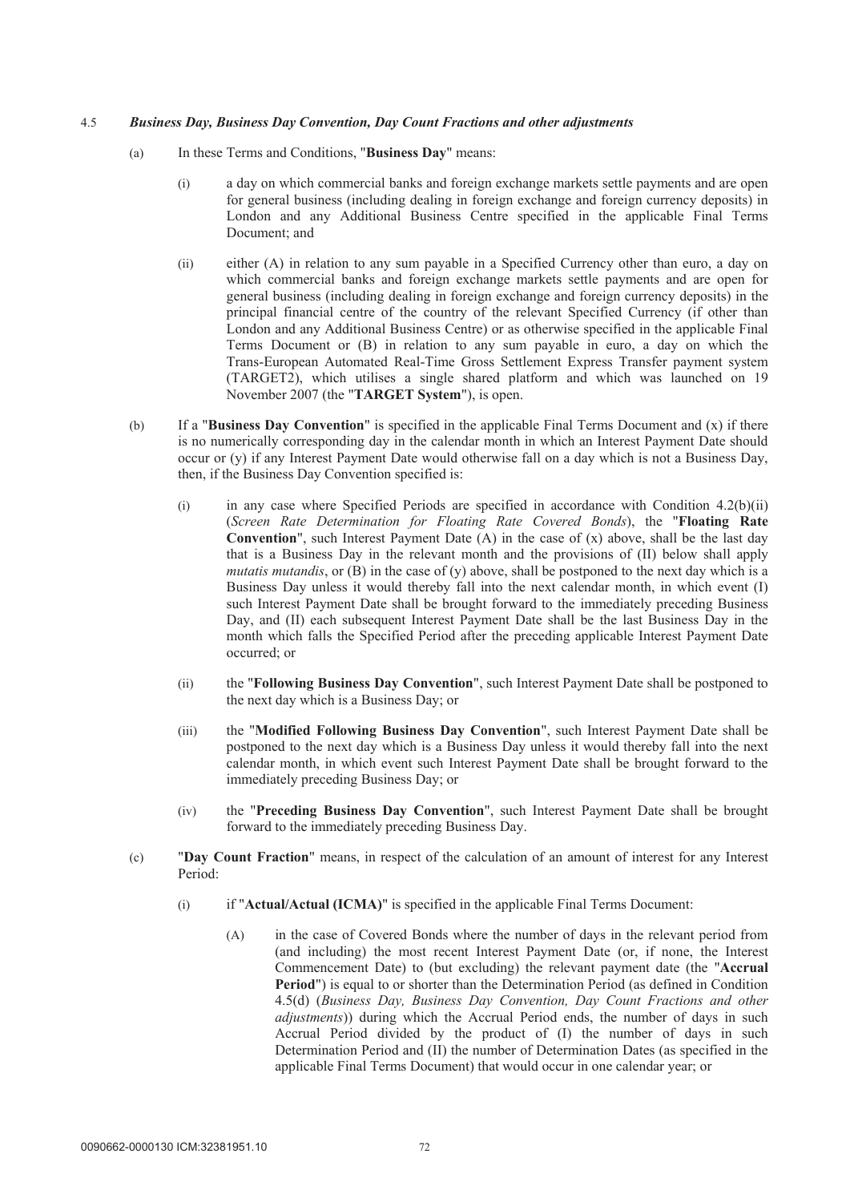4.5 ***Business Day, Business Day Convention, Day Count Fractions and other adjustments***

(a) In these Terms and Conditions, "**Business Day**" means:

(i) a day on which commercial banks and foreign exchange markets settle payments and are open for general business (including dealing in foreign exchange and foreign currency deposits) in London and any Additional Business Centre specified in the applicable Final Terms Document; and

(ii) either (A) in relation to any sum payable in a Specified Currency other than euro, a day on which commercial banks and foreign exchange markets settle payments and are open for general business (including dealing in foreign exchange and foreign currency deposits) in the principal financial centre of the country of the relevant Specified Currency (if other than London and any Additional Business Centre) or as otherwise specified in the applicable Final Terms Document or (B) in relation to any sum payable in euro, a day on which the Trans-European Automated Real-Time Gross Settlement Express Transfer payment system (TARGET2), which utilises a single shared platform and which was launched on 19 November 2007 (the "**TARGET System**"), is open.

(b) If a "**Business Day Convention**" is specified in the applicable Final Terms Document and (x) if there is no numerically corresponding day in the calendar month in which an Interest Payment Date should occur or (y) if any Interest Payment Date would otherwise fall on a day which is not a Business Day, then, if the Business Day Convention specified is:

(i) in any case where Specified Periods are specified in accordance with Condition 4.2(b)(ii) (*Screen Rate Determination for Floating Rate Covered Bonds*), the "**Floating Rate Convention**", such Interest Payment Date (A) in the case of (x) above, shall be the last day that is a Business Day in the relevant month and the provisions of (II) below shall apply *mutatis mutandis*, or (B) in the case of (y) above, shall be postponed to the next day which is a Business Day unless it would thereby fall into the next calendar month, in which event (I) such Interest Payment Date shall be brought forward to the immediately preceding Business Day, and (II) each subsequent Interest Payment Date shall be the last Business Day in the month which falls the Specified Period after the preceding applicable Interest Payment Date occurred; or

(ii) the "**Following Business Day Convention**", such Interest Payment Date shall be postponed to the next day which is a Business Day; or

(iii) the "**Modified Following Business Day Convention**", such Interest Payment Date shall be postponed to the next day which is a Business Day unless it would thereby fall into the next calendar month, in which event such Interest Payment Date shall be brought forward to the immediately preceding Business Day; or

(iv) the "**Preceding Business Day Convention**", such Interest Payment Date shall be brought forward to the immediately preceding Business Day.

(c) "**Day Count Fraction**" means, in respect of the calculation of an amount of interest for any Interest Period:

(i) if "**Actual/Actual (ICMA)**" is specified in the applicable Final Terms Document:

(A) in the case of Covered Bonds where the number of days in the relevant period from (and including) the most recent Interest Payment Date (or, if none, the Interest Commencement Date) to (but excluding) the relevant payment date (the "**Accrual Period**") is equal to or shorter than the Determination Period (as defined in Condition 4.5(d) (*Business Day, Business Day Convention, Day Count Fractions and other adjustments*)) during which the Accrual Period ends, the number of days in such Accrual Period divided by the product of (I) the number of days in such Determination Period and (II) the number of Determination Dates (as specified in the applicable Final Terms Document) that would occur in one calendar year; or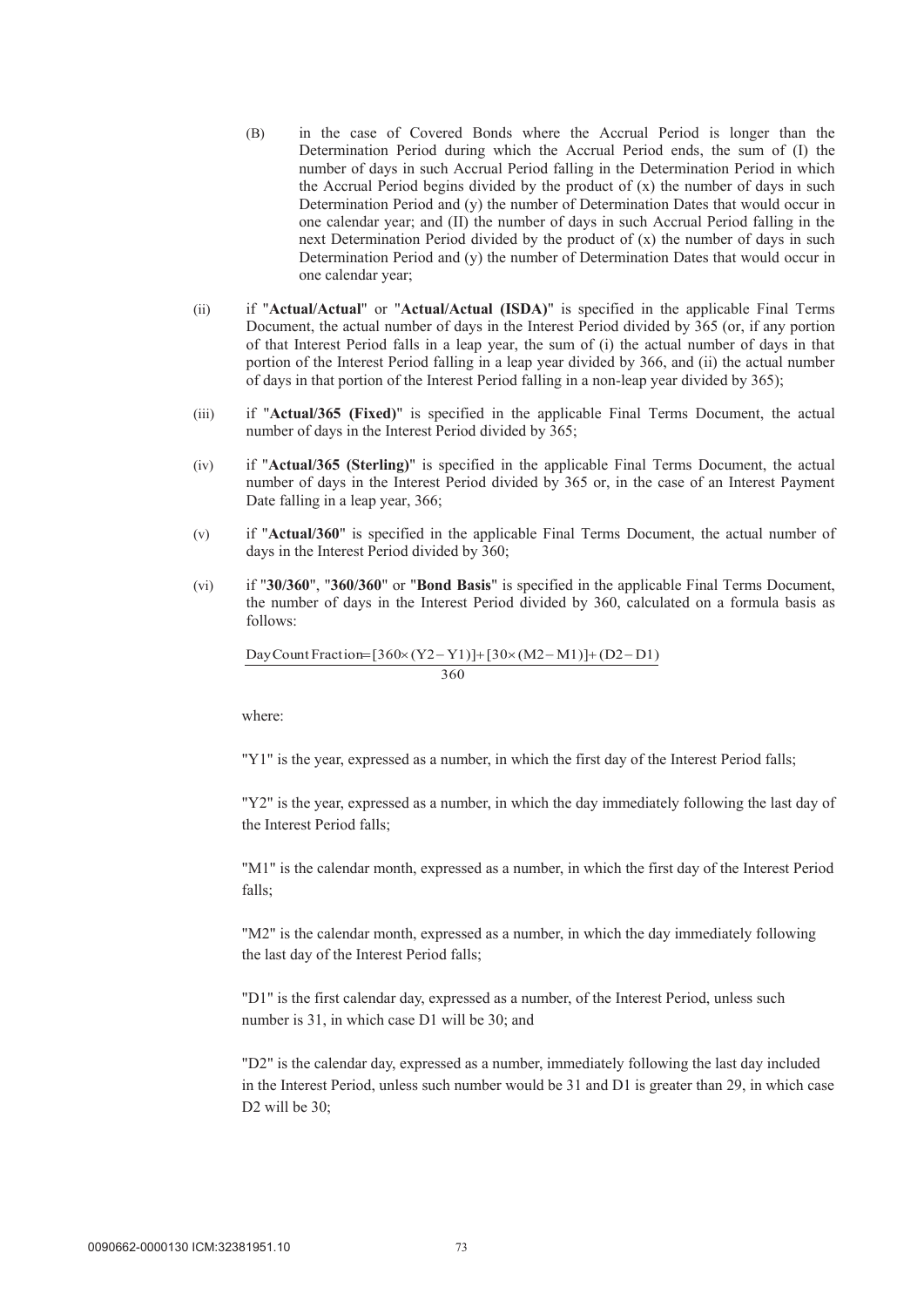(B) in the case of Covered Bonds where the Accrual Period is longer than the Determination Period during which the Accrual Period ends, the sum of (I) the number of days in such Accrual Period falling in the Determination Period in which the Accrual Period begins divided by the product of (x) the number of days in such Determination Period and (y) the number of Determination Dates that would occur in one calendar year; and (II) the number of days in such Accrual Period falling in the next Determination Period divided by the product of (x) the number of days in such Determination Period and (y) the number of Determination Dates that would occur in one calendar year;

(ii) if "**Actual/Actual**" or "**Actual/Actual (ISDA)**" is specified in the applicable Final Terms Document, the actual number of days in the Interest Period divided by 365 (or, if any portion of that Interest Period falls in a leap year, the sum of (i) the actual number of days in that portion of the Interest Period falling in a leap year divided by 366, and (ii) the actual number of days in that portion of the Interest Period falling in a non-leap year divided by 365);

(iii) if "**Actual/365 (Fixed)**" is specified in the applicable Final Terms Document, the actual number of days in the Interest Period divided by 365;

(iv) if "**Actual/365 (Sterling)**" is specified in the applicable Final Terms Document, the actual number of days in the Interest Period divided by 365 or, in the case of an Interest Payment Date falling in a leap year, 366;

(v) if "**Actual/360**" is specified in the applicable Final Terms Document, the actual number of days in the Interest Period divided by 360;

(vi) if "**30/360**", "**360/360**" or "**Bond Basis**" is specified in the applicable Final Terms Document, the number of days in the Interest Period divided by 360, calculated on a formula basis as follows:

$$\text{Day Count Fraction} = \frac{[360 \times (Y2 - Y1)] + [30 \times (M2 - M1)] + (D2 - D1)}{360}$$

where:

"Y1" is the year, expressed as a number, in which the first day of the Interest Period falls;

"Y2" is the year, expressed as a number, in which the day immediately following the last day of the Interest Period falls;

"M1" is the calendar month, expressed as a number, in which the first day of the Interest Period falls;

"M2" is the calendar month, expressed as a number, in which the day immediately following the last day of the Interest Period falls;

"D1" is the first calendar day, expressed as a number, of the Interest Period, unless such number is 31, in which case D1 will be 30; and

"D2" is the calendar day, expressed as a number, immediately following the last day included in the Interest Period, unless such number would be 31 and D1 is greater than 29, in which case D2 will be 30;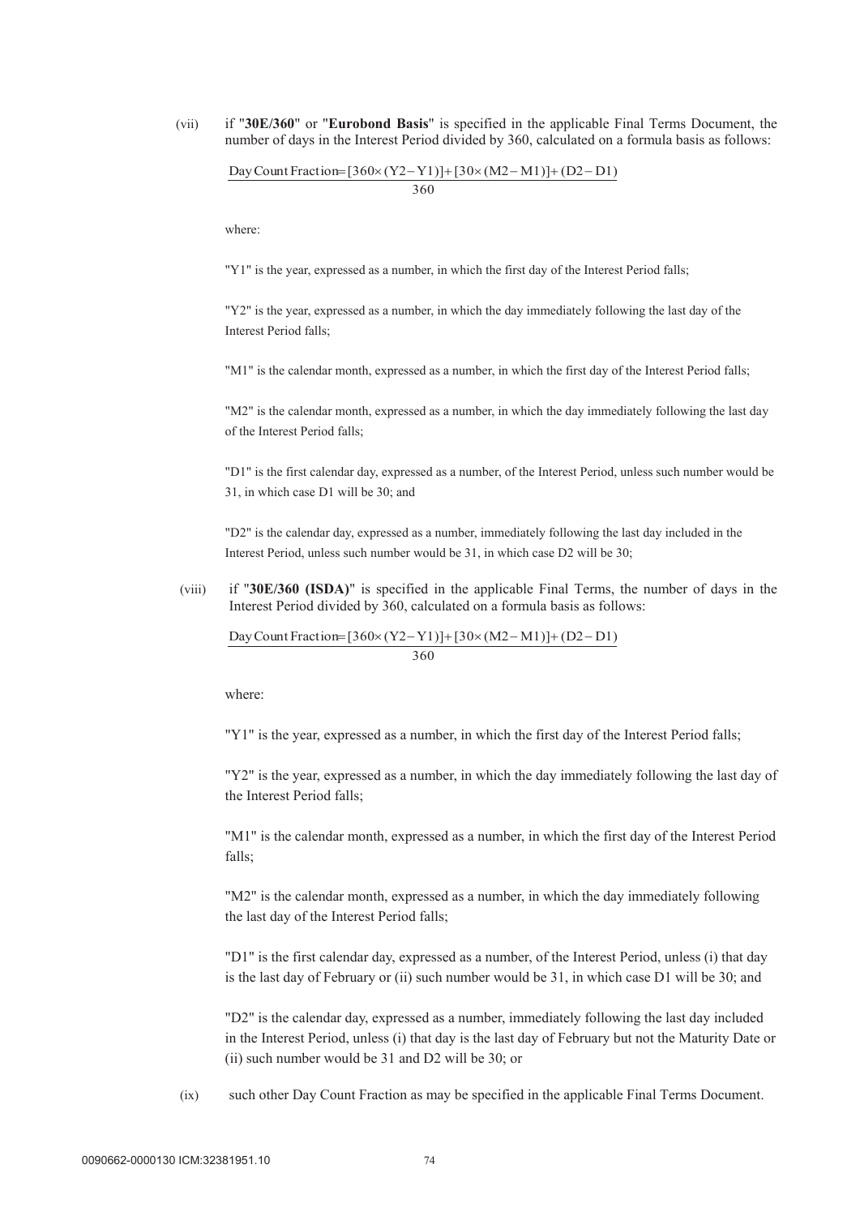(vii) if "**30E/360**" or "**Eurobond Basis**" is specified in the applicable Final Terms Document, the number of days in the Interest Period divided by 360, calculated on a formula basis as follows:

$$\text{Day Count Fraction} = \frac{[360 \times (Y2 - Y1)] + [30 \times (M2 - M1)] + (D2 - D1)}{360}$$

where:

"Y1" is the year, expressed as a number, in which the first day of the Interest Period falls;

"Y2" is the year, expressed as a number, in which the day immediately following the last day of the Interest Period falls;

"M1" is the calendar month, expressed as a number, in which the first day of the Interest Period falls;

"M2" is the calendar month, expressed as a number, in which the day immediately following the last day of the Interest Period falls;

"D1" is the first calendar day, expressed as a number, of the Interest Period, unless such number would be 31, in which case D1 will be 30; and

"D2" is the calendar day, expressed as a number, immediately following the last day included in the Interest Period, unless such number would be 31, in which case D2 will be 30;

(viii) if "**30E/360 (ISDA)**" is specified in the applicable Final Terms, the number of days in the Interest Period divided by 360, calculated on a formula basis as follows:

$$\text{Day Count Fraction} = \frac{[360 \times (Y2 - Y1)] + [30 \times (M2 - M1)] + (D2 - D1)}{360}$$

where:

"Y1" is the year, expressed as a number, in which the first day of the Interest Period falls;

"Y2" is the year, expressed as a number, in which the day immediately following the last day of the Interest Period falls;

"M1" is the calendar month, expressed as a number, in which the first day of the Interest Period falls;

"M2" is the calendar month, expressed as a number, in which the day immediately following the last day of the Interest Period falls;

"D1" is the first calendar day, expressed as a number, of the Interest Period, unless (i) that day is the last day of February or (ii) such number would be 31, in which case D1 will be 30; and

"D2" is the calendar day, expressed as a number, immediately following the last day included in the Interest Period, unless (i) that day is the last day of February but not the Maturity Date or (ii) such number would be 31 and D2 will be 30; or

(ix) such other Day Count Fraction as may be specified in the applicable Final Terms Document.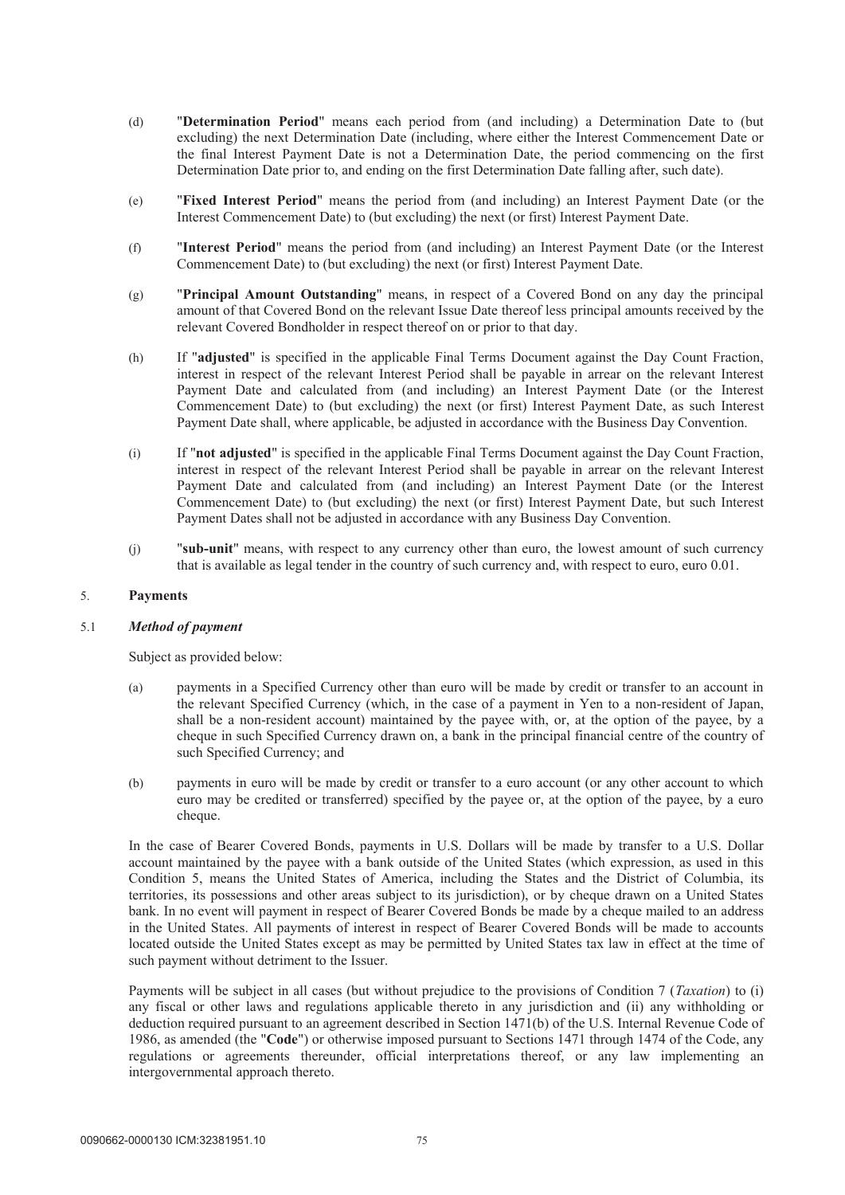(d) "**Determination Period**" means each period from (and including) a Determination Date to (but excluding) the next Determination Date (including, where either the Interest Commencement Date or the final Interest Payment Date is not a Determination Date, the period commencing on the first Determination Date prior to, and ending on the first Determination Date falling after, such date).

(e) "**Fixed Interest Period**" means the period from (and including) an Interest Payment Date (or the Interest Commencement Date) to (but excluding) the next (or first) Interest Payment Date.

(f) "**Interest Period**" means the period from (and including) an Interest Payment Date (or the Interest Commencement Date) to (but excluding) the next (or first) Interest Payment Date.

(g) "**Principal Amount Outstanding**" means, in respect of a Covered Bond on any day the principal amount of that Covered Bond on the relevant Issue Date thereof less principal amounts received by the relevant Covered Bondholder in respect thereof on or prior to that day.

(h) If "**adjusted**" is specified in the applicable Final Terms Document against the Day Count Fraction, interest in respect of the relevant Interest Period shall be payable in arrear on the relevant Interest Payment Date and calculated from (and including) an Interest Payment Date (or the Interest Commencement Date) to (but excluding) the next (or first) Interest Payment Date, as such Interest Payment Date shall, where applicable, be adjusted in accordance with the Business Day Convention.

(i) If "**not adjusted**" is specified in the applicable Final Terms Document against the Day Count Fraction, interest in respect of the relevant Interest Period shall be payable in arrear on the relevant Interest Payment Date and calculated from (and including) an Interest Payment Date (or the Interest Commencement Date) to (but excluding) the next (or first) Interest Payment Date, but such Interest Payment Dates shall not be adjusted in accordance with any Business Day Convention.

(j) "**sub-unit**" means, with respect to any currency other than euro, the lowest amount of such currency that is available as legal tender in the country of such currency and, with respect to euro, euro 0.01.

## 5. Payments

### 5.1 *Method of payment*

Subject as provided below:

(a) payments in a Specified Currency other than euro will be made by credit or transfer to an account in the relevant Specified Currency (which, in the case of a payment in Yen to a non-resident of Japan, shall be a non-resident account) maintained by the payee with, or, at the option of the payee, by a cheque in such Specified Currency drawn on, a bank in the principal financial centre of the country of such Specified Currency; and

(b) payments in euro will be made by credit or transfer to a euro account (or any other account to which euro may be credited or transferred) specified by the payee or, at the option of the payee, by a euro cheque.

In the case of Bearer Covered Bonds, payments in U.S. Dollars will be made by transfer to a U.S. Dollar account maintained by the payee with a bank outside of the United States (which expression, as used in this Condition 5, means the United States of America, including the States and the District of Columbia, its territories, its possessions and other areas subject to its jurisdiction), or by cheque drawn on a United States bank. In no event will payment in respect of Bearer Covered Bonds be made by a cheque mailed to an address in the United States. All payments of interest in respect of Bearer Covered Bonds will be made to accounts located outside the United States except as may be permitted by United States tax law in effect at the time of such payment without detriment to the Issuer.

Payments will be subject in all cases (but without prejudice to the provisions of Condition 7 (*Taxation*) to (i) any fiscal or other laws and regulations applicable thereto in any jurisdiction and (ii) any withholding or deduction required pursuant to an agreement described in Section 1471(b) of the U.S. Internal Revenue Code of 1986, as amended (the "**Code**") or otherwise imposed pursuant to Sections 1471 through 1474 of the Code, any regulations or agreements thereunder, official interpretations thereof, or any law implementing an intergovernmental approach thereto.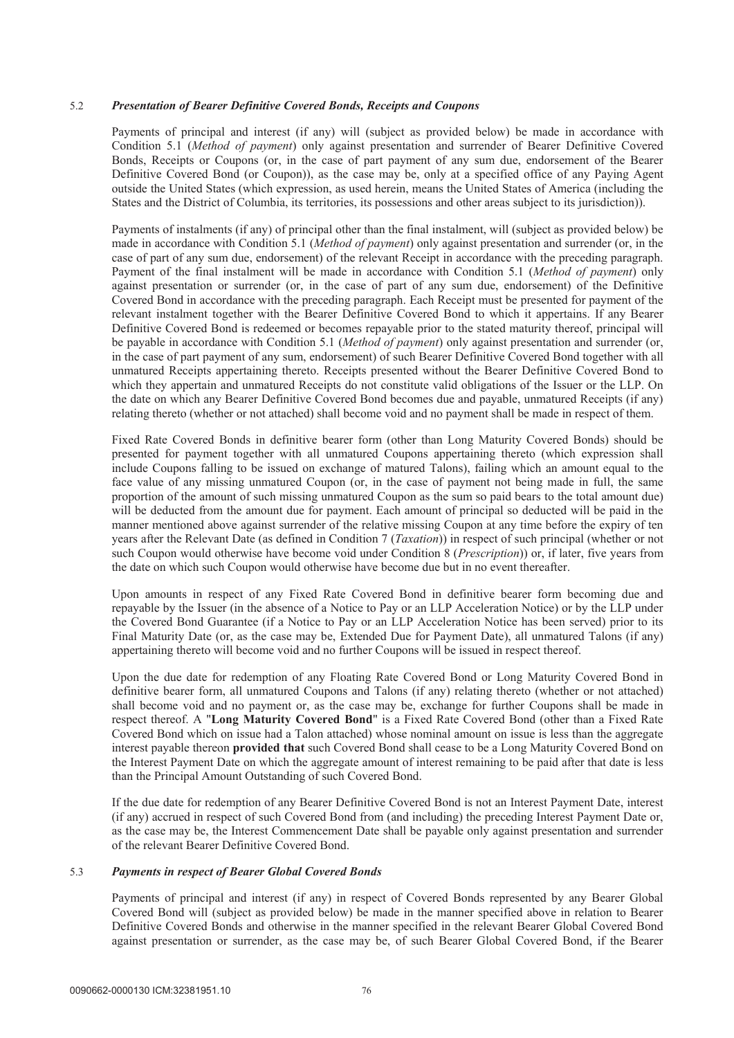### 5.2 *Presentation of Bearer Definitive Covered Bonds, Receipts and Coupons*

Payments of principal and interest (if any) will (subject as provided below) be made in accordance with Condition 5.1 (*Method of payment*) only against presentation and surrender of Bearer Definitive Covered Bonds, Receipts or Coupons (or, in the case of part payment of any sum due, endorsement of the Bearer Definitive Covered Bond (or Coupon)), as the case may be, only at a specified office of any Paying Agent outside the United States (which expression, as used herein, means the United States of America (including the States and the District of Columbia, its territories, its possessions and other areas subject to its jurisdiction)).

Payments of instalments (if any) of principal other than the final instalment, will (subject as provided below) be made in accordance with Condition 5.1 (*Method of payment*) only against presentation and surrender (or, in the case of part of any sum due, endorsement) of the relevant Receipt in accordance with the preceding paragraph. Payment of the final instalment will be made in accordance with Condition 5.1 (*Method of payment*) only against presentation or surrender (or, in the case of part of any sum due, endorsement) of the Definitive Covered Bond in accordance with the preceding paragraph. Each Receipt must be presented for payment of the relevant instalment together with the Bearer Definitive Covered Bond to which it appertains. If any Bearer Definitive Covered Bond is redeemed or becomes repayable prior to the stated maturity thereof, principal will be payable in accordance with Condition 5.1 (*Method of payment*) only against presentation and surrender (or, in the case of part payment of any sum, endorsement) of such Bearer Definitive Covered Bond together with all unmatured Receipts appertaining thereto. Receipts presented without the Bearer Definitive Covered Bond to which they appertain and unmatured Receipts do not constitute valid obligations of the Issuer or the LLP. On the date on which any Bearer Definitive Covered Bond becomes due and payable, unmatured Receipts (if any) relating thereto (whether or not attached) shall become void and no payment shall be made in respect of them.

Fixed Rate Covered Bonds in definitive bearer form (other than Long Maturity Covered Bonds) should be presented for payment together with all unmatured Coupons appertaining thereto (which expression shall include Coupons falling to be issued on exchange of matured Talons), failing which an amount equal to the face value of any missing unmatured Coupon (or, in the case of payment not being made in full, the same proportion of the amount of such missing unmatured Coupon as the sum so paid bears to the total amount due) will be deducted from the amount due for payment. Each amount of principal so deducted will be paid in the manner mentioned above against surrender of the relative missing Coupon at any time before the expiry of ten years after the Relevant Date (as defined in Condition 7 (*Taxation*)) in respect of such principal (whether or not such Coupon would otherwise have become void under Condition 8 (*Prescription*)) or, if later, five years from the date on which such Coupon would otherwise have become due but in no event thereafter.

Upon amounts in respect of any Fixed Rate Covered Bond in definitive bearer form becoming due and repayable by the Issuer (in the absence of a Notice to Pay or an LLP Acceleration Notice) or by the LLP under the Covered Bond Guarantee (if a Notice to Pay or an LLP Acceleration Notice has been served) prior to its Final Maturity Date (or, as the case may be, Extended Due for Payment Date), all unmatured Talons (if any) appertaining thereto will become void and no further Coupons will be issued in respect thereof.

Upon the due date for redemption of any Floating Rate Covered Bond or Long Maturity Covered Bond in definitive bearer form, all unmatured Coupons and Talons (if any) relating thereto (whether or not attached) shall become void and no payment or, as the case may be, exchange for further Coupons shall be made in respect thereof. A "**Long Maturity Covered Bond**" is a Fixed Rate Covered Bond (other than a Fixed Rate Covered Bond which on issue had a Talon attached) whose nominal amount on issue is less than the aggregate interest payable thereon **provided that** such Covered Bond shall cease to be a Long Maturity Covered Bond on the Interest Payment Date on which the aggregate amount of interest remaining to be paid after that date is less than the Principal Amount Outstanding of such Covered Bond.

If the due date for redemption of any Bearer Definitive Covered Bond is not an Interest Payment Date, interest (if any) accrued in respect of such Covered Bond from (and including) the preceding Interest Payment Date or, as the case may be, the Interest Commencement Date shall be payable only against presentation and surrender of the relevant Bearer Definitive Covered Bond.

### 5.3 *Payments in respect of Bearer Global Covered Bonds*

Payments of principal and interest (if any) in respect of Covered Bonds represented by any Bearer Global Covered Bond will (subject as provided below) be made in the manner specified above in relation to Bearer Definitive Covered Bonds and otherwise in the manner specified in the relevant Bearer Global Covered Bond against presentation or surrender, as the case may be, of such Bearer Global Covered Bond, if the Bearer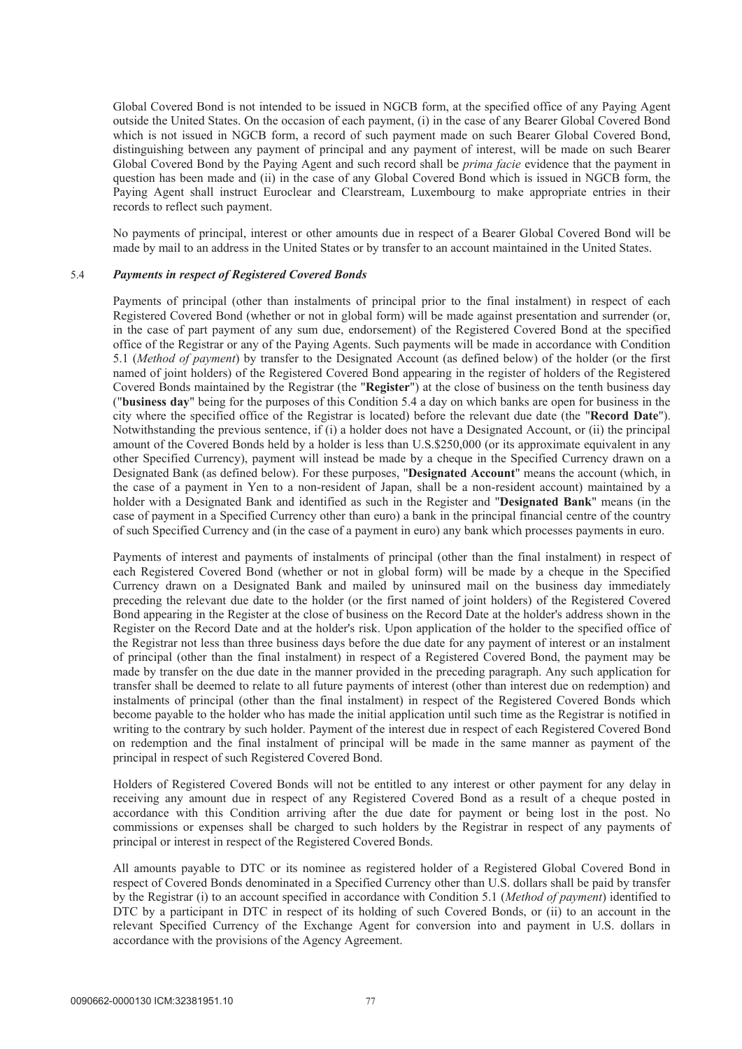Global Covered Bond is not intended to be issued in NGCB form, at the specified office of any Paying Agent outside the United States. On the occasion of each payment, (i) in the case of any Bearer Global Covered Bond which is not issued in NGCB form, a record of such payment made on such Bearer Global Covered Bond, distinguishing between any payment of principal and any payment of interest, will be made on such Bearer Global Covered Bond by the Paying Agent and such record shall be *prima facie* evidence that the payment in question has been made and (ii) in the case of any Global Covered Bond which is issued in NGCB form, the Paying Agent shall instruct Euroclear and Clearstream, Luxembourg to make appropriate entries in their records to reflect such payment.

No payments of principal, interest or other amounts due in respect of a Bearer Global Covered Bond will be made by mail to an address in the United States or by transfer to an account maintained in the United States.

### 5.4 *Payments in respect of Registered Covered Bonds*

Payments of principal (other than instalments of principal prior to the final instalment) in respect of each Registered Covered Bond (whether or not in global form) will be made against presentation and surrender (or, in the case of part payment of any sum due, endorsement) of the Registered Covered Bond at the specified office of the Registrar or any of the Paying Agents. Such payments will be made in accordance with Condition 5.1 (*Method of payment*) by transfer to the Designated Account (as defined below) of the holder (or the first named of joint holders) of the Registered Covered Bond appearing in the register of holders of the Registered Covered Bonds maintained by the Registrar (the "**Register**") at the close of business on the tenth business day ("**business day**" being for the purposes of this Condition 5.4 a day on which banks are open for business in the city where the specified office of the Registrar is located) before the relevant due date (the "**Record Date**"). Notwithstanding the previous sentence, if (i) a holder does not have a Designated Account, or (ii) the principal amount of the Covered Bonds held by a holder is less than U.S.$250,000 (or its approximate equivalent in any other Specified Currency), payment will instead be made by a cheque in the Specified Currency drawn on a Designated Bank (as defined below). For these purposes, "**Designated Account**" means the account (which, in the case of a payment in Yen to a non-resident of Japan, shall be a non-resident account) maintained by a holder with a Designated Bank and identified as such in the Register and "**Designated Bank**" means (in the case of payment in a Specified Currency other than euro) a bank in the principal financial centre of the country of such Specified Currency and (in the case of a payment in euro) any bank which processes payments in euro.

Payments of interest and payments of instalments of principal (other than the final instalment) in respect of each Registered Covered Bond (whether or not in global form) will be made by a cheque in the Specified Currency drawn on a Designated Bank and mailed by uninsured mail on the business day immediately preceding the relevant due date to the holder (or the first named of joint holders) of the Registered Covered Bond appearing in the Register at the close of business on the Record Date at the holder's address shown in the Register on the Record Date and at the holder's risk. Upon application of the holder to the specified office of the Registrar not less than three business days before the due date for any payment of interest or an instalment of principal (other than the final instalment) in respect of a Registered Covered Bond, the payment may be made by transfer on the due date in the manner provided in the preceding paragraph. Any such application for transfer shall be deemed to relate to all future payments of interest (other than interest due on redemption) and instalments of principal (other than the final instalment) in respect of the Registered Covered Bonds which become payable to the holder who has made the initial application until such time as the Registrar is notified in writing to the contrary by such holder. Payment of the interest due in respect of each Registered Covered Bond on redemption and the final instalment of principal will be made in the same manner as payment of the principal in respect of such Registered Covered Bond.

Holders of Registered Covered Bonds will not be entitled to any interest or other payment for any delay in receiving any amount due in respect of any Registered Covered Bond as a result of a cheque posted in accordance with this Condition arriving after the due date for payment or being lost in the post. No commissions or expenses shall be charged to such holders by the Registrar in respect of any payments of principal or interest in respect of the Registered Covered Bonds.

All amounts payable to DTC or its nominee as registered holder of a Registered Global Covered Bond in respect of Covered Bonds denominated in a Specified Currency other than U.S. dollars shall be paid by transfer by the Registrar (i) to an account specified in accordance with Condition 5.1 (*Method of payment*) identified to DTC by a participant in DTC in respect of its holding of such Covered Bonds, or (ii) to an account in the relevant Specified Currency of the Exchange Agent for conversion into and payment in U.S. dollars in accordance with the provisions of the Agency Agreement.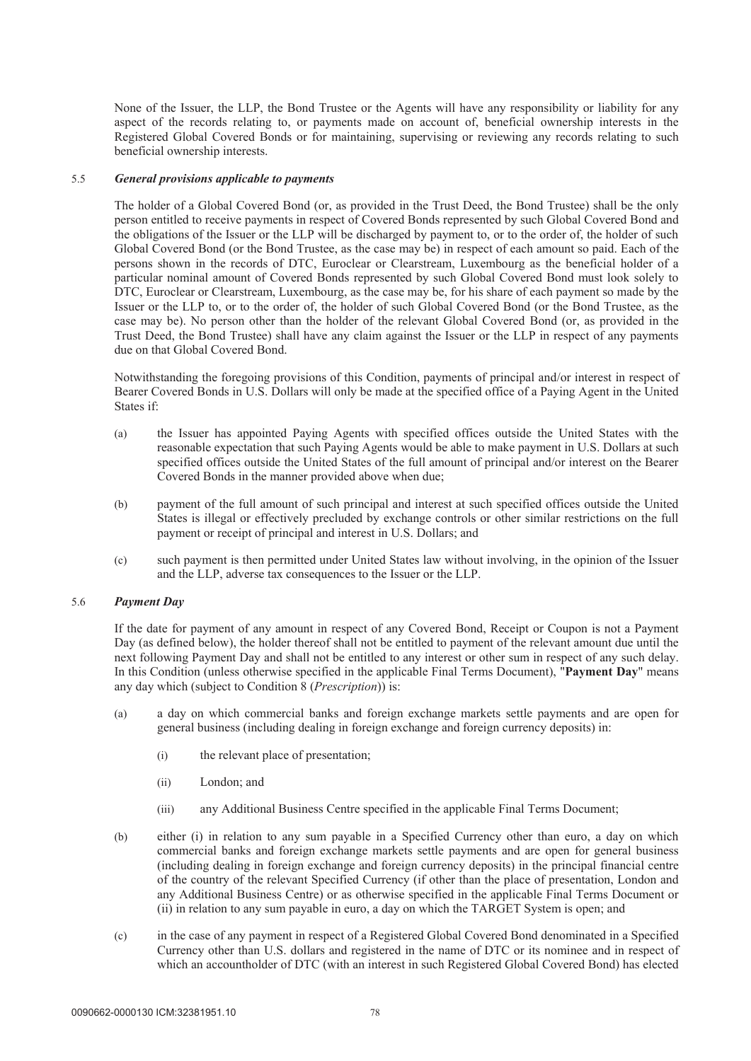None of the Issuer, the LLP, the Bond Trustee or the Agents will have any responsibility or liability for any aspect of the records relating to, or payments made on account of, beneficial ownership interests in the Registered Global Covered Bonds or for maintaining, supervising or reviewing any records relating to such beneficial ownership interests.

### 5.5 *General provisions applicable to payments*

The holder of a Global Covered Bond (or, as provided in the Trust Deed, the Bond Trustee) shall be the only person entitled to receive payments in respect of Covered Bonds represented by such Global Covered Bond and the obligations of the Issuer or the LLP will be discharged by payment to, or to the order of, the holder of such Global Covered Bond (or the Bond Trustee, as the case may be) in respect of each amount so paid. Each of the persons shown in the records of DTC, Euroclear or Clearstream, Luxembourg as the beneficial holder of a particular nominal amount of Covered Bonds represented by such Global Covered Bond must look solely to DTC, Euroclear or Clearstream, Luxembourg, as the case may be, for his share of each payment so made by the Issuer or the LLP to, or to the order of, the holder of such Global Covered Bond (or the Bond Trustee, as the case may be). No person other than the holder of the relevant Global Covered Bond (or, as provided in the Trust Deed, the Bond Trustee) shall have any claim against the Issuer or the LLP in respect of any payments due on that Global Covered Bond.

Notwithstanding the foregoing provisions of this Condition, payments of principal and/or interest in respect of Bearer Covered Bonds in U.S. Dollars will only be made at the specified office of a Paying Agent in the United States if:

(a) the Issuer has appointed Paying Agents with specified offices outside the United States with the reasonable expectation that such Paying Agents would be able to make payment in U.S. Dollars at such specified offices outside the United States of the full amount of principal and/or interest on the Bearer Covered Bonds in the manner provided above when due;

(b) payment of the full amount of such principal and interest at such specified offices outside the United States is illegal or effectively precluded by exchange controls or other similar restrictions on the full payment or receipt of principal and interest in U.S. Dollars; and

(c) such payment is then permitted under United States law without involving, in the opinion of the Issuer and the LLP, adverse tax consequences to the Issuer or the LLP.

### 5.6 *Payment Day*

If the date for payment of any amount in respect of any Covered Bond, Receipt or Coupon is not a Payment Day (as defined below), the holder thereof shall not be entitled to payment of the relevant amount due until the next following Payment Day and shall not be entitled to any interest or other sum in respect of any such delay. In this Condition (unless otherwise specified in the applicable Final Terms Document), "**Payment Day**" means any day which (subject to Condition 8 (*Prescription*)) is:

(a) a day on which commercial banks and foreign exchange markets settle payments and are open for general business (including dealing in foreign exchange and foreign currency deposits) in:

   (i) the relevant place of presentation;

   (ii) London; and

   (iii) any Additional Business Centre specified in the applicable Final Terms Document;

(b) either (i) in relation to any sum payable in a Specified Currency other than euro, a day on which commercial banks and foreign exchange markets settle payments and are open for general business (including dealing in foreign exchange and foreign currency deposits) in the principal financial centre of the country of the relevant Specified Currency (if other than the place of presentation, London and any Additional Business Centre) or as otherwise specified in the applicable Final Terms Document or (ii) in relation to any sum payable in euro, a day on which the TARGET System is open; and

(c) in the case of any payment in respect of a Registered Global Covered Bond denominated in a Specified Currency other than U.S. dollars and registered in the name of DTC or its nominee and in respect of which an accountholder of DTC (with an interest in such Registered Global Covered Bond) has elected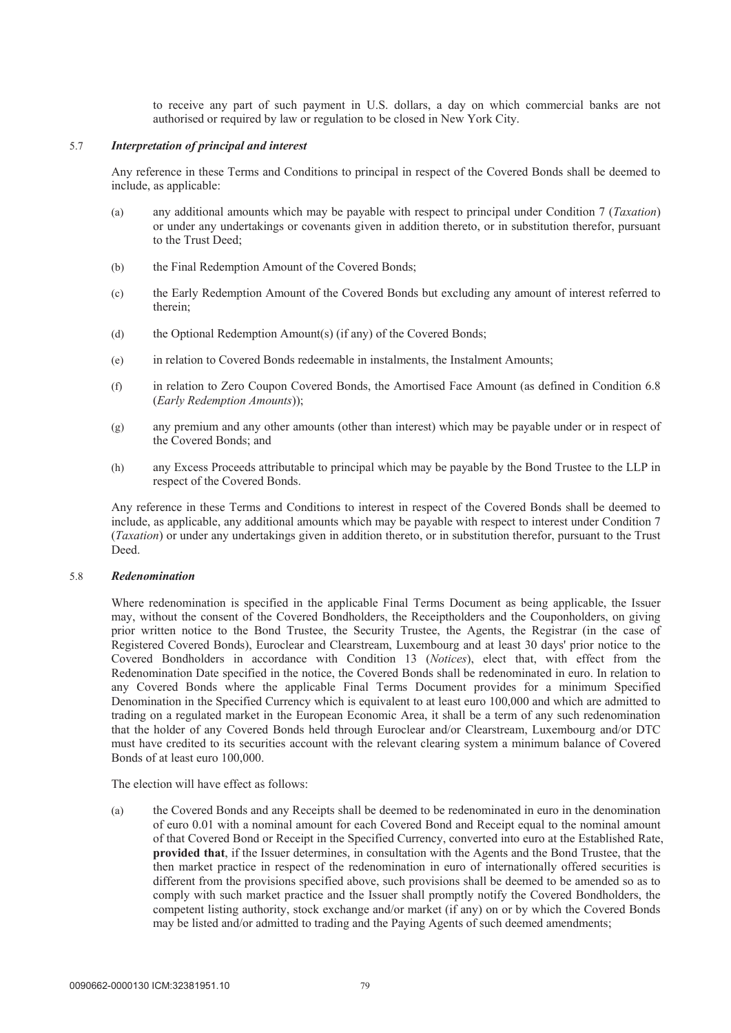to receive any part of such payment in U.S. dollars, a day on which commercial banks are not authorised or required by law or regulation to be closed in New York City.

### 5.7 *Interpretation of principal and interest*

Any reference in these Terms and Conditions to principal in respect of the Covered Bonds shall be deemed to include, as applicable:

(a) any additional amounts which may be payable with respect to principal under Condition 7 (*Taxation*) or under any undertakings or covenants given in addition thereto, or in substitution therefor, pursuant to the Trust Deed;

(b) the Final Redemption Amount of the Covered Bonds;

(c) the Early Redemption Amount of the Covered Bonds but excluding any amount of interest referred to therein;

(d) the Optional Redemption Amount(s) (if any) of the Covered Bonds;

(e) in relation to Covered Bonds redeemable in instalments, the Instalment Amounts;

(f) in relation to Zero Coupon Covered Bonds, the Amortised Face Amount (as defined in Condition 6.8 (*Early Redemption Amounts*));

(g) any premium and any other amounts (other than interest) which may be payable under or in respect of the Covered Bonds; and

(h) any Excess Proceeds attributable to principal which may be payable by the Bond Trustee to the LLP in respect of the Covered Bonds.

Any reference in these Terms and Conditions to interest in respect of the Covered Bonds shall be deemed to include, as applicable, any additional amounts which may be payable with respect to interest under Condition 7 (*Taxation*) or under any undertakings given in addition thereto, or in substitution therefor, pursuant to the Trust Deed.

### 5.8 *Redenomination*

Where redenomination is specified in the applicable Final Terms Document as being applicable, the Issuer may, without the consent of the Covered Bondholders, the Receiptholders and the Couponholders, on giving prior written notice to the Bond Trustee, the Security Trustee, the Agents, the Registrar (in the case of Registered Covered Bonds), Euroclear and Clearstream, Luxembourg and at least 30 days' prior notice to the Covered Bondholders in accordance with Condition 13 (*Notices*), elect that, with effect from the Redenomination Date specified in the notice, the Covered Bonds shall be redenominated in euro. In relation to any Covered Bonds where the applicable Final Terms Document provides for a minimum Specified Denomination in the Specified Currency which is equivalent to at least euro 100,000 and which are admitted to trading on a regulated market in the European Economic Area, it shall be a term of any such redenomination that the holder of any Covered Bonds held through Euroclear and/or Clearstream, Luxembourg and/or DTC must have credited to its securities account with the relevant clearing system a minimum balance of Covered Bonds of at least euro 100,000.

The election will have effect as follows:

(a) the Covered Bonds and any Receipts shall be deemed to be redenominated in euro in the denomination of euro 0.01 with a nominal amount for each Covered Bond and Receipt equal to the nominal amount of that Covered Bond or Receipt in the Specified Currency, converted into euro at the Established Rate, **provided that**, if the Issuer determines, in consultation with the Agents and the Bond Trustee, that the then market practice in respect of the redenomination in euro of internationally offered securities is different from the provisions specified above, such provisions shall be deemed to be amended so as to comply with such market practice and the Issuer shall promptly notify the Covered Bondholders, the competent listing authority, stock exchange and/or market (if any) on or by which the Covered Bonds may be listed and/or admitted to trading and the Paying Agents of such deemed amendments;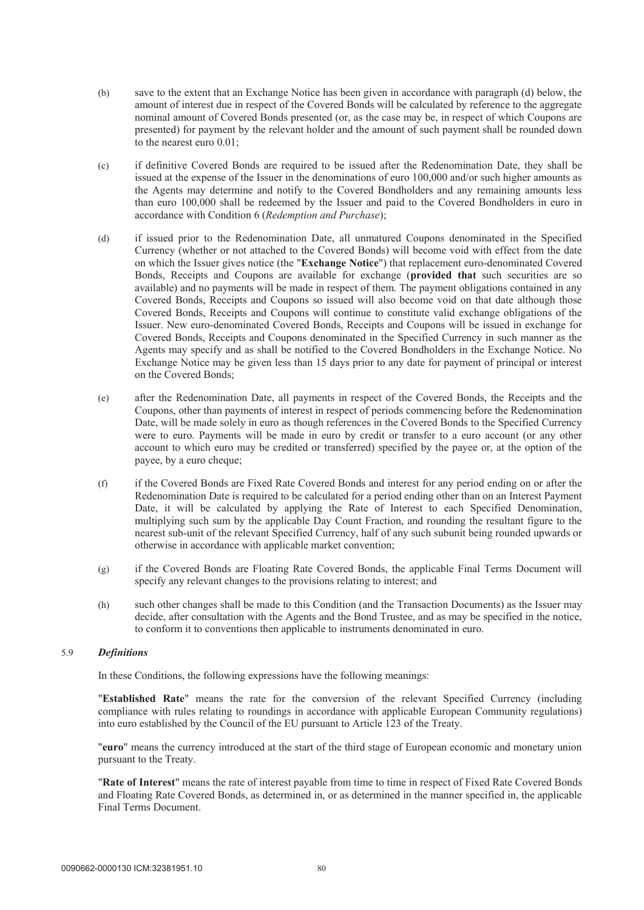(b) save to the extent that an Exchange Notice has been given in accordance with paragraph (d) below, the amount of interest due in respect of the Covered Bonds will be calculated by reference to the aggregate nominal amount of Covered Bonds presented (or, as the case may be, in respect of which Coupons are presented) for payment by the relevant holder and the amount of such payment shall be rounded down to the nearest euro 0.01;

(c) if definitive Covered Bonds are required to be issued after the Redenomination Date, they shall be issued at the expense of the Issuer in the denominations of euro 100,000 and/or such higher amounts as the Agents may determine and notify to the Covered Bondholders and any remaining amounts less than euro 100,000 shall be redeemed by the Issuer and paid to the Covered Bondholders in euro in accordance with Condition 6 (*Redemption and Purchase*);

(d) if issued prior to the Redenomination Date, all unmatured Coupons denominated in the Specified Currency (whether or not attached to the Covered Bonds) will become void with effect from the date on which the Issuer gives notice (the "**Exchange Notice**") that replacement euro-denominated Covered Bonds, Receipts and Coupons are available for exchange (**provided that** such securities are so available) and no payments will be made in respect of them. The payment obligations contained in any Covered Bonds, Receipts and Coupons so issued will also become void on that date although those Covered Bonds, Receipts and Coupons will continue to constitute valid exchange obligations of the Issuer. New euro-denominated Covered Bonds, Receipts and Coupons will be issued in exchange for Covered Bonds, Receipts and Coupons denominated in the Specified Currency in such manner as the Agents may specify and as shall be notified to the Covered Bondholders in the Exchange Notice. No Exchange Notice may be given less than 15 days prior to any date for payment of principal or interest on the Covered Bonds;

(e) after the Redenomination Date, all payments in respect of the Covered Bonds, the Receipts and the Coupons, other than payments of interest in respect of periods commencing before the Redenomination Date, will be made solely in euro as though references in the Covered Bonds to the Specified Currency were to euro. Payments will be made in euro by credit or transfer to a euro account (or any other account to which euro may be credited or transferred) specified by the payee or, at the option of the payee, by a euro cheque;

(f) if the Covered Bonds are Fixed Rate Covered Bonds and interest for any period ending on or after the Redenomination Date is required to be calculated for a period ending other than on an Interest Payment Date, it will be calculated by applying the Rate of Interest to each Specified Denomination, multiplying such sum by the applicable Day Count Fraction, and rounding the resultant figure to the nearest sub-unit of the relevant Specified Currency, half of any such subunit being rounded upwards or otherwise in accordance with applicable market convention;

(g) if the Covered Bonds are Floating Rate Covered Bonds, the applicable Final Terms Document will specify any relevant changes to the provisions relating to interest; and

(h) such other changes shall be made to this Condition (and the Transaction Documents) as the Issuer may decide, after consultation with the Agents and the Bond Trustee, and as may be specified in the notice, to conform it to conventions then applicable to instruments denominated in euro.

### 5.9 *Definitions*

In these Conditions, the following expressions have the following meanings:

"**Established Rate**" means the rate for the conversion of the relevant Specified Currency (including compliance with rules relating to roundings in accordance with applicable European Community regulations) into euro established by the Council of the EU pursuant to Article 123 of the Treaty.

"**euro**" means the currency introduced at the start of the third stage of European economic and monetary union pursuant to the Treaty.

"**Rate of Interest**" means the rate of interest payable from time to time in respect of Fixed Rate Covered Bonds and Floating Rate Covered Bonds, as determined in, or as determined in the manner specified in, the applicable Final Terms Document.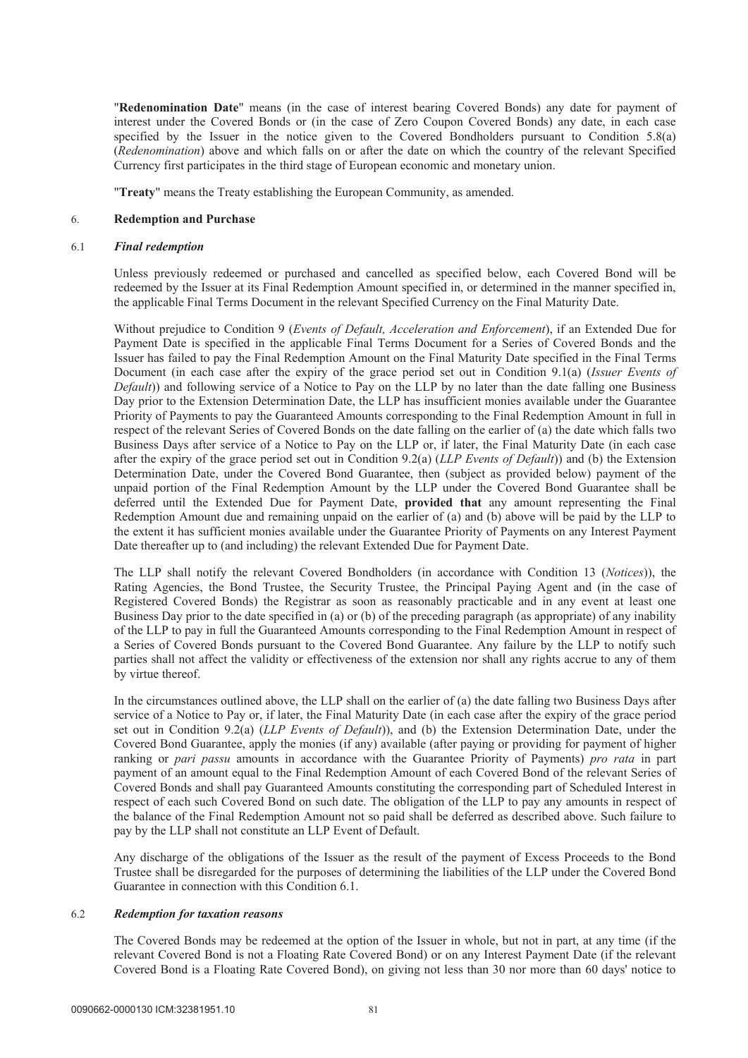"**Redenomination Date**" means (in the case of interest bearing Covered Bonds) any date for payment of interest under the Covered Bonds or (in the case of Zero Coupon Covered Bonds) any date, in each case specified by the Issuer in the notice given to the Covered Bondholders pursuant to Condition 5.8(a) (*Redenomination*) above and which falls on or after the date on which the country of the relevant Specified Currency first participates in the third stage of European economic and monetary union.

"**Treaty**" means the Treaty establishing the European Community, as amended.

## 6. Redemption and Purchase

### 6.1 *Final redemption*

Unless previously redeemed or purchased and cancelled as specified below, each Covered Bond will be redeemed by the Issuer at its Final Redemption Amount specified in, or determined in the manner specified in, the applicable Final Terms Document in the relevant Specified Currency on the Final Maturity Date.

Without prejudice to Condition 9 (*Events of Default, Acceleration and Enforcement*), if an Extended Due for Payment Date is specified in the applicable Final Terms Document for a Series of Covered Bonds and the Issuer has failed to pay the Final Redemption Amount on the Final Maturity Date specified in the Final Terms Document (in each case after the expiry of the grace period set out in Condition 9.1(a) (*Issuer Events of Default*)) and following service of a Notice to Pay on the LLP by no later than the date falling one Business Day prior to the Extension Determination Date, the LLP has insufficient monies available under the Guarantee Priority of Payments to pay the Guaranteed Amounts corresponding to the Final Redemption Amount in full in respect of the relevant Series of Covered Bonds on the date falling on the earlier of (a) the date which falls two Business Days after service of a Notice to Pay on the LLP or, if later, the Final Maturity Date (in each case after the expiry of the grace period set out in Condition 9.2(a) (*LLP Events of Default*)) and (b) the Extension Determination Date, under the Covered Bond Guarantee, then (subject as provided below) payment of the unpaid portion of the Final Redemption Amount by the LLP under the Covered Bond Guarantee shall be deferred until the Extended Due for Payment Date, **provided that** any amount representing the Final Redemption Amount due and remaining unpaid on the earlier of (a) and (b) above will be paid by the LLP to the extent it has sufficient monies available under the Guarantee Priority of Payments on any Interest Payment Date thereafter up to (and including) the relevant Extended Due for Payment Date.

The LLP shall notify the relevant Covered Bondholders (in accordance with Condition 13 (*Notices*)), the Rating Agencies, the Bond Trustee, the Security Trustee, the Principal Paying Agent and (in the case of Registered Covered Bonds) the Registrar as soon as reasonably practicable and in any event at least one Business Day prior to the date specified in (a) or (b) of the preceding paragraph (as appropriate) of any inability of the LLP to pay in full the Guaranteed Amounts corresponding to the Final Redemption Amount in respect of a Series of Covered Bonds pursuant to the Covered Bond Guarantee. Any failure by the LLP to notify such parties shall not affect the validity or effectiveness of the extension nor shall any rights accrue to any of them by virtue thereof.

In the circumstances outlined above, the LLP shall on the earlier of (a) the date falling two Business Days after service of a Notice to Pay or, if later, the Final Maturity Date (in each case after the expiry of the grace period set out in Condition 9.2(a) (*LLP Events of Default*)), and (b) the Extension Determination Date, under the Covered Bond Guarantee, apply the monies (if any) available (after paying or providing for payment of higher ranking or *pari passu* amounts in accordance with the Guarantee Priority of Payments) *pro rata* in part payment of an amount equal to the Final Redemption Amount of each Covered Bond of the relevant Series of Covered Bonds and shall pay Guaranteed Amounts constituting the corresponding part of Scheduled Interest in respect of each such Covered Bond on such date. The obligation of the LLP to pay any amounts in respect of the balance of the Final Redemption Amount not so paid shall be deferred as described above. Such failure to pay by the LLP shall not constitute an LLP Event of Default.

Any discharge of the obligations of the Issuer as the result of the payment of Excess Proceeds to the Bond Trustee shall be disregarded for the purposes of determining the liabilities of the LLP under the Covered Bond Guarantee in connection with this Condition 6.1.

### 6.2 *Redemption for taxation reasons*

The Covered Bonds may be redeemed at the option of the Issuer in whole, but not in part, at any time (if the relevant Covered Bond is not a Floating Rate Covered Bond) or on any Interest Payment Date (if the relevant Covered Bond is a Floating Rate Covered Bond), on giving not less than 30 nor more than 60 days' notice to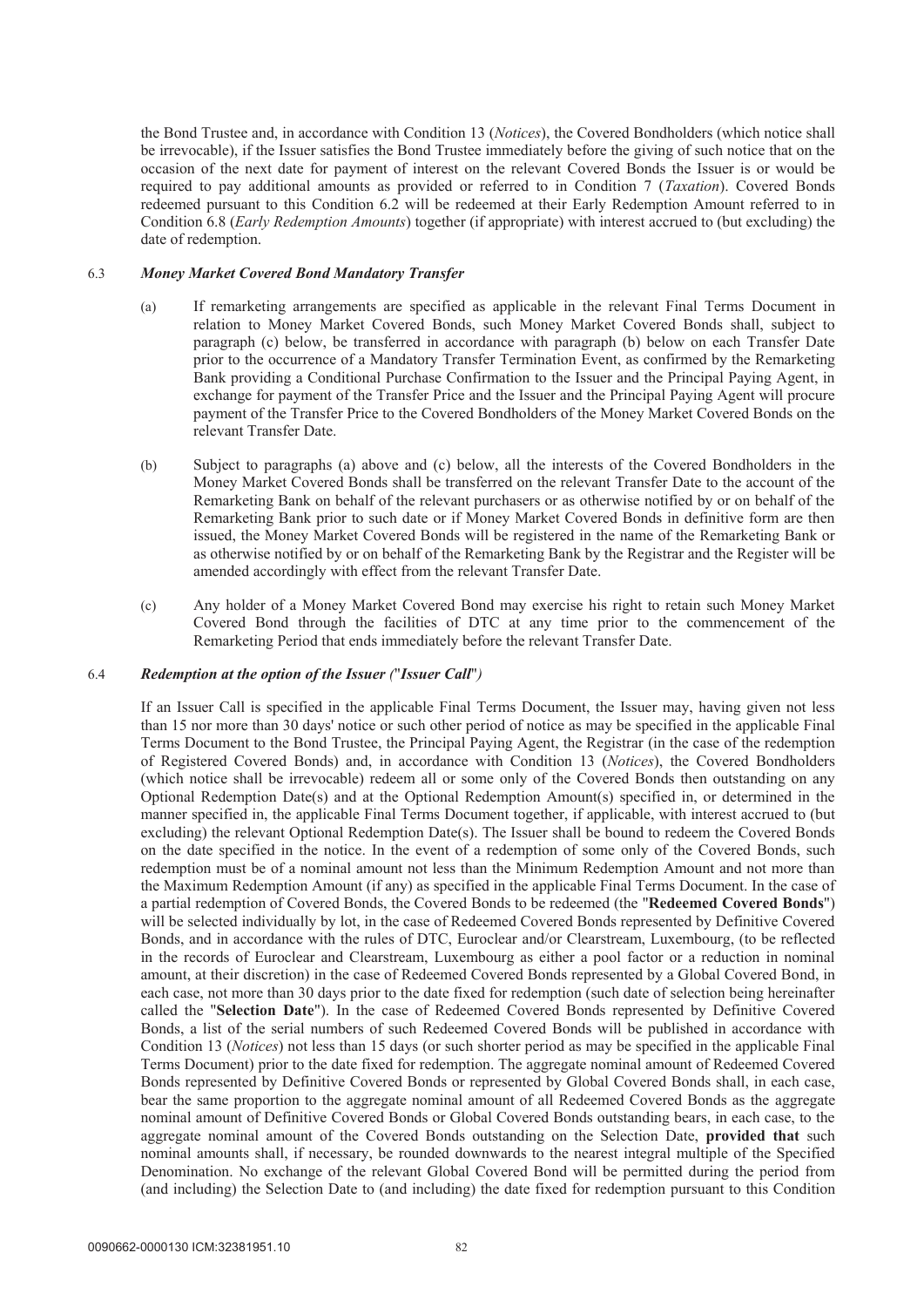the Bond Trustee and, in accordance with Condition 13 (*Notices*), the Covered Bondholders (which notice shall be irrevocable), if the Issuer satisfies the Bond Trustee immediately before the giving of such notice that on the occasion of the next date for payment of interest on the relevant Covered Bonds the Issuer is or would be required to pay additional amounts as provided or referred to in Condition 7 (*Taxation*). Covered Bonds redeemed pursuant to this Condition 6.2 will be redeemed at their Early Redemption Amount referred to in Condition 6.8 (*Early Redemption Amounts*) together (if appropriate) with interest accrued to (but excluding) the date of redemption.

### 6.3 *Money Market Covered Bond Mandatory Transfer*

(a) If remarketing arrangements are specified as applicable in the relevant Final Terms Document in relation to Money Market Covered Bonds, such Money Market Covered Bonds shall, subject to paragraph (c) below, be transferred in accordance with paragraph (b) below on each Transfer Date prior to the occurrence of a Mandatory Transfer Termination Event, as confirmed by the Remarketing Bank providing a Conditional Purchase Confirmation to the Issuer and the Principal Paying Agent, in exchange for payment of the Transfer Price and the Issuer and the Principal Paying Agent will procure payment of the Transfer Price to the Covered Bondholders of the Money Market Covered Bonds on the relevant Transfer Date.

(b) Subject to paragraphs (a) above and (c) below, all the interests of the Covered Bondholders in the Money Market Covered Bonds shall be transferred on the relevant Transfer Date to the account of the Remarketing Bank on behalf of the relevant purchasers or as otherwise notified by or on behalf of the Remarketing Bank prior to such date or if Money Market Covered Bonds in definitive form are then issued, the Money Market Covered Bonds will be registered in the name of the Remarketing Bank or as otherwise notified by or on behalf of the Remarketing Bank by the Registrar and the Register will be amended accordingly with effect from the relevant Transfer Date.

(c) Any holder of a Money Market Covered Bond may exercise his right to retain such Money Market Covered Bond through the facilities of DTC at any time prior to the commencement of the Remarketing Period that ends immediately before the relevant Transfer Date.

### 6.4 *Redemption at the option of the Issuer ("Issuer Call")*

If an Issuer Call is specified in the applicable Final Terms Document, the Issuer may, having given not less than 15 nor more than 30 days' notice or such other period of notice as may be specified in the applicable Final Terms Document to the Bond Trustee, the Principal Paying Agent, the Registrar (in the case of the redemption of Registered Covered Bonds) and, in accordance with Condition 13 (*Notices*), the Covered Bondholders (which notice shall be irrevocable) redeem all or some only of the Covered Bonds then outstanding on any Optional Redemption Date(s) and at the Optional Redemption Amount(s) specified in, or determined in the manner specified in, the applicable Final Terms Document together, if applicable, with interest accrued to (but excluding) the relevant Optional Redemption Date(s). The Issuer shall be bound to redeem the Covered Bonds on the date specified in the notice. In the event of a redemption of some only of the Covered Bonds, such redemption must be of a nominal amount not less than the Minimum Redemption Amount and not more than the Maximum Redemption Amount (if any) as specified in the applicable Final Terms Document. In the case of a partial redemption of Covered Bonds, the Covered Bonds to be redeemed (the "**Redeemed Covered Bonds**") will be selected individually by lot, in the case of Redeemed Covered Bonds represented by Definitive Covered Bonds, and in accordance with the rules of DTC, Euroclear and/or Clearstream, Luxembourg, (to be reflected in the records of Euroclear and Clearstream, Luxembourg as either a pool factor or a reduction in nominal amount, at their discretion) in the case of Redeemed Covered Bonds represented by a Global Covered Bond, in each case, not more than 30 days prior to the date fixed for redemption (such date of selection being hereinafter called the "**Selection Date**"). In the case of Redeemed Covered Bonds represented by Definitive Covered Bonds, a list of the serial numbers of such Redeemed Covered Bonds will be published in accordance with Condition 13 (*Notices*) not less than 15 days (or such shorter period as may be specified in the applicable Final Terms Document) prior to the date fixed for redemption. The aggregate nominal amount of Redeemed Covered Bonds represented by Definitive Covered Bonds or represented by Global Covered Bonds shall, in each case, bear the same proportion to the aggregate nominal amount of all Redeemed Covered Bonds as the aggregate nominal amount of Definitive Covered Bonds or Global Covered Bonds outstanding bears, in each case, to the aggregate nominal amount of the Covered Bonds outstanding on the Selection Date, **provided that** such nominal amounts shall, if necessary, be rounded downwards to the nearest integral multiple of the Specified Denomination. No exchange of the relevant Global Covered Bond will be permitted during the period from (and including) the Selection Date to (and including) the date fixed for redemption pursuant to this Condition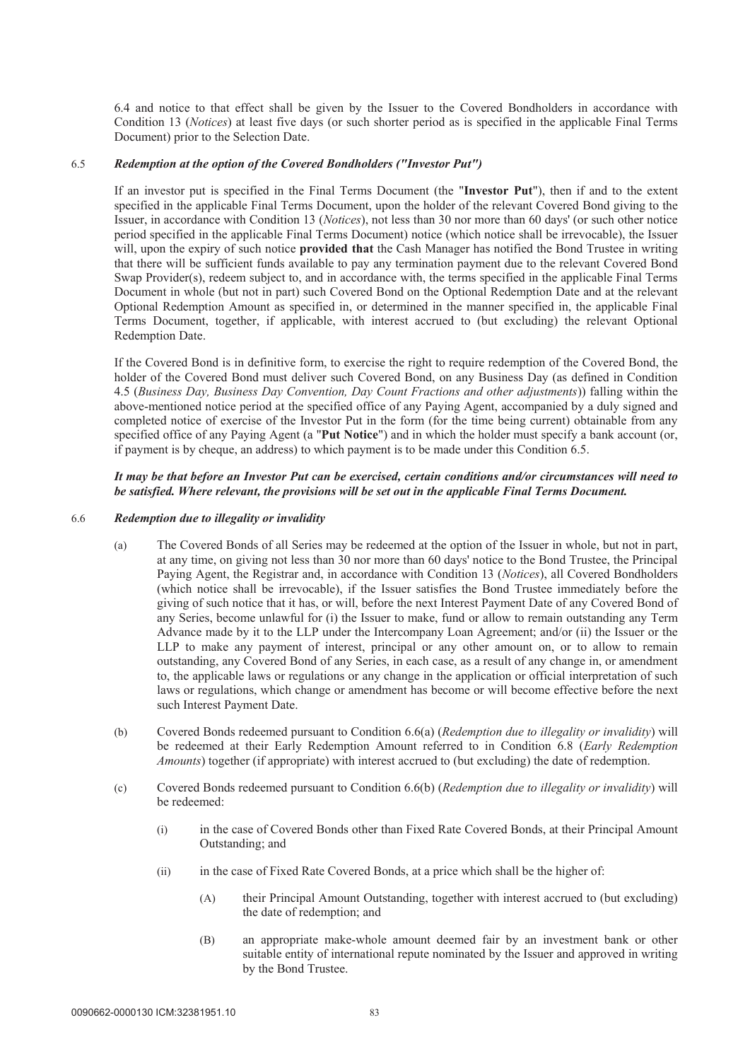6.4 and notice to that effect shall be given by the Issuer to the Covered Bondholders in accordance with Condition 13 (*Notices*) at least five days (or such shorter period as is specified in the applicable Final Terms Document) prior to the Selection Date.

### 6.5 *Redemption at the option of the Covered Bondholders ("Investor Put")*

If an investor put is specified in the Final Terms Document (the "**Investor Put**"), then if and to the extent specified in the applicable Final Terms Document, upon the holder of the relevant Covered Bond giving to the Issuer, in accordance with Condition 13 (*Notices*), not less than 30 nor more than 60 days' (or such other notice period specified in the applicable Final Terms Document) notice (which notice shall be irrevocable), the Issuer will, upon the expiry of such notice **provided that** the Cash Manager has notified the Bond Trustee in writing that there will be sufficient funds available to pay any termination payment due to the relevant Covered Bond Swap Provider(s), redeem subject to, and in accordance with, the terms specified in the applicable Final Terms Document in whole (but not in part) such Covered Bond on the Optional Redemption Date and at the relevant Optional Redemption Amount as specified in, or determined in the manner specified in, the applicable Final Terms Document, together, if applicable, with interest accrued to (but excluding) the relevant Optional Redemption Date.

If the Covered Bond is in definitive form, to exercise the right to require redemption of the Covered Bond, the holder of the Covered Bond must deliver such Covered Bond, on any Business Day (as defined in Condition 4.5 (*Business Day, Business Day Convention, Day Count Fractions and other adjustments*)) falling within the above-mentioned notice period at the specified office of any Paying Agent, accompanied by a duly signed and completed notice of exercise of the Investor Put in the form (for the time being current) obtainable from any specified office of any Paying Agent (a "**Put Notice**") and in which the holder must specify a bank account (or, if payment is by cheque, an address) to which payment is to be made under this Condition 6.5.

***It may be that before an Investor Put can be exercised, certain conditions and/or circumstances will need to be satisfied. Where relevant, the provisions will be set out in the applicable Final Terms Document.***

### 6.6 *Redemption due to illegality or invalidity*

(a) The Covered Bonds of all Series may be redeemed at the option of the Issuer in whole, but not in part, at any time, on giving not less than 30 nor more than 60 days' notice to the Bond Trustee, the Principal Paying Agent, the Registrar and, in accordance with Condition 13 (*Notices*), all Covered Bondholders (which notice shall be irrevocable), if the Issuer satisfies the Bond Trustee immediately before the giving of such notice that it has, or will, before the next Interest Payment Date of any Covered Bond of any Series, become unlawful for (i) the Issuer to make, fund or allow to remain outstanding any Term Advance made by it to the LLP under the Intercompany Loan Agreement; and/or (ii) the Issuer or the LLP to make any payment of interest, principal or any other amount on, or to allow to remain outstanding, any Covered Bond of any Series, in each case, as a result of any change in, or amendment to, the applicable laws or regulations or any change in the application or official interpretation of such laws or regulations, which change or amendment has become or will become effective before the next such Interest Payment Date.

(b) Covered Bonds redeemed pursuant to Condition 6.6(a) (*Redemption due to illegality or invalidity*) will be redeemed at their Early Redemption Amount referred to in Condition 6.8 (*Early Redemption Amounts*) together (if appropriate) with interest accrued to (but excluding) the date of redemption.

(c) Covered Bonds redeemed pursuant to Condition 6.6(b) (*Redemption due to illegality or invalidity*) will be redeemed:

   (i) in the case of Covered Bonds other than Fixed Rate Covered Bonds, at their Principal Amount Outstanding; and

   (ii) in the case of Fixed Rate Covered Bonds, at a price which shall be the higher of:

      (A) their Principal Amount Outstanding, together with interest accrued to (but excluding) the date of redemption; and

      (B) an appropriate make-whole amount deemed fair by an investment bank or other suitable entity of international repute nominated by the Issuer and approved in writing by the Bond Trustee.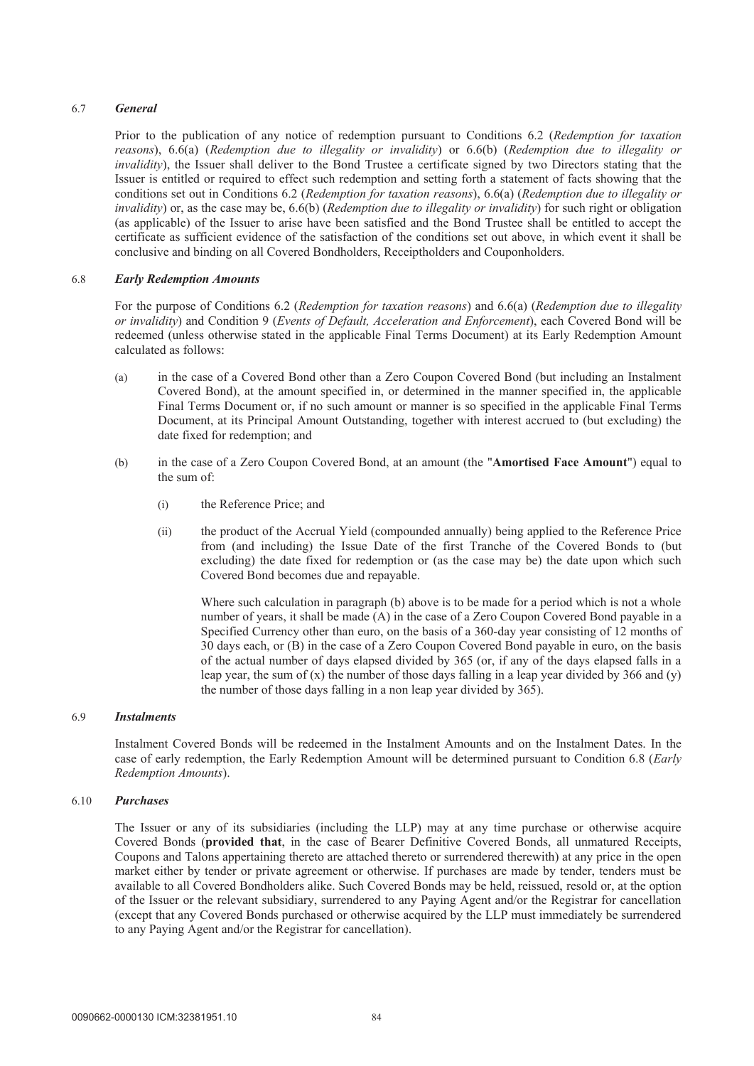#### 6.7 *General*

Prior to the publication of any notice of redemption pursuant to Conditions 6.2 (*Redemption for taxation reasons*), 6.6(a) (*Redemption due to illegality or invalidity*) or 6.6(b) (*Redemption due to illegality or invalidity*), the Issuer shall deliver to the Bond Trustee a certificate signed by two Directors stating that the Issuer is entitled or required to effect such redemption and setting forth a statement of facts showing that the conditions set out in Conditions 6.2 (*Redemption for taxation reasons*), 6.6(a) (*Redemption due to illegality or invalidity*) or, as the case may be, 6.6(b) (*Redemption due to illegality or invalidity*) for such right or obligation (as applicable) of the Issuer to arise have been satisfied and the Bond Trustee shall be entitled to accept the certificate as sufficient evidence of the satisfaction of the conditions set out above, in which event it shall be conclusive and binding on all Covered Bondholders, Receiptholders and Couponholders.

#### 6.8 *Early Redemption Amounts*

For the purpose of Conditions 6.2 (*Redemption for taxation reasons*) and 6.6(a) (*Redemption due to illegality or invalidity*) and Condition 9 (*Events of Default, Acceleration and Enforcement*), each Covered Bond will be redeemed (unless otherwise stated in the applicable Final Terms Document) at its Early Redemption Amount calculated as follows:

(a) in the case of a Covered Bond other than a Zero Coupon Covered Bond (but including an Instalment Covered Bond), at the amount specified in, or determined in the manner specified in, the applicable Final Terms Document or, if no such amount or manner is so specified in the applicable Final Terms Document, at its Principal Amount Outstanding, together with interest accrued to (but excluding) the date fixed for redemption; and

(b) in the case of a Zero Coupon Covered Bond, at an amount (the "**Amortised Face Amount**") equal to the sum of:

  (i) the Reference Price; and

  (ii) the product of the Accrual Yield (compounded annually) being applied to the Reference Price from (and including) the Issue Date of the first Tranche of the Covered Bonds to (but excluding) the date fixed for redemption or (as the case may be) the date upon which such Covered Bond becomes due and repayable.

  Where such calculation in paragraph (b) above is to be made for a period which is not a whole number of years, it shall be made (A) in the case of a Zero Coupon Covered Bond payable in a Specified Currency other than euro, on the basis of a 360-day year consisting of 12 months of 30 days each, or (B) in the case of a Zero Coupon Covered Bond payable in euro, on the basis of the actual number of days elapsed divided by 365 (or, if any of the days elapsed falls in a leap year, the sum of (x) the number of those days falling in a leap year divided by 366 and (y) the number of those days falling in a non leap year divided by 365).

#### 6.9 *Instalments*

Instalment Covered Bonds will be redeemed in the Instalment Amounts and on the Instalment Dates. In the case of early redemption, the Early Redemption Amount will be determined pursuant to Condition 6.8 (*Early Redemption Amounts*).

#### 6.10 *Purchases*

The Issuer or any of its subsidiaries (including the LLP) may at any time purchase or otherwise acquire Covered Bonds (**provided that**, in the case of Bearer Definitive Covered Bonds, all unmatured Receipts, Coupons and Talons appertaining thereto are attached thereto or surrendered therewith) at any price in the open market either by tender or private agreement or otherwise. If purchases are made by tender, tenders must be available to all Covered Bondholders alike. Such Covered Bonds may be held, reissued, resold or, at the option of the Issuer or the relevant subsidiary, surrendered to any Paying Agent and/or the Registrar for cancellation (except that any Covered Bonds purchased or otherwise acquired by the LLP must immediately be surrendered to any Paying Agent and/or the Registrar for cancellation).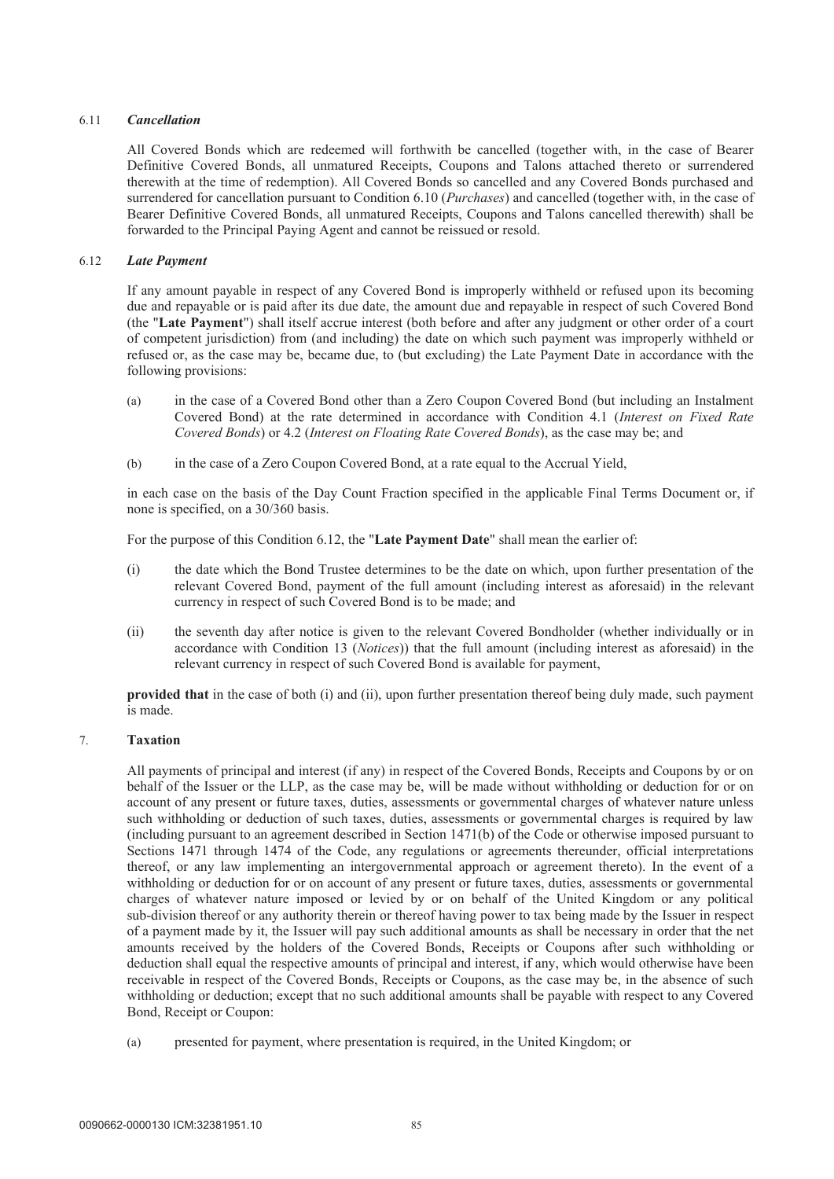### 6.11 *Cancellation*

All Covered Bonds which are redeemed will forthwith be cancelled (together with, in the case of Bearer Definitive Covered Bonds, all unmatured Receipts, Coupons and Talons attached thereto or surrendered therewith at the time of redemption). All Covered Bonds so cancelled and any Covered Bonds purchased and surrendered for cancellation pursuant to Condition 6.10 (*Purchases*) and cancelled (together with, in the case of Bearer Definitive Covered Bonds, all unmatured Receipts, Coupons and Talons cancelled therewith) shall be forwarded to the Principal Paying Agent and cannot be reissued or resold.

### 6.12 *Late Payment*

If any amount payable in respect of any Covered Bond is improperly withheld or refused upon its becoming due and repayable or is paid after its due date, the amount due and repayable in respect of such Covered Bond (the "**Late Payment**") shall itself accrue interest (both before and after any judgment or other order of a court of competent jurisdiction) from (and including) the date on which such payment was improperly withheld or refused or, as the case may be, became due, to (but excluding) the Late Payment Date in accordance with the following provisions:

(a) in the case of a Covered Bond other than a Zero Coupon Covered Bond (but including an Instalment Covered Bond) at the rate determined in accordance with Condition 4.1 (*Interest on Fixed Rate Covered Bonds*) or 4.2 (*Interest on Floating Rate Covered Bonds*), as the case may be; and

(b) in the case of a Zero Coupon Covered Bond, at a rate equal to the Accrual Yield,

in each case on the basis of the Day Count Fraction specified in the applicable Final Terms Document or, if none is specified, on a 30/360 basis.

For the purpose of this Condition 6.12, the "**Late Payment Date**" shall mean the earlier of:

(i) the date which the Bond Trustee determines to be the date on which, upon further presentation of the relevant Covered Bond, payment of the full amount (including interest as aforesaid) in the relevant currency in respect of such Covered Bond is to be made; and

(ii) the seventh day after notice is given to the relevant Covered Bondholder (whether individually or in accordance with Condition 13 (*Notices*)) that the full amount (including interest as aforesaid) in the relevant currency in respect of such Covered Bond is available for payment,

**provided that** in the case of both (i) and (ii), upon further presentation thereof being duly made, such payment is made.

## 7. **Taxation**

All payments of principal and interest (if any) in respect of the Covered Bonds, Receipts and Coupons by or on behalf of the Issuer or the LLP, as the case may be, will be made without withholding or deduction for or on account of any present or future taxes, duties, assessments or governmental charges of whatever nature unless such withholding or deduction of such taxes, duties, assessments or governmental charges is required by law (including pursuant to an agreement described in Section 1471(b) of the Code or otherwise imposed pursuant to Sections 1471 through 1474 of the Code, any regulations or agreements thereunder, official interpretations thereof, or any law implementing an intergovernmental approach or agreement thereto). In the event of a withholding or deduction for or on account of any present or future taxes, duties, assessments or governmental charges of whatever nature imposed or levied by or on behalf of the United Kingdom or any political sub-division thereof or any authority therein or thereof having power to tax being made by the Issuer in respect of a payment made by it, the Issuer will pay such additional amounts as shall be necessary in order that the net amounts received by the holders of the Covered Bonds, Receipts or Coupons after such withholding or deduction shall equal the respective amounts of principal and interest, if any, which would otherwise have been receivable in respect of the Covered Bonds, Receipts or Coupons, as the case may be, in the absence of such withholding or deduction; except that no such additional amounts shall be payable with respect to any Covered Bond, Receipt or Coupon:

(a) presented for payment, where presentation is required, in the United Kingdom; or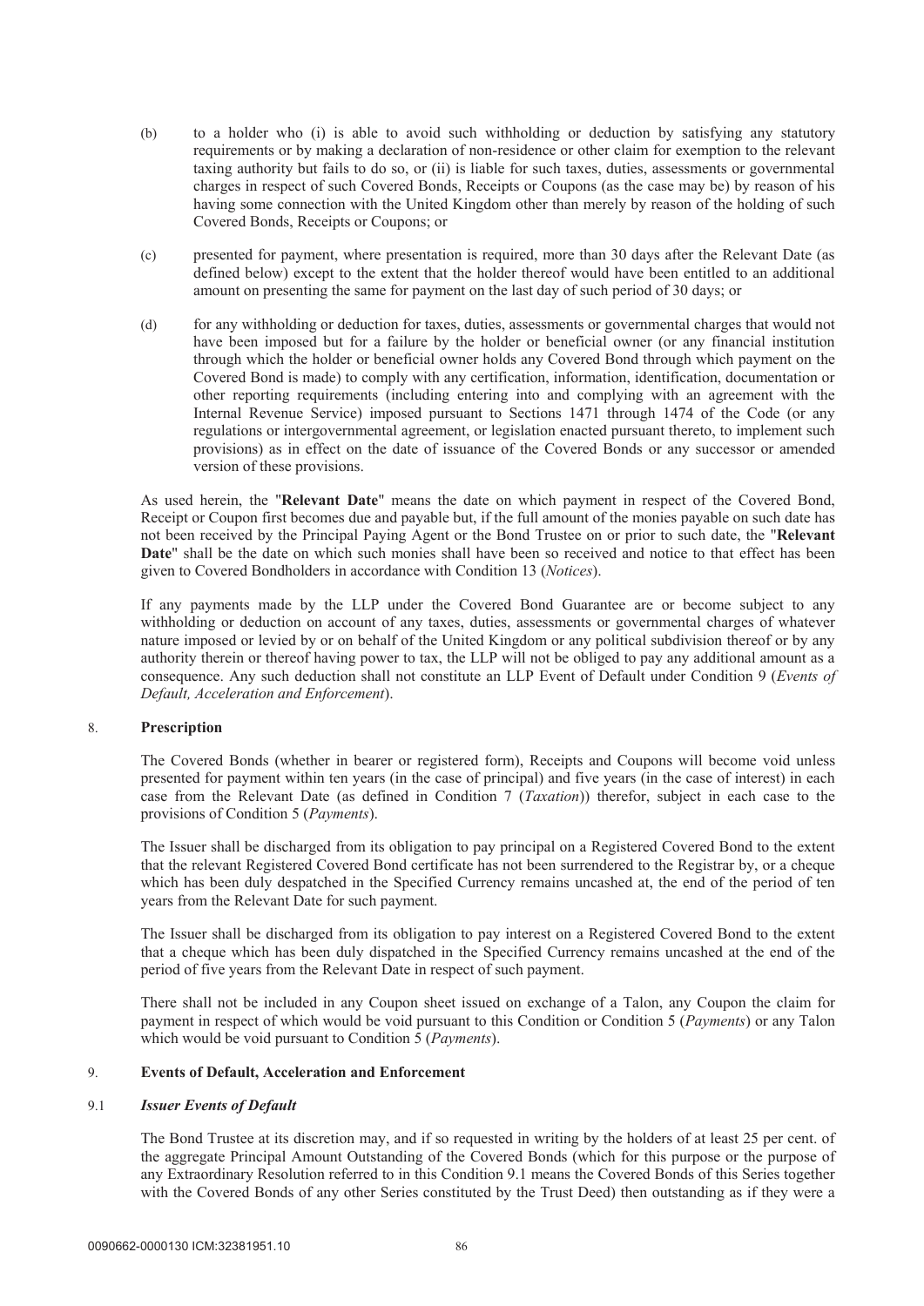(b) to a holder who (i) is able to avoid such withholding or deduction by satisfying any statutory requirements or by making a declaration of non-residence or other claim for exemption to the relevant taxing authority but fails to do so, or (ii) is liable for such taxes, duties, assessments or governmental charges in respect of such Covered Bonds, Receipts or Coupons (as the case may be) by reason of his having some connection with the United Kingdom other than merely by reason of the holding of such Covered Bonds, Receipts or Coupons; or

(c) presented for payment, where presentation is required, more than 30 days after the Relevant Date (as defined below) except to the extent that the holder thereof would have been entitled to an additional amount on presenting the same for payment on the last day of such period of 30 days; or

(d) for any withholding or deduction for taxes, duties, assessments or governmental charges that would not have been imposed but for a failure by the holder or beneficial owner (or any financial institution through which the holder or beneficial owner holds any Covered Bond through which payment on the Covered Bond is made) to comply with any certification, information, identification, documentation or other reporting requirements (including entering into and complying with an agreement with the Internal Revenue Service) imposed pursuant to Sections 1471 through 1474 of the Code (or any regulations or intergovernmental agreement, or legislation enacted pursuant thereto, to implement such provisions) as in effect on the date of issuance of the Covered Bonds or any successor or amended version of these provisions.

As used herein, the "**Relevant Date**" means the date on which payment in respect of the Covered Bond, Receipt or Coupon first becomes due and payable but, if the full amount of the monies payable on such date has not been received by the Principal Paying Agent or the Bond Trustee on or prior to such date, the "**Relevant Date**" shall be the date on which such monies shall have been so received and notice to that effect has been given to Covered Bondholders in accordance with Condition 13 (*Notices*).

If any payments made by the LLP under the Covered Bond Guarantee are or become subject to any withholding or deduction on account of any taxes, duties, assessments or governmental charges of whatever nature imposed or levied by or on behalf of the United Kingdom or any political subdivision thereof or by any authority therein or thereof having power to tax, the LLP will not be obliged to pay any additional amount as a consequence. Any such deduction shall not constitute an LLP Event of Default under Condition 9 (*Events of Default, Acceleration and Enforcement*).

## 8. Prescription

The Covered Bonds (whether in bearer or registered form), Receipts and Coupons will become void unless presented for payment within ten years (in the case of principal) and five years (in the case of interest) in each case from the Relevant Date (as defined in Condition 7 (*Taxation*)) therefor, subject in each case to the provisions of Condition 5 (*Payments*).

The Issuer shall be discharged from its obligation to pay principal on a Registered Covered Bond to the extent that the relevant Registered Covered Bond certificate has not been surrendered to the Registrar by, or a cheque which has been duly despatched in the Specified Currency remains uncashed at, the end of the period of ten years from the Relevant Date for such payment.

The Issuer shall be discharged from its obligation to pay interest on a Registered Covered Bond to the extent that a cheque which has been duly dispatched in the Specified Currency remains uncashed at the end of the period of five years from the Relevant Date in respect of such payment.

There shall not be included in any Coupon sheet issued on exchange of a Talon, any Coupon the claim for payment in respect of which would be void pursuant to this Condition or Condition 5 (*Payments*) or any Talon which would be void pursuant to Condition 5 (*Payments*).

## 9. Events of Default, Acceleration and Enforcement

### 9.1 *Issuer Events of Default*

The Bond Trustee at its discretion may, and if so requested in writing by the holders of at least 25 per cent. of the aggregate Principal Amount Outstanding of the Covered Bonds (which for this purpose or the purpose of any Extraordinary Resolution referred to in this Condition 9.1 means the Covered Bonds of this Series together with the Covered Bonds of any other Series constituted by the Trust Deed) then outstanding as if they were a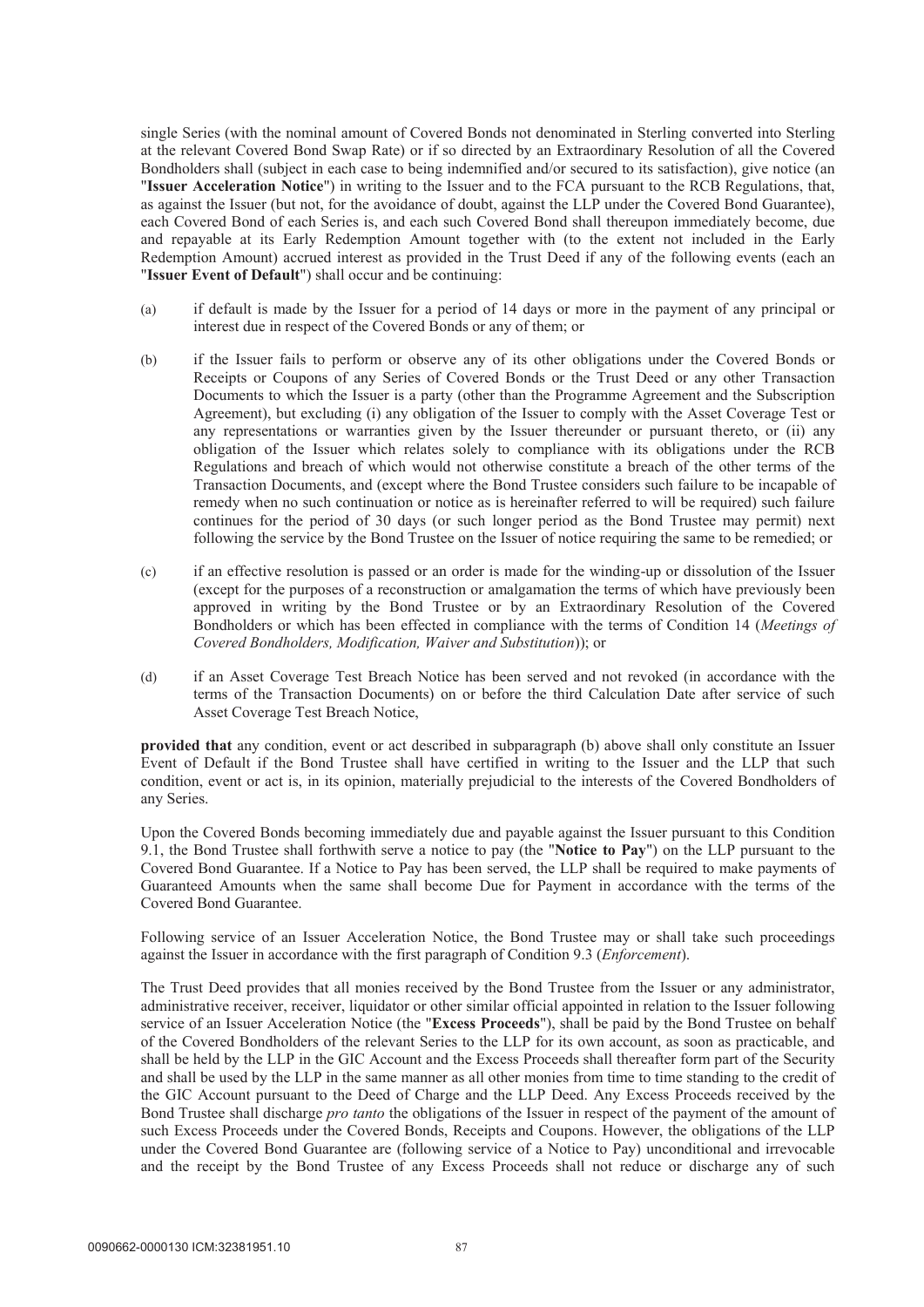single Series (with the nominal amount of Covered Bonds not denominated in Sterling converted into Sterling at the relevant Covered Bond Swap Rate) or if so directed by an Extraordinary Resolution of all the Covered Bondholders shall (subject in each case to being indemnified and/or secured to its satisfaction), give notice (an "**Issuer Acceleration Notice**") in writing to the Issuer and to the FCA pursuant to the RCB Regulations, that, as against the Issuer (but not, for the avoidance of doubt, against the LLP under the Covered Bond Guarantee), each Covered Bond of each Series is, and each such Covered Bond shall thereupon immediately become, due and repayable at its Early Redemption Amount together with (to the extent not included in the Early Redemption Amount) accrued interest as provided in the Trust Deed if any of the following events (each an "**Issuer Event of Default**") shall occur and be continuing:

(a) if default is made by the Issuer for a period of 14 days or more in the payment of any principal or interest due in respect of the Covered Bonds or any of them; or

(b) if the Issuer fails to perform or observe any of its other obligations under the Covered Bonds or Receipts or Coupons of any Series of Covered Bonds or the Trust Deed or any other Transaction Documents to which the Issuer is a party (other than the Programme Agreement and the Subscription Agreement), but excluding (i) any obligation of the Issuer to comply with the Asset Coverage Test or any representations or warranties given by the Issuer thereunder or pursuant thereto, or (ii) any obligation of the Issuer which relates solely to compliance with its obligations under the RCB Regulations and breach of which would not otherwise constitute a breach of the other terms of the Transaction Documents, and (except where the Bond Trustee considers such failure to be incapable of remedy when no such continuation or notice as is hereinafter referred to will be required) such failure continues for the period of 30 days (or such longer period as the Bond Trustee may permit) next following the service by the Bond Trustee on the Issuer of notice requiring the same to be remedied; or

(c) if an effective resolution is passed or an order is made for the winding-up or dissolution of the Issuer (except for the purposes of a reconstruction or amalgamation the terms of which have previously been approved in writing by the Bond Trustee or by an Extraordinary Resolution of the Covered Bondholders or which has been effected in compliance with the terms of Condition 14 (*Meetings of Covered Bondholders, Modification, Waiver and Substitution*)); or

(d) if an Asset Coverage Test Breach Notice has been served and not revoked (in accordance with the terms of the Transaction Documents) on or before the third Calculation Date after service of such Asset Coverage Test Breach Notice,

**provided that** any condition, event or act described in subparagraph (b) above shall only constitute an Issuer Event of Default if the Bond Trustee shall have certified in writing to the Issuer and the LLP that such condition, event or act is, in its opinion, materially prejudicial to the interests of the Covered Bondholders of any Series.

Upon the Covered Bonds becoming immediately due and payable against the Issuer pursuant to this Condition 9.1, the Bond Trustee shall forthwith serve a notice to pay (the "**Notice to Pay**") on the LLP pursuant to the Covered Bond Guarantee. If a Notice to Pay has been served, the LLP shall be required to make payments of Guaranteed Amounts when the same shall become Due for Payment in accordance with the terms of the Covered Bond Guarantee.

Following service of an Issuer Acceleration Notice, the Bond Trustee may or shall take such proceedings against the Issuer in accordance with the first paragraph of Condition 9.3 (*Enforcement*).

The Trust Deed provides that all monies received by the Bond Trustee from the Issuer or any administrator, administrative receiver, receiver, liquidator or other similar official appointed in relation to the Issuer following service of an Issuer Acceleration Notice (the "**Excess Proceeds**"), shall be paid by the Bond Trustee on behalf of the Covered Bondholders of the relevant Series to the LLP for its own account, as soon as practicable, and shall be held by the LLP in the GIC Account and the Excess Proceeds shall thereafter form part of the Security and shall be used by the LLP in the same manner as all other monies from time to time standing to the credit of the GIC Account pursuant to the Deed of Charge and the LLP Deed. Any Excess Proceeds received by the Bond Trustee shall discharge *pro tanto* the obligations of the Issuer in respect of the payment of the amount of such Excess Proceeds under the Covered Bonds, Receipts and Coupons. However, the obligations of the LLP under the Covered Bond Guarantee are (following service of a Notice to Pay) unconditional and irrevocable and the receipt by the Bond Trustee of any Excess Proceeds shall not reduce or discharge any of such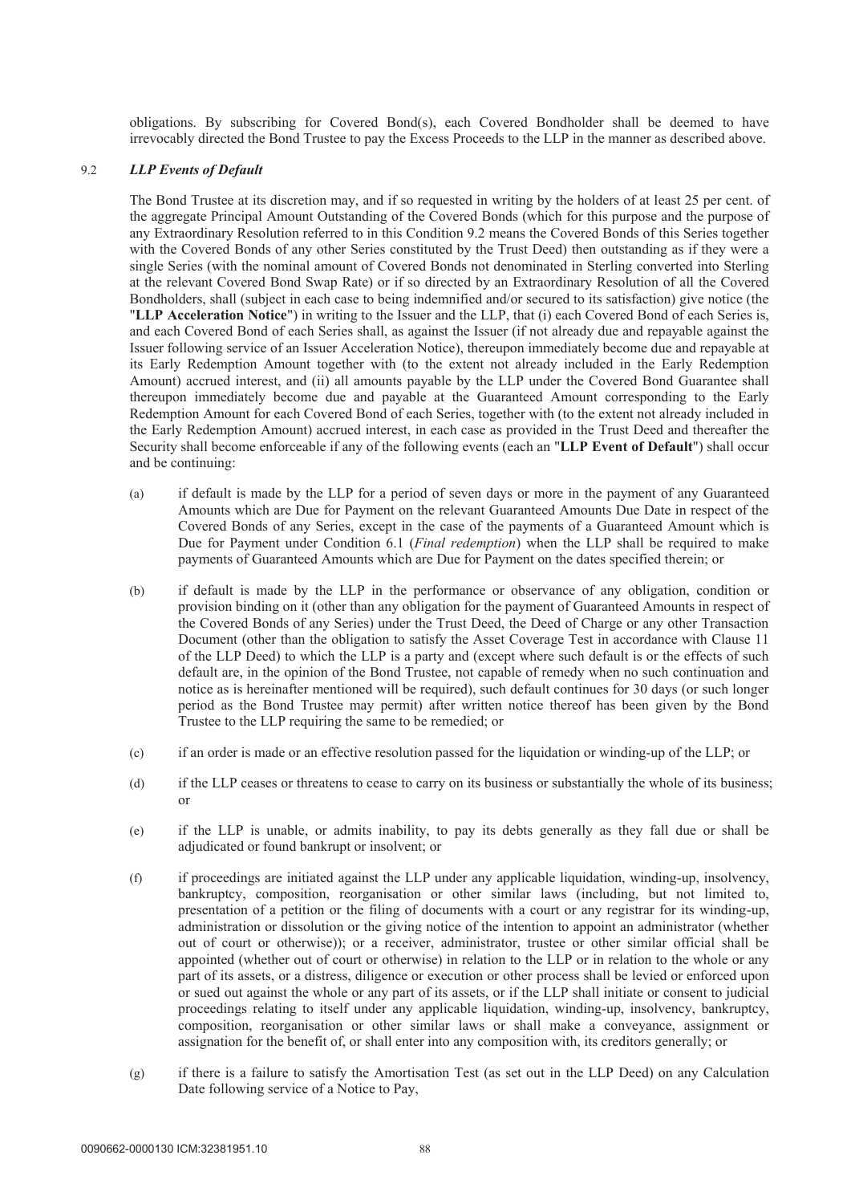obligations. By subscribing for Covered Bond(s), each Covered Bondholder shall be deemed to have irrevocably directed the Bond Trustee to pay the Excess Proceeds to the LLP in the manner as described above.

### 9.2 *LLP Events of Default*

The Bond Trustee at its discretion may, and if so requested in writing by the holders of at least 25 per cent. of the aggregate Principal Amount Outstanding of the Covered Bonds (which for this purpose and the purpose of any Extraordinary Resolution referred to in this Condition 9.2 means the Covered Bonds of this Series together with the Covered Bonds of any other Series constituted by the Trust Deed) then outstanding as if they were a single Series (with the nominal amount of Covered Bonds not denominated in Sterling converted into Sterling at the relevant Covered Bond Swap Rate) or if so directed by an Extraordinary Resolution of all the Covered Bondholders, shall (subject in each case to being indemnified and/or secured to its satisfaction) give notice (the "**LLP Acceleration Notice**") in writing to the Issuer and the LLP, that (i) each Covered Bond of each Series is, and each Covered Bond of each Series shall, as against the Issuer (if not already due and repayable against the Issuer following service of an Issuer Acceleration Notice), thereupon immediately become due and repayable at its Early Redemption Amount together with (to the extent not already included in the Early Redemption Amount) accrued interest, and (ii) all amounts payable by the LLP under the Covered Bond Guarantee shall thereupon immediately become due and payable at the Guaranteed Amount corresponding to the Early Redemption Amount for each Covered Bond of each Series, together with (to the extent not already included in the Early Redemption Amount) accrued interest, in each case as provided in the Trust Deed and thereafter the Security shall become enforceable if any of the following events (each an "**LLP Event of Default**") shall occur and be continuing:

(a) if default is made by the LLP for a period of seven days or more in the payment of any Guaranteed Amounts which are Due for Payment on the relevant Guaranteed Amounts Due Date in respect of the Covered Bonds of any Series, except in the case of the payments of a Guaranteed Amount which is Due for Payment under Condition 6.1 (*Final redemption*) when the LLP shall be required to make payments of Guaranteed Amounts which are Due for Payment on the dates specified therein; or

(b) if default is made by the LLP in the performance or observance of any obligation, condition or provision binding on it (other than any obligation for the payment of Guaranteed Amounts in respect of the Covered Bonds of any Series) under the Trust Deed, the Deed of Charge or any other Transaction Document (other than the obligation to satisfy the Asset Coverage Test in accordance with Clause 11 of the LLP Deed) to which the LLP is a party and (except where such default is or the effects of such default are, in the opinion of the Bond Trustee, not capable of remedy when no such continuation and notice as is hereinafter mentioned will be required), such default continues for 30 days (or such longer period as the Bond Trustee may permit) after written notice thereof has been given by the Bond Trustee to the LLP requiring the same to be remedied; or

(c) if an order is made or an effective resolution passed for the liquidation or winding-up of the LLP; or

(d) if the LLP ceases or threatens to cease to carry on its business or substantially the whole of its business; or

(e) if the LLP is unable, or admits inability, to pay its debts generally as they fall due or shall be adjudicated or found bankrupt or insolvent; or

(f) if proceedings are initiated against the LLP under any applicable liquidation, winding-up, insolvency, bankruptcy, composition, reorganisation or other similar laws (including, but not limited to, presentation of a petition or the filing of documents with a court or any registrar for its winding-up, administration or dissolution or the giving notice of the intention to appoint an administrator (whether out of court or otherwise)); or a receiver, administrator, trustee or other similar official shall be appointed (whether out of court or otherwise) in relation to the LLP or in relation to the whole or any part of its assets, or a distress, diligence or execution or other process shall be levied or enforced upon or sued out against the whole or any part of its assets, or if the LLP shall initiate or consent to judicial proceedings relating to itself under any applicable liquidation, winding-up, insolvency, bankruptcy, composition, reorganisation or other similar laws or shall make a conveyance, assignment or assignation for the benefit of, or shall enter into any composition with, its creditors generally; or

(g) if there is a failure to satisfy the Amortisation Test (as set out in the LLP Deed) on any Calculation Date following service of a Notice to Pay,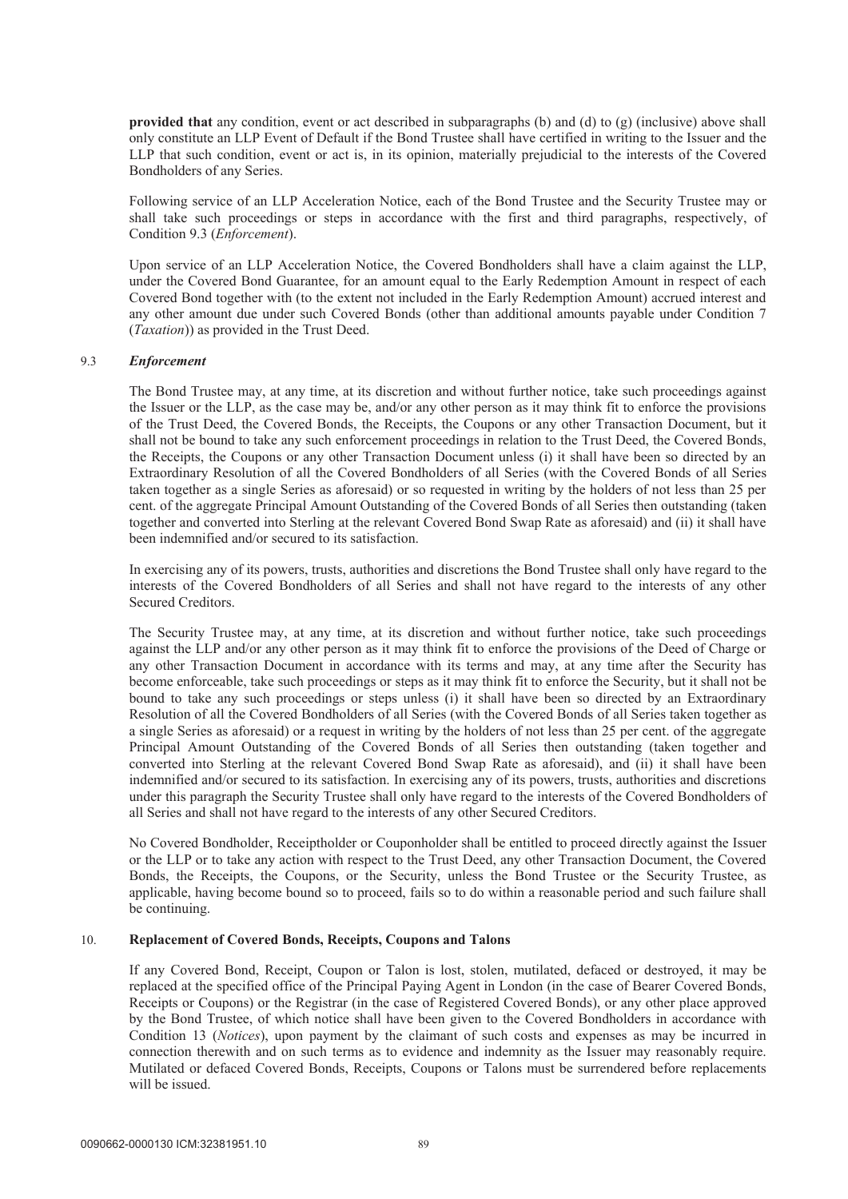**provided that** any condition, event or act described in subparagraphs (b) and (d) to (g) (inclusive) above shall only constitute an LLP Event of Default if the Bond Trustee shall have certified in writing to the Issuer and the LLP that such condition, event or act is, in its opinion, materially prejudicial to the interests of the Covered Bondholders of any Series.

Following service of an LLP Acceleration Notice, each of the Bond Trustee and the Security Trustee may or shall take such proceedings or steps in accordance with the first and third paragraphs, respectively, of Condition 9.3 (*Enforcement*).

Upon service of an LLP Acceleration Notice, the Covered Bondholders shall have a claim against the LLP, under the Covered Bond Guarantee, for an amount equal to the Early Redemption Amount in respect of each Covered Bond together with (to the extent not included in the Early Redemption Amount) accrued interest and any other amount due under such Covered Bonds (other than additional amounts payable under Condition 7 (*Taxation*)) as provided in the Trust Deed.

### 9.3 *Enforcement*

The Bond Trustee may, at any time, at its discretion and without further notice, take such proceedings against the Issuer or the LLP, as the case may be, and/or any other person as it may think fit to enforce the provisions of the Trust Deed, the Covered Bonds, the Receipts, the Coupons or any other Transaction Document, but it shall not be bound to take any such enforcement proceedings in relation to the Trust Deed, the Covered Bonds, the Receipts, the Coupons or any other Transaction Document unless (i) it shall have been so directed by an Extraordinary Resolution of all the Covered Bondholders of all Series (with the Covered Bonds of all Series taken together as a single Series as aforesaid) or so requested in writing by the holders of not less than 25 per cent. of the aggregate Principal Amount Outstanding of the Covered Bonds of all Series then outstanding (taken together and converted into Sterling at the relevant Covered Bond Swap Rate as aforesaid) and (ii) it shall have been indemnified and/or secured to its satisfaction.

In exercising any of its powers, trusts, authorities and discretions the Bond Trustee shall only have regard to the interests of the Covered Bondholders of all Series and shall not have regard to the interests of any other Secured Creditors.

The Security Trustee may, at any time, at its discretion and without further notice, take such proceedings against the LLP and/or any other person as it may think fit to enforce the provisions of the Deed of Charge or any other Transaction Document in accordance with its terms and may, at any time after the Security has become enforceable, take such proceedings or steps as it may think fit to enforce the Security, but it shall not be bound to take any such proceedings or steps unless (i) it shall have been so directed by an Extraordinary Resolution of all the Covered Bondholders of all Series (with the Covered Bonds of all Series taken together as a single Series as aforesaid) or a request in writing by the holders of not less than 25 per cent. of the aggregate Principal Amount Outstanding of the Covered Bonds of all Series then outstanding (taken together and converted into Sterling at the relevant Covered Bond Swap Rate as aforesaid), and (ii) it shall have been indemnified and/or secured to its satisfaction. In exercising any of its powers, trusts, authorities and discretions under this paragraph the Security Trustee shall only have regard to the interests of the Covered Bondholders of all Series and shall not have regard to the interests of any other Secured Creditors.

No Covered Bondholder, Receiptholder or Couponholder shall be entitled to proceed directly against the Issuer or the LLP or to take any action with respect to the Trust Deed, any other Transaction Document, the Covered Bonds, the Receipts, the Coupons, or the Security, unless the Bond Trustee or the Security Trustee, as applicable, having become bound so to proceed, fails so to do within a reasonable period and such failure shall be continuing.

## 10. Replacement of Covered Bonds, Receipts, Coupons and Talons

If any Covered Bond, Receipt, Coupon or Talon is lost, stolen, mutilated, defaced or destroyed, it may be replaced at the specified office of the Principal Paying Agent in London (in the case of Bearer Covered Bonds, Receipts or Coupons) or the Registrar (in the case of Registered Covered Bonds), or any other place approved by the Bond Trustee, of which notice shall have been given to the Covered Bondholders in accordance with Condition 13 (*Notices*), upon payment by the claimant of such costs and expenses as may be incurred in connection therewith and on such terms as to evidence and indemnity as the Issuer may reasonably require. Mutilated or defaced Covered Bonds, Receipts, Coupons or Talons must be surrendered before replacements will be issued.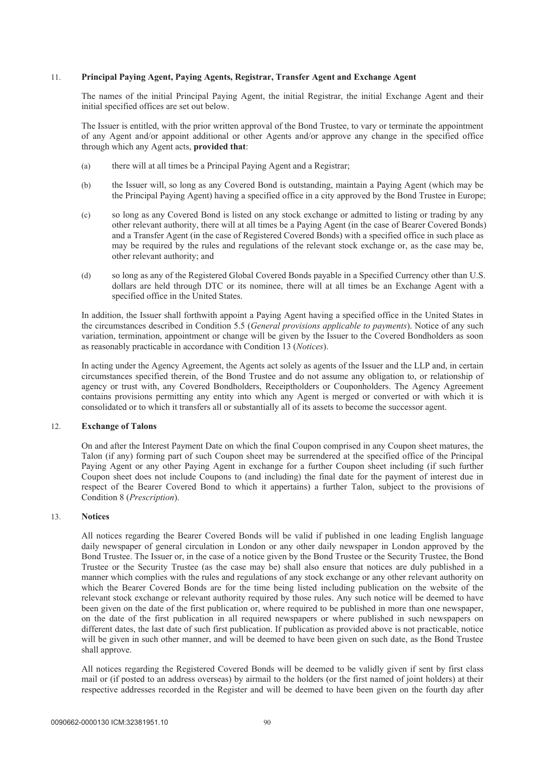## 11. **Principal Paying Agent, Paying Agents, Registrar, Transfer Agent and Exchange Agent**

The names of the initial Principal Paying Agent, the initial Registrar, the initial Exchange Agent and their initial specified offices are set out below.

The Issuer is entitled, with the prior written approval of the Bond Trustee, to vary or terminate the appointment of any Agent and/or appoint additional or other Agents and/or approve any change in the specified office through which any Agent acts, **provided that**:

(a) there will at all times be a Principal Paying Agent and a Registrar;

(b) the Issuer will, so long as any Covered Bond is outstanding, maintain a Paying Agent (which may be the Principal Paying Agent) having a specified office in a city approved by the Bond Trustee in Europe;

(c) so long as any Covered Bond is listed on any stock exchange or admitted to listing or trading by any other relevant authority, there will at all times be a Paying Agent (in the case of Bearer Covered Bonds) and a Transfer Agent (in the case of Registered Covered Bonds) with a specified office in such place as may be required by the rules and regulations of the relevant stock exchange or, as the case may be, other relevant authority; and

(d) so long as any of the Registered Global Covered Bonds payable in a Specified Currency other than U.S. dollars are held through DTC or its nominee, there will at all times be an Exchange Agent with a specified office in the United States.

In addition, the Issuer shall forthwith appoint a Paying Agent having a specified office in the United States in the circumstances described in Condition 5.5 (*General provisions applicable to payments*). Notice of any such variation, termination, appointment or change will be given by the Issuer to the Covered Bondholders as soon as reasonably practicable in accordance with Condition 13 (*Notices*).

In acting under the Agency Agreement, the Agents act solely as agents of the Issuer and the LLP and, in certain circumstances specified therein, of the Bond Trustee and do not assume any obligation to, or relationship of agency or trust with, any Covered Bondholders, Receiptholders or Couponholders. The Agency Agreement contains provisions permitting any entity into which any Agent is merged or converted or with which it is consolidated or to which it transfers all or substantially all of its assets to become the successor agent.

## 12. **Exchange of Talons**

On and after the Interest Payment Date on which the final Coupon comprised in any Coupon sheet matures, the Talon (if any) forming part of such Coupon sheet may be surrendered at the specified office of the Principal Paying Agent or any other Paying Agent in exchange for a further Coupon sheet including (if such further Coupon sheet does not include Coupons to (and including) the final date for the payment of interest due in respect of the Bearer Covered Bond to which it appertains) a further Talon, subject to the provisions of Condition 8 (*Prescription*).

## 13. **Notices**

All notices regarding the Bearer Covered Bonds will be valid if published in one leading English language daily newspaper of general circulation in London or any other daily newspaper in London approved by the Bond Trustee. The Issuer or, in the case of a notice given by the Bond Trustee or the Security Trustee, the Bond Trustee or the Security Trustee (as the case may be) shall also ensure that notices are duly published in a manner which complies with the rules and regulations of any stock exchange or any other relevant authority on which the Bearer Covered Bonds are for the time being listed including publication on the website of the relevant stock exchange or relevant authority required by those rules. Any such notice will be deemed to have been given on the date of the first publication or, where required to be published in more than one newspaper, on the date of the first publication in all required newspapers or where published in such newspapers on different dates, the last date of such first publication. If publication as provided above is not practicable, notice will be given in such other manner, and will be deemed to have been given on such date, as the Bond Trustee shall approve.

All notices regarding the Registered Covered Bonds will be deemed to be validly given if sent by first class mail or (if posted to an address overseas) by airmail to the holders (or the first named of joint holders) at their respective addresses recorded in the Register and will be deemed to have been given on the fourth day after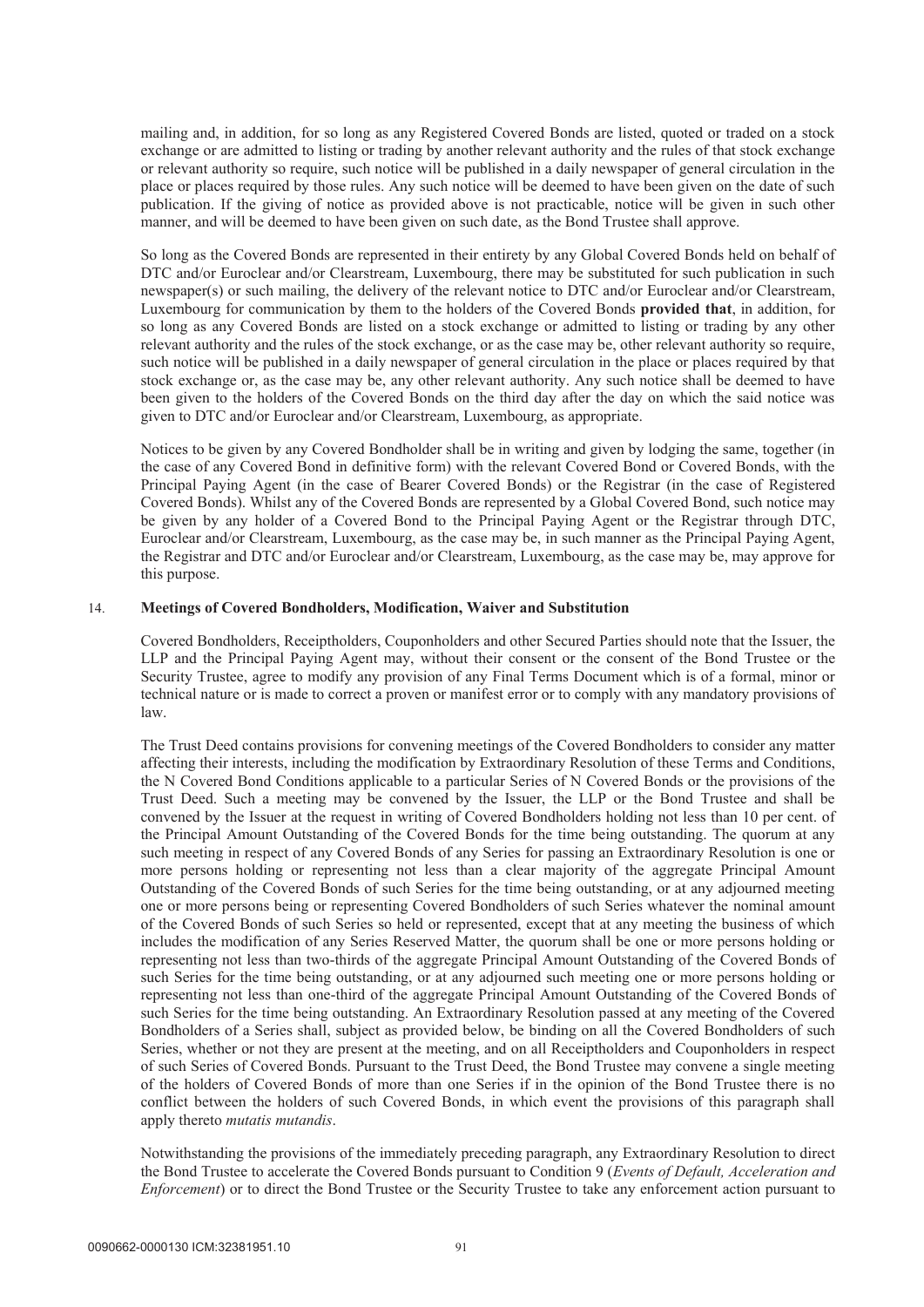mailing and, in addition, for so long as any Registered Covered Bonds are listed, quoted or traded on a stock exchange or are admitted to listing or trading by another relevant authority and the rules of that stock exchange or relevant authority so require, such notice will be published in a daily newspaper of general circulation in the place or places required by those rules. Any such notice will be deemed to have been given on the date of such publication. If the giving of notice as provided above is not practicable, notice will be given in such other manner, and will be deemed to have been given on such date, as the Bond Trustee shall approve.

So long as the Covered Bonds are represented in their entirety by any Global Covered Bonds held on behalf of DTC and/or Euroclear and/or Clearstream, Luxembourg, there may be substituted for such publication in such newspaper(s) or such mailing, the delivery of the relevant notice to DTC and/or Euroclear and/or Clearstream, Luxembourg for communication by them to the holders of the Covered Bonds **provided that**, in addition, for so long as any Covered Bonds are listed on a stock exchange or admitted to listing or trading by any other relevant authority and the rules of the stock exchange, or as the case may be, other relevant authority so require, such notice will be published in a daily newspaper of general circulation in the place or places required by that stock exchange or, as the case may be, any other relevant authority. Any such notice shall be deemed to have been given to the holders of the Covered Bonds on the third day after the day on which the said notice was given to DTC and/or Euroclear and/or Clearstream, Luxembourg, as appropriate.

Notices to be given by any Covered Bondholder shall be in writing and given by lodging the same, together (in the case of any Covered Bond in definitive form) with the relevant Covered Bond or Covered Bonds, with the Principal Paying Agent (in the case of Bearer Covered Bonds) or the Registrar (in the case of Registered Covered Bonds). Whilst any of the Covered Bonds are represented by a Global Covered Bond, such notice may be given by any holder of a Covered Bond to the Principal Paying Agent or the Registrar through DTC, Euroclear and/or Clearstream, Luxembourg, as the case may be, in such manner as the Principal Paying Agent, the Registrar and DTC and/or Euroclear and/or Clearstream, Luxembourg, as the case may be, may approve for this purpose.

## 14. Meetings of Covered Bondholders, Modification, Waiver and Substitution

Covered Bondholders, Receiptholders, Couponholders and other Secured Parties should note that the Issuer, the LLP and the Principal Paying Agent may, without their consent or the consent of the Bond Trustee or the Security Trustee, agree to modify any provision of any Final Terms Document which is of a formal, minor or technical nature or is made to correct a proven or manifest error or to comply with any mandatory provisions of law.

The Trust Deed contains provisions for convening meetings of the Covered Bondholders to consider any matter affecting their interests, including the modification by Extraordinary Resolution of these Terms and Conditions, the N Covered Bond Conditions applicable to a particular Series of N Covered Bonds or the provisions of the Trust Deed. Such a meeting may be convened by the Issuer, the LLP or the Bond Trustee and shall be convened by the Issuer at the request in writing of Covered Bondholders holding not less than 10 per cent. of the Principal Amount Outstanding of the Covered Bonds for the time being outstanding. The quorum at any such meeting in respect of any Covered Bonds of any Series for passing an Extraordinary Resolution is one or more persons holding or representing not less than a clear majority of the aggregate Principal Amount Outstanding of the Covered Bonds of such Series for the time being outstanding, or at any adjourned meeting one or more persons being or representing Covered Bondholders of such Series whatever the nominal amount of the Covered Bonds of such Series so held or represented, except that at any meeting the business of which includes the modification of any Series Reserved Matter, the quorum shall be one or more persons holding or representing not less than two-thirds of the aggregate Principal Amount Outstanding of the Covered Bonds of such Series for the time being outstanding, or at any adjourned such meeting one or more persons holding or representing not less than one-third of the aggregate Principal Amount Outstanding of the Covered Bonds of such Series for the time being outstanding. An Extraordinary Resolution passed at any meeting of the Covered Bondholders of a Series shall, subject as provided below, be binding on all the Covered Bondholders of such Series, whether or not they are present at the meeting, and on all Receiptholders and Couponholders in respect of such Series of Covered Bonds. Pursuant to the Trust Deed, the Bond Trustee may convene a single meeting of the holders of Covered Bonds of more than one Series if in the opinion of the Bond Trustee there is no conflict between the holders of such Covered Bonds, in which event the provisions of this paragraph shall apply thereto *mutatis mutandis*.

Notwithstanding the provisions of the immediately preceding paragraph, any Extraordinary Resolution to direct the Bond Trustee to accelerate the Covered Bonds pursuant to Condition 9 (*Events of Default, Acceleration and Enforcement*) or to direct the Bond Trustee or the Security Trustee to take any enforcement action pursuant to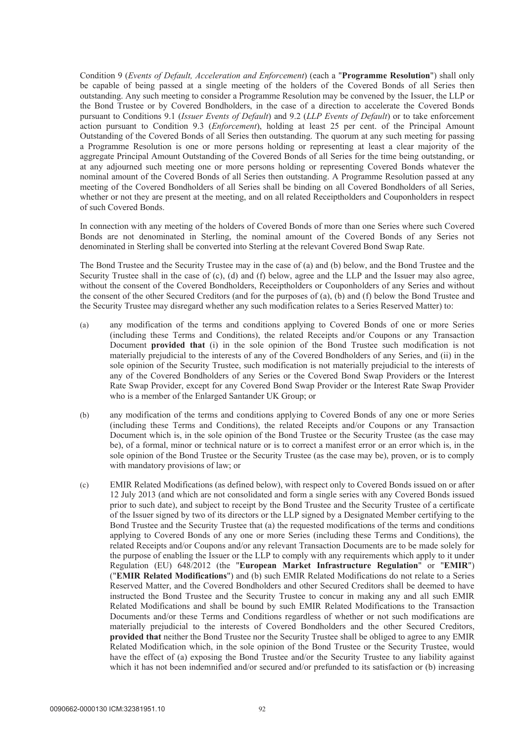Condition 9 (*Events of Default, Acceleration and Enforcement*) (each a "**Programme Resolution**") shall only be capable of being passed at a single meeting of the holders of the Covered Bonds of all Series then outstanding. Any such meeting to consider a Programme Resolution may be convened by the Issuer, the LLP or the Bond Trustee or by Covered Bondholders, in the case of a direction to accelerate the Covered Bonds pursuant to Conditions 9.1 (*Issuer Events of Default*) and 9.2 (*LLP Events of Default*) or to take enforcement action pursuant to Condition 9.3 (*Enforcement*), holding at least 25 per cent. of the Principal Amount Outstanding of the Covered Bonds of all Series then outstanding. The quorum at any such meeting for passing a Programme Resolution is one or more persons holding or representing at least a clear majority of the aggregate Principal Amount Outstanding of the Covered Bonds of all Series for the time being outstanding, or at any adjourned such meeting one or more persons holding or representing Covered Bonds whatever the nominal amount of the Covered Bonds of all Series then outstanding. A Programme Resolution passed at any meeting of the Covered Bondholders of all Series shall be binding on all Covered Bondholders of all Series, whether or not they are present at the meeting, and on all related Receiptholders and Couponholders in respect of such Covered Bonds.

In connection with any meeting of the holders of Covered Bonds of more than one Series where such Covered Bonds are not denominated in Sterling, the nominal amount of the Covered Bonds of any Series not denominated in Sterling shall be converted into Sterling at the relevant Covered Bond Swap Rate.

The Bond Trustee and the Security Trustee may in the case of (a) and (b) below, and the Bond Trustee and the Security Trustee shall in the case of (c), (d) and (f) below, agree and the LLP and the Issuer may also agree, without the consent of the Covered Bondholders, Receiptholders or Couponholders of any Series and without the consent of the other Secured Creditors (and for the purposes of (a), (b) and (f) below the Bond Trustee and the Security Trustee may disregard whether any such modification relates to a Series Reserved Matter) to:

(a) any modification of the terms and conditions applying to Covered Bonds of one or more Series (including these Terms and Conditions), the related Receipts and/or Coupons or any Transaction Document **provided that** (i) in the sole opinion of the Bond Trustee such modification is not materially prejudicial to the interests of any of the Covered Bondholders of any Series, and (ii) in the sole opinion of the Security Trustee, such modification is not materially prejudicial to the interests of any of the Covered Bondholders of any Series or the Covered Bond Swap Providers or the Interest Rate Swap Provider, except for any Covered Bond Swap Provider or the Interest Rate Swap Provider who is a member of the Enlarged Santander UK Group; or

(b) any modification of the terms and conditions applying to Covered Bonds of any one or more Series (including these Terms and Conditions), the related Receipts and/or Coupons or any Transaction Document which is, in the sole opinion of the Bond Trustee or the Security Trustee (as the case may be), of a formal, minor or technical nature or is to correct a manifest error or an error which is, in the sole opinion of the Bond Trustee or the Security Trustee (as the case may be), proven, or is to comply with mandatory provisions of law; or

(c) EMIR Related Modifications (as defined below), with respect only to Covered Bonds issued on or after 12 July 2013 (and which are not consolidated and form a single series with any Covered Bonds issued prior to such date), and subject to receipt by the Bond Trustee and the Security Trustee of a certificate of the Issuer signed by two of its directors or the LLP signed by a Designated Member certifying to the Bond Trustee and the Security Trustee that (a) the requested modifications of the terms and conditions applying to Covered Bonds of any one or more Series (including these Terms and Conditions), the related Receipts and/or Coupons and/or any relevant Transaction Documents are to be made solely for the purpose of enabling the Issuer or the LLP to comply with any requirements which apply to it under Regulation (EU) 648/2012 (the "**European Market Infrastructure Regulation**" or "**EMIR**") ("**EMIR Related Modifications**") and (b) such EMIR Related Modifications do not relate to a Series Reserved Matter, and the Covered Bondholders and other Secured Creditors shall be deemed to have instructed the Bond Trustee and the Security Trustee to concur in making any and all such EMIR Related Modifications and shall be bound by such EMIR Related Modifications to the Transaction Documents and/or these Terms and Conditions regardless of whether or not such modifications are materially prejudicial to the interests of Covered Bondholders and the other Secured Creditors, **provided that** neither the Bond Trustee nor the Security Trustee shall be obliged to agree to any EMIR Related Modification which, in the sole opinion of the Bond Trustee or the Security Trustee, would have the effect of (a) exposing the Bond Trustee and/or the Security Trustee to any liability against which it has not been indemnified and/or secured and/or prefunded to its satisfaction or (b) increasing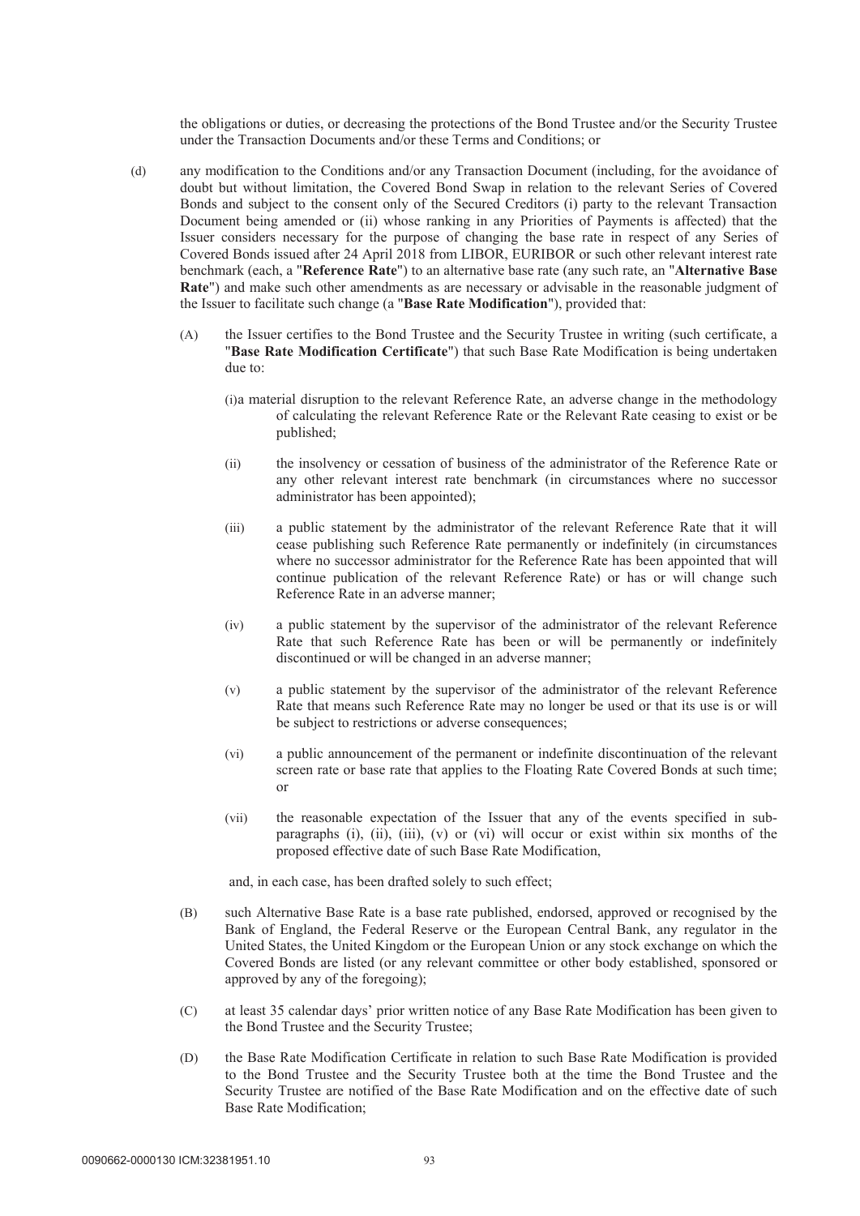the obligations or duties, or decreasing the protections of the Bond Trustee and/or the Security Trustee under the Transaction Documents and/or these Terms and Conditions; or

(d) any modification to the Conditions and/or any Transaction Document (including, for the avoidance of doubt but without limitation, the Covered Bond Swap in relation to the relevant Series of Covered Bonds and subject to the consent only of the Secured Creditors (i) party to the relevant Transaction Document being amended or (ii) whose ranking in any Priorities of Payments is affected) that the Issuer considers necessary for the purpose of changing the base rate in respect of any Series of Covered Bonds issued after 24 April 2018 from LIBOR, EURIBOR or such other relevant interest rate benchmark (each, a "**Reference Rate**") to an alternative base rate (any such rate, an "**Alternative Base Rate**") and make such other amendments as are necessary or advisable in the reasonable judgment of the Issuer to facilitate such change (a "**Base Rate Modification**"), provided that:

   (A) the Issuer certifies to the Bond Trustee and the Security Trustee in writing (such certificate, a "**Base Rate Modification Certificate**") that such Base Rate Modification is being undertaken due to:

      (i) a material disruption to the relevant Reference Rate, an adverse change in the methodology of calculating the relevant Reference Rate or the Relevant Rate ceasing to exist or be published;

      (ii) the insolvency or cessation of business of the administrator of the Reference Rate or any other relevant interest rate benchmark (in circumstances where no successor administrator has been appointed);

      (iii) a public statement by the administrator of the relevant Reference Rate that it will cease publishing such Reference Rate permanently or indefinitely (in circumstances where no successor administrator for the Reference Rate has been appointed that will continue publication of the relevant Reference Rate) or has or will change such Reference Rate in an adverse manner;

      (iv) a public statement by the supervisor of the administrator of the relevant Reference Rate that such Reference Rate has been or will be permanently or indefinitely discontinued or will be changed in an adverse manner;

      (v) a public statement by the supervisor of the administrator of the relevant Reference Rate that means such Reference Rate may no longer be used or that its use is or will be subject to restrictions or adverse consequences;

      (vi) a public announcement of the permanent or indefinite discontinuation of the relevant screen rate or base rate that applies to the Floating Rate Covered Bonds at such time; or

      (vii) the reasonable expectation of the Issuer that any of the events specified in sub-paragraphs (i), (ii), (iii), (v) or (vi) will occur or exist within six months of the proposed effective date of such Base Rate Modification,

   and, in each case, has been drafted solely to such effect;

   (B) such Alternative Base Rate is a base rate published, endorsed, approved or recognised by the Bank of England, the Federal Reserve or the European Central Bank, any regulator in the United States, the United Kingdom or the European Union or any stock exchange on which the Covered Bonds are listed (or any relevant committee or other body established, sponsored or approved by any of the foregoing);

   (C) at least 35 calendar days' prior written notice of any Base Rate Modification has been given to the Bond Trustee and the Security Trustee;

   (D) the Base Rate Modification Certificate in relation to such Base Rate Modification is provided to the Bond Trustee and the Security Trustee both at the time the Bond Trustee and the Security Trustee are notified of the Base Rate Modification and on the effective date of such Base Rate Modification;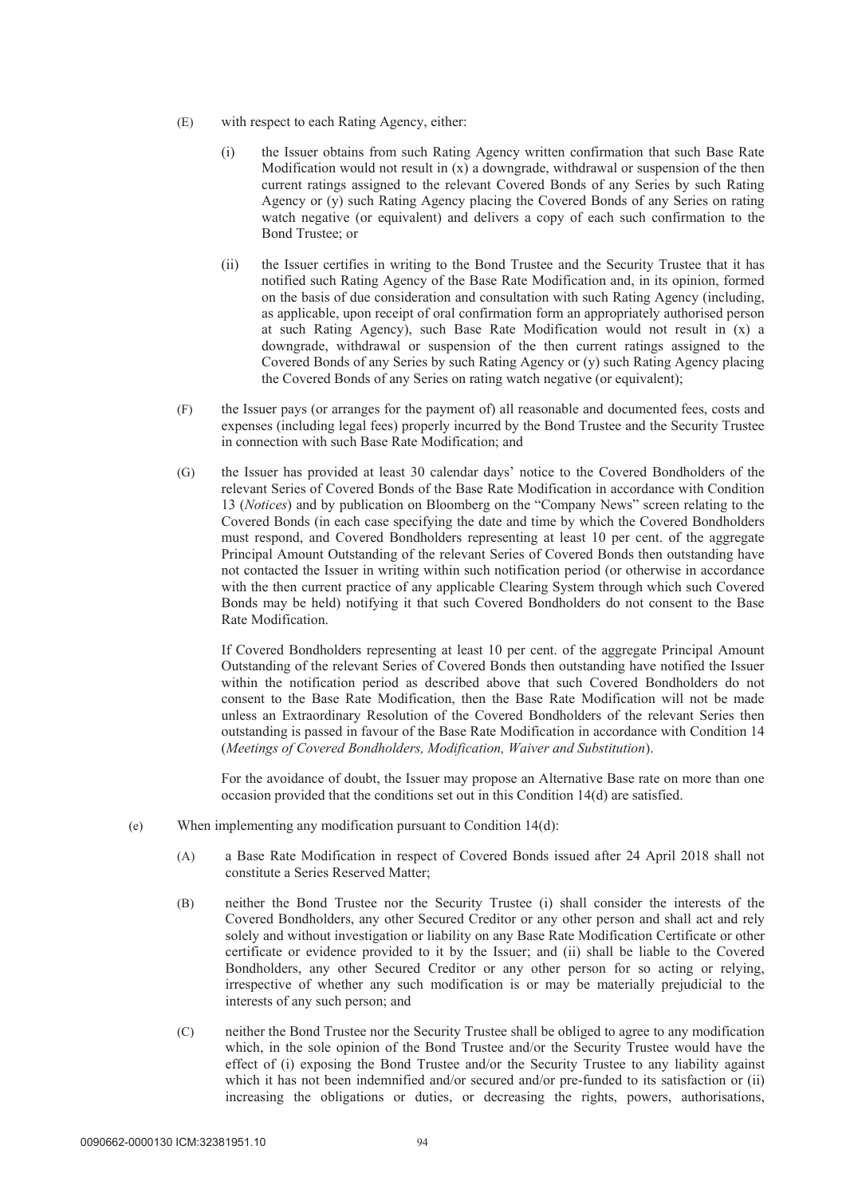(E) with respect to each Rating Agency, either:

(i) the Issuer obtains from such Rating Agency written confirmation that such Base Rate Modification would not result in (x) a downgrade, withdrawal or suspension of the then current ratings assigned to the relevant Covered Bonds of any Series by such Rating Agency or (y) such Rating Agency placing the Covered Bonds of any Series on rating watch negative (or equivalent) and delivers a copy of each such confirmation to the Bond Trustee; or

(ii) the Issuer certifies in writing to the Bond Trustee and the Security Trustee that it has notified such Rating Agency of the Base Rate Modification and, in its opinion, formed on the basis of due consideration and consultation with such Rating Agency (including, as applicable, upon receipt of oral confirmation form an appropriately authorised person at such Rating Agency), such Base Rate Modification would not result in (x) a downgrade, withdrawal or suspension of the then current ratings assigned to the Covered Bonds of any Series by such Rating Agency or (y) such Rating Agency placing the Covered Bonds of any Series on rating watch negative (or equivalent);

(F) the Issuer pays (or arranges for the payment of) all reasonable and documented fees, costs and expenses (including legal fees) properly incurred by the Bond Trustee and the Security Trustee in connection with such Base Rate Modification; and

(G) the Issuer has provided at least 30 calendar days' notice to the Covered Bondholders of the relevant Series of Covered Bonds of the Base Rate Modification in accordance with Condition 13 (*Notices*) and by publication on Bloomberg on the "Company News" screen relating to the Covered Bonds (in each case specifying the date and time by which the Covered Bondholders must respond, and Covered Bondholders representing at least 10 per cent. of the aggregate Principal Amount Outstanding of the relevant Series of Covered Bonds then outstanding have not contacted the Issuer in writing within such notification period (or otherwise in accordance with the then current practice of any applicable Clearing System through which such Covered Bonds may be held) notifying it that such Covered Bondholders do not consent to the Base Rate Modification.

If Covered Bondholders representing at least 10 per cent. of the aggregate Principal Amount Outstanding of the relevant Series of Covered Bonds then outstanding have notified the Issuer within the notification period as described above that such Covered Bondholders do not consent to the Base Rate Modification, then the Base Rate Modification will not be made unless an Extraordinary Resolution of the Covered Bondholders of the relevant Series then outstanding is passed in favour of the Base Rate Modification in accordance with Condition 14 (*Meetings of Covered Bondholders, Modification, Waiver and Substitution*).

For the avoidance of doubt, the Issuer may propose an Alternative Base rate on more than one occasion provided that the conditions set out in this Condition 14(d) are satisfied.

(e) When implementing any modification pursuant to Condition 14(d):

(A) a Base Rate Modification in respect of Covered Bonds issued after 24 April 2018 shall not constitute a Series Reserved Matter;

(B) neither the Bond Trustee nor the Security Trustee (i) shall consider the interests of the Covered Bondholders, any other Secured Creditor or any other person and shall act and rely solely and without investigation or liability on any Base Rate Modification Certificate or other certificate or evidence provided to it by the Issuer; and (ii) shall be liable to the Covered Bondholders, any other Secured Creditor or any other person for so acting or relying, irrespective of whether any such modification is or may be materially prejudicial to the interests of any such person; and

(C) neither the Bond Trustee nor the Security Trustee shall be obliged to agree to any modification which, in the sole opinion of the Bond Trustee and/or the Security Trustee would have the effect of (i) exposing the Bond Trustee and/or the Security Trustee to any liability against which it has not been indemnified and/or secured and/or pre-funded to its satisfaction or (ii) increasing the obligations or duties, or decreasing the rights, powers, authorisations,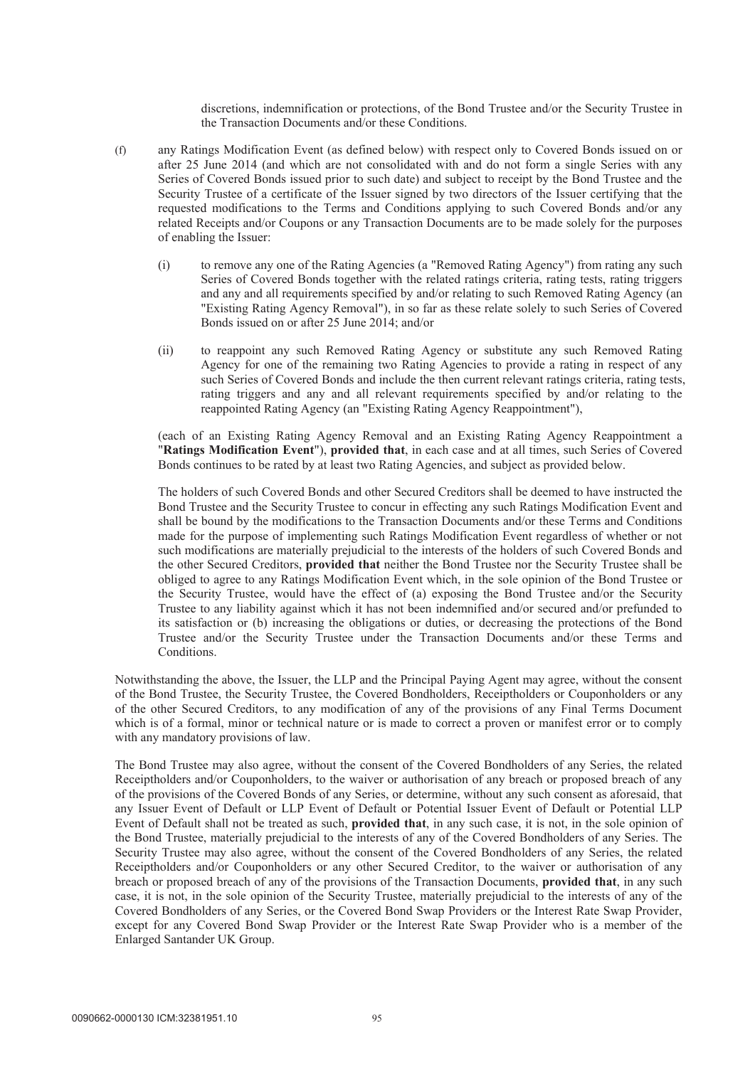discretions, indemnification or protections, of the Bond Trustee and/or the Security Trustee in the Transaction Documents and/or these Conditions.

(f) any Ratings Modification Event (as defined below) with respect only to Covered Bonds issued on or after 25 June 2014 (and which are not consolidated with and do not form a single Series with any Series of Covered Bonds issued prior to such date) and subject to receipt by the Bond Trustee and the Security Trustee of a certificate of the Issuer signed by two directors of the Issuer certifying that the requested modifications to the Terms and Conditions applying to such Covered Bonds and/or any related Receipts and/or Coupons or any Transaction Documents are to be made solely for the purposes of enabling the Issuer:

   (i) to remove any one of the Rating Agencies (a "Removed Rating Agency") from rating any such Series of Covered Bonds together with the related ratings criteria, rating tests, rating triggers and any and all requirements specified by and/or relating to such Removed Rating Agency (an "Existing Rating Agency Removal"), in so far as these relate solely to such Series of Covered Bonds issued on or after 25 June 2014; and/or

   (ii) to reappoint any such Removed Rating Agency or substitute any such Removed Rating Agency for one of the remaining two Rating Agencies to provide a rating in respect of any such Series of Covered Bonds and include the then current relevant ratings criteria, rating tests, rating triggers and any and all relevant requirements specified by and/or relating to the reappointed Rating Agency (an "Existing Rating Agency Reappointment"),

   (each of an Existing Rating Agency Removal and an Existing Rating Agency Reappointment a "**Ratings Modification Event**"), **provided that**, in each case and at all times, such Series of Covered Bonds continues to be rated by at least two Rating Agencies, and subject as provided below.

   The holders of such Covered Bonds and other Secured Creditors shall be deemed to have instructed the Bond Trustee and the Security Trustee to concur in effecting any such Ratings Modification Event and shall be bound by the modifications to the Transaction Documents and/or these Terms and Conditions made for the purpose of implementing such Ratings Modification Event regardless of whether or not such modifications are materially prejudicial to the interests of the holders of such Covered Bonds and the other Secured Creditors, **provided that** neither the Bond Trustee nor the Security Trustee shall be obliged to agree to any Ratings Modification Event which, in the sole opinion of the Bond Trustee or the Security Trustee, would have the effect of (a) exposing the Bond Trustee and/or the Security Trustee to any liability against which it has not been indemnified and/or secured and/or prefunded to its satisfaction or (b) increasing the obligations or duties, or decreasing the protections of the Bond Trustee and/or the Security Trustee under the Transaction Documents and/or these Terms and Conditions.

Notwithstanding the above, the Issuer, the LLP and the Principal Paying Agent may agree, without the consent of the Bond Trustee, the Security Trustee, the Covered Bondholders, Receiptholders or Couponholders or any of the other Secured Creditors, to any modification of any of the provisions of any Final Terms Document which is of a formal, minor or technical nature or is made to correct a proven or manifest error or to comply with any mandatory provisions of law.

The Bond Trustee may also agree, without the consent of the Covered Bondholders of any Series, the related Receiptholders and/or Couponholders, to the waiver or authorisation of any breach or proposed breach of any of the provisions of the Covered Bonds of any Series, or determine, without any such consent as aforesaid, that any Issuer Event of Default or LLP Event of Default or Potential Issuer Event of Default or Potential LLP Event of Default shall not be treated as such, **provided that**, in any such case, it is not, in the sole opinion of the Bond Trustee, materially prejudicial to the interests of any of the Covered Bondholders of any Series. The Security Trustee may also agree, without the consent of the Covered Bondholders of any Series, the related Receiptholders and/or Couponholders or any other Secured Creditor, to the waiver or authorisation of any breach or proposed breach of any of the provisions of the Transaction Documents, **provided that**, in any such case, it is not, in the sole opinion of the Security Trustee, materially prejudicial to the interests of any of the Covered Bondholders of any Series, or the Covered Bond Swap Providers or the Interest Rate Swap Provider, except for any Covered Bond Swap Provider or the Interest Rate Swap Provider who is a member of the Enlarged Santander UK Group.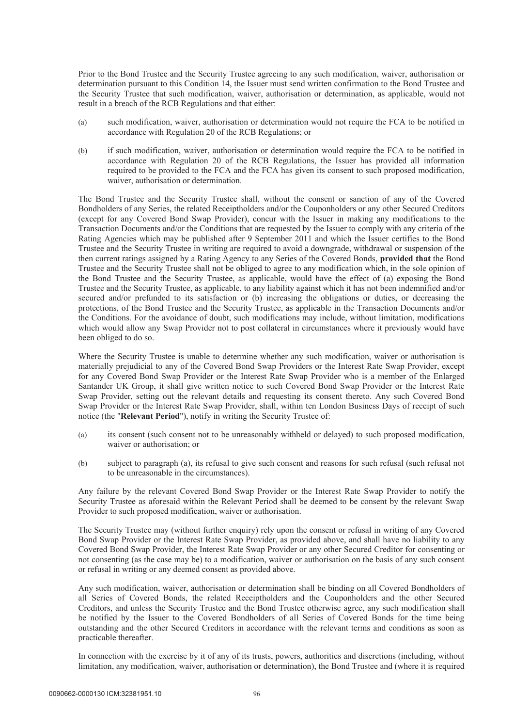Prior to the Bond Trustee and the Security Trustee agreeing to any such modification, waiver, authorisation or determination pursuant to this Condition 14, the Issuer must send written confirmation to the Bond Trustee and the Security Trustee that such modification, waiver, authorisation or determination, as applicable, would not result in a breach of the RCB Regulations and that either:

(a) such modification, waiver, authorisation or determination would not require the FCA to be notified in accordance with Regulation 20 of the RCB Regulations; or

(b) if such modification, waiver, authorisation or determination would require the FCA to be notified in accordance with Regulation 20 of the RCB Regulations, the Issuer has provided all information required to be provided to the FCA and the FCA has given its consent to such proposed modification, waiver, authorisation or determination.

The Bond Trustee and the Security Trustee shall, without the consent or sanction of any of the Covered Bondholders of any Series, the related Receiptholders and/or the Couponholders or any other Secured Creditors (except for any Covered Bond Swap Provider), concur with the Issuer in making any modifications to the Transaction Documents and/or the Conditions that are requested by the Issuer to comply with any criteria of the Rating Agencies which may be published after 9 September 2011 and which the Issuer certifies to the Bond Trustee and the Security Trustee in writing are required to avoid a downgrade, withdrawal or suspension of the then current ratings assigned by a Rating Agency to any Series of the Covered Bonds, **provided that** the Bond Trustee and the Security Trustee shall not be obliged to agree to any modification which, in the sole opinion of the Bond Trustee and the Security Trustee, as applicable, would have the effect of (a) exposing the Bond Trustee and the Security Trustee, as applicable, to any liability against which it has not been indemnified and/or secured and/or prefunded to its satisfaction or (b) increasing the obligations or duties, or decreasing the protections, of the Bond Trustee and the Security Trustee, as applicable in the Transaction Documents and/or the Conditions. For the avoidance of doubt, such modifications may include, without limitation, modifications which would allow any Swap Provider not to post collateral in circumstances where it previously would have been obliged to do so.

Where the Security Trustee is unable to determine whether any such modification, waiver or authorisation is materially prejudicial to any of the Covered Bond Swap Providers or the Interest Rate Swap Provider, except for any Covered Bond Swap Provider or the Interest Rate Swap Provider who is a member of the Enlarged Santander UK Group, it shall give written notice to such Covered Bond Swap Provider or the Interest Rate Swap Provider, setting out the relevant details and requesting its consent thereto. Any such Covered Bond Swap Provider or the Interest Rate Swap Provider, shall, within ten London Business Days of receipt of such notice (the "**Relevant Period**"), notify in writing the Security Trustee of:

(a) its consent (such consent not to be unreasonably withheld or delayed) to such proposed modification, waiver or authorisation; or

(b) subject to paragraph (a), its refusal to give such consent and reasons for such refusal (such refusal not to be unreasonable in the circumstances).

Any failure by the relevant Covered Bond Swap Provider or the Interest Rate Swap Provider to notify the Security Trustee as aforesaid within the Relevant Period shall be deemed to be consent by the relevant Swap Provider to such proposed modification, waiver or authorisation.

The Security Trustee may (without further enquiry) rely upon the consent or refusal in writing of any Covered Bond Swap Provider or the Interest Rate Swap Provider, as provided above, and shall have no liability to any Covered Bond Swap Provider, the Interest Rate Swap Provider or any other Secured Creditor for consenting or not consenting (as the case may be) to a modification, waiver or authorisation on the basis of any such consent or refusal in writing or any deemed consent as provided above.

Any such modification, waiver, authorisation or determination shall be binding on all Covered Bondholders of all Series of Covered Bonds, the related Receiptholders and the Couponholders and the other Secured Creditors, and unless the Security Trustee and the Bond Trustee otherwise agree, any such modification shall be notified by the Issuer to the Covered Bondholders of all Series of Covered Bonds for the time being outstanding and the other Secured Creditors in accordance with the relevant terms and conditions as soon as practicable thereafter.

In connection with the exercise by it of any of its trusts, powers, authorities and discretions (including, without limitation, any modification, waiver, authorisation or determination), the Bond Trustee and (where it is required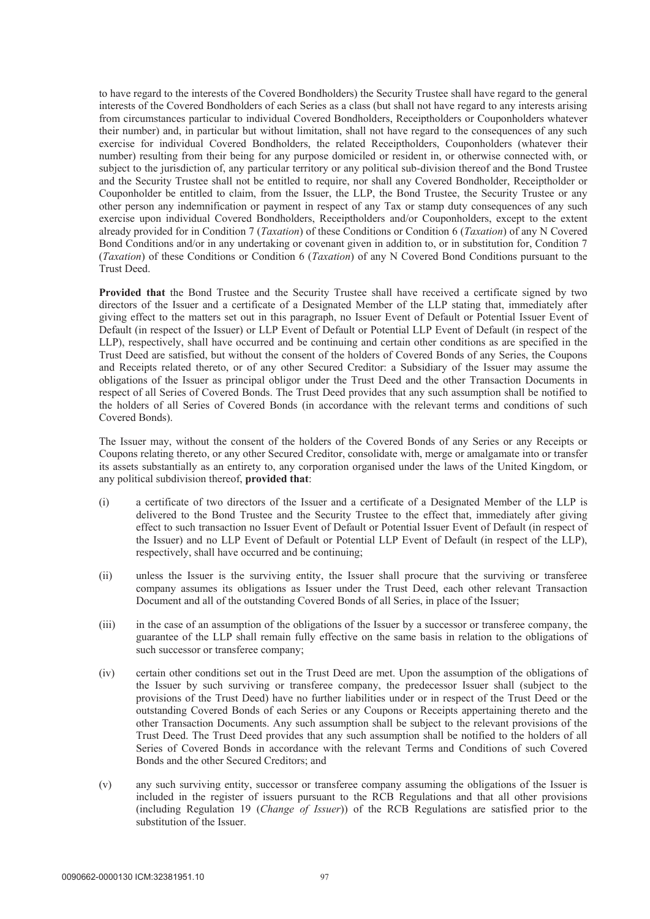to have regard to the interests of the Covered Bondholders) the Security Trustee shall have regard to the general interests of the Covered Bondholders of each Series as a class (but shall not have regard to any interests arising from circumstances particular to individual Covered Bondholders, Receiptholders or Couponholders whatever their number) and, in particular but without limitation, shall not have regard to the consequences of any such exercise for individual Covered Bondholders, the related Receiptholders, Couponholders (whatever their number) resulting from their being for any purpose domiciled or resident in, or otherwise connected with, or subject to the jurisdiction of, any particular territory or any political sub-division thereof and the Bond Trustee and the Security Trustee shall not be entitled to require, nor shall any Covered Bondholder, Receiptholder or Couponholder be entitled to claim, from the Issuer, the LLP, the Bond Trustee, the Security Trustee or any other person any indemnification or payment in respect of any Tax or stamp duty consequences of any such exercise upon individual Covered Bondholders, Receiptholders and/or Couponholders, except to the extent already provided for in Condition 7 (*Taxation*) of these Conditions or Condition 6 (*Taxation*) of any N Covered Bond Conditions and/or in any undertaking or covenant given in addition to, or in substitution for, Condition 7 (*Taxation*) of these Conditions or Condition 6 (*Taxation*) of any N Covered Bond Conditions pursuant to the Trust Deed.

**Provided that** the Bond Trustee and the Security Trustee shall have received a certificate signed by two directors of the Issuer and a certificate of a Designated Member of the LLP stating that, immediately after giving effect to the matters set out in this paragraph, no Issuer Event of Default or Potential Issuer Event of Default (in respect of the Issuer) or LLP Event of Default or Potential LLP Event of Default (in respect of the LLP), respectively, shall have occurred and be continuing and certain other conditions as are specified in the Trust Deed are satisfied, but without the consent of the holders of Covered Bonds of any Series, the Coupons and Receipts related thereto, or of any other Secured Creditor: a Subsidiary of the Issuer may assume the obligations of the Issuer as principal obligor under the Trust Deed and the other Transaction Documents in respect of all Series of Covered Bonds. The Trust Deed provides that any such assumption shall be notified to the holders of all Series of Covered Bonds (in accordance with the relevant terms and conditions of such Covered Bonds).

The Issuer may, without the consent of the holders of the Covered Bonds of any Series or any Receipts or Coupons relating thereto, or any other Secured Creditor, consolidate with, merge or amalgamate into or transfer its assets substantially as an entirety to, any corporation organised under the laws of the United Kingdom, or any political subdivision thereof, **provided that**:

(i) a certificate of two directors of the Issuer and a certificate of a Designated Member of the LLP is delivered to the Bond Trustee and the Security Trustee to the effect that, immediately after giving effect to such transaction no Issuer Event of Default or Potential Issuer Event of Default (in respect of the Issuer) and no LLP Event of Default or Potential LLP Event of Default (in respect of the LLP), respectively, shall have occurred and be continuing;

(ii) unless the Issuer is the surviving entity, the Issuer shall procure that the surviving or transferee company assumes its obligations as Issuer under the Trust Deed, each other relevant Transaction Document and all of the outstanding Covered Bonds of all Series, in place of the Issuer;

(iii) in the case of an assumption of the obligations of the Issuer by a successor or transferee company, the guarantee of the LLP shall remain fully effective on the same basis in relation to the obligations of such successor or transferee company;

(iv) certain other conditions set out in the Trust Deed are met. Upon the assumption of the obligations of the Issuer by such surviving or transferee company, the predecessor Issuer shall (subject to the provisions of the Trust Deed) have no further liabilities under or in respect of the Trust Deed or the outstanding Covered Bonds of each Series or any Coupons or Receipts appertaining thereto and the other Transaction Documents. Any such assumption shall be subject to the relevant provisions of the Trust Deed. The Trust Deed provides that any such assumption shall be notified to the holders of all Series of Covered Bonds in accordance with the relevant Terms and Conditions of such Covered Bonds and the other Secured Creditors; and

(v) any such surviving entity, successor or transferee company assuming the obligations of the Issuer is included in the register of issuers pursuant to the RCB Regulations and that all other provisions (including Regulation 19 (*Change of Issuer*)) of the RCB Regulations are satisfied prior to the substitution of the Issuer.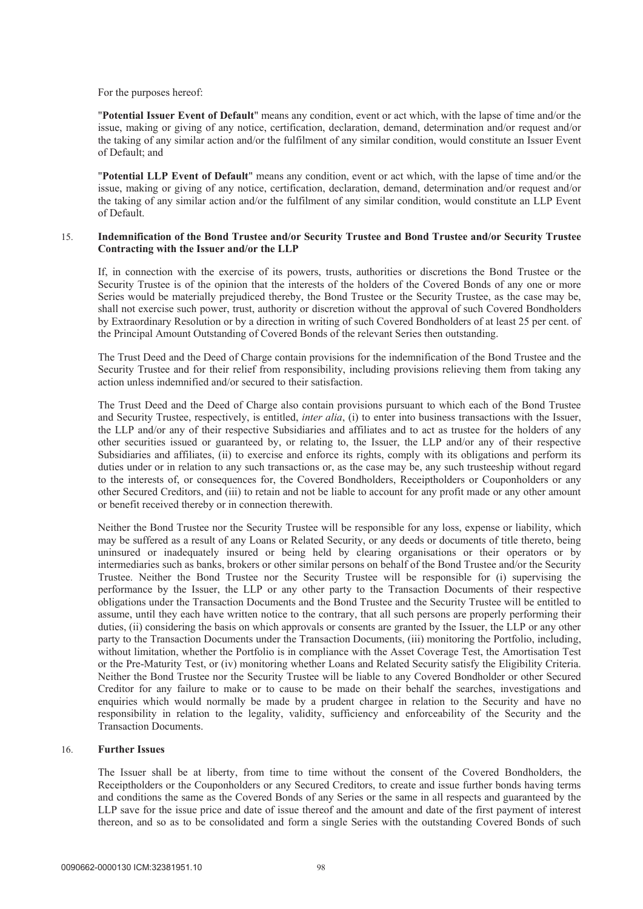For the purposes hereof:

"**Potential Issuer Event of Default**" means any condition, event or act which, with the lapse of time and/or the issue, making or giving of any notice, certification, declaration, demand, determination and/or request and/or the taking of any similar action and/or the fulfilment of any similar condition, would constitute an Issuer Event of Default; and

"**Potential LLP Event of Default**" means any condition, event or act which, with the lapse of time and/or the issue, making or giving of any notice, certification, declaration, demand, determination and/or request and/or the taking of any similar action and/or the fulfilment of any similar condition, would constitute an LLP Event of Default.

## 15. Indemnification of the Bond Trustee and/or Security Trustee and Bond Trustee and/or Security Trustee Contracting with the Issuer and/or the LLP

If, in connection with the exercise of its powers, trusts, authorities or discretions the Bond Trustee or the Security Trustee is of the opinion that the interests of the holders of the Covered Bonds of any one or more Series would be materially prejudiced thereby, the Bond Trustee or the Security Trustee, as the case may be, shall not exercise such power, trust, authority or discretion without the approval of such Covered Bondholders by Extraordinary Resolution or by a direction in writing of such Covered Bondholders of at least 25 per cent. of the Principal Amount Outstanding of Covered Bonds of the relevant Series then outstanding.

The Trust Deed and the Deed of Charge contain provisions for the indemnification of the Bond Trustee and the Security Trustee and for their relief from responsibility, including provisions relieving them from taking any action unless indemnified and/or secured to their satisfaction.

The Trust Deed and the Deed of Charge also contain provisions pursuant to which each of the Bond Trustee and Security Trustee, respectively, is entitled, *inter alia*, (i) to enter into business transactions with the Issuer, the LLP and/or any of their respective Subsidiaries and affiliates and to act as trustee for the holders of any other securities issued or guaranteed by, or relating to, the Issuer, the LLP and/or any of their respective Subsidiaries and affiliates, (ii) to exercise and enforce its rights, comply with its obligations and perform its duties under or in relation to any such transactions or, as the case may be, any such trusteeship without regard to the interests of, or consequences for, the Covered Bondholders, Receiptholders or Couponholders or any other Secured Creditors, and (iii) to retain and not be liable to account for any profit made or any other amount or benefit received thereby or in connection therewith.

Neither the Bond Trustee nor the Security Trustee will be responsible for any loss, expense or liability, which may be suffered as a result of any Loans or Related Security, or any deeds or documents of title thereto, being uninsured or inadequately insured or being held by clearing organisations or their operators or by intermediaries such as banks, brokers or other similar persons on behalf of the Bond Trustee and/or the Security Trustee. Neither the Bond Trustee nor the Security Trustee will be responsible for (i) supervising the performance by the Issuer, the LLP or any other party to the Transaction Documents of their respective obligations under the Transaction Documents and the Bond Trustee and the Security Trustee will be entitled to assume, until they each have written notice to the contrary, that all such persons are properly performing their duties, (ii) considering the basis on which approvals or consents are granted by the Issuer, the LLP or any other party to the Transaction Documents under the Transaction Documents, (iii) monitoring the Portfolio, including, without limitation, whether the Portfolio is in compliance with the Asset Coverage Test, the Amortisation Test or the Pre-Maturity Test, or (iv) monitoring whether Loans and Related Security satisfy the Eligibility Criteria. Neither the Bond Trustee nor the Security Trustee will be liable to any Covered Bondholder or other Secured Creditor for any failure to make or to cause to be made on their behalf the searches, investigations and enquiries which would normally be made by a prudent chargee in relation to the Security and have no responsibility in relation to the legality, validity, sufficiency and enforceability of the Security and the Transaction Documents.

## 16. Further Issues

The Issuer shall be at liberty, from time to time without the consent of the Covered Bondholders, the Receiptholders or the Couponholders or any Secured Creditors, to create and issue further bonds having terms and conditions the same as the Covered Bonds of any Series or the same in all respects and guaranteed by the LLP save for the issue price and date of issue thereof and the amount and date of the first payment of interest thereon, and so as to be consolidated and form a single Series with the outstanding Covered Bonds of such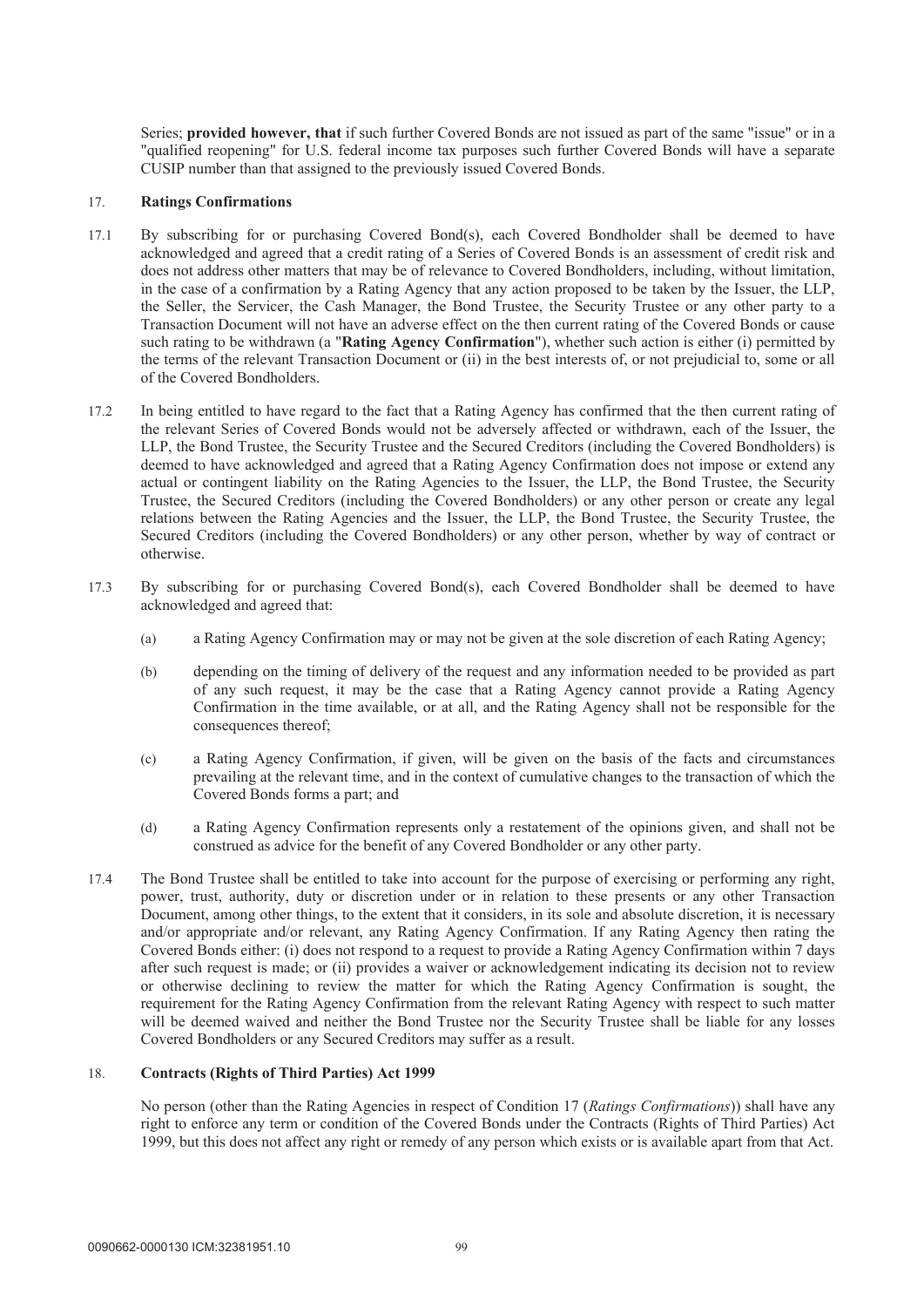Series; **provided however, that** if such further Covered Bonds are not issued as part of the same "issue" or in a "qualified reopening" for U.S. federal income tax purposes such further Covered Bonds will have a separate CUSIP number than that assigned to the previously issued Covered Bonds.

## 17. Ratings Confirmations

17.1 By subscribing for or purchasing Covered Bond(s), each Covered Bondholder shall be deemed to have acknowledged and agreed that a credit rating of a Series of Covered Bonds is an assessment of credit risk and does not address other matters that may be of relevance to Covered Bondholders, including, without limitation, in the case of a confirmation by a Rating Agency that any action proposed to be taken by the Issuer, the LLP, the Seller, the Servicer, the Cash Manager, the Bond Trustee, the Security Trustee or any other party to a Transaction Document will not have an adverse effect on the then current rating of the Covered Bonds or cause such rating to be withdrawn (a "**Rating Agency Confirmation**"), whether such action is either (i) permitted by the terms of the relevant Transaction Document or (ii) in the best interests of, or not prejudicial to, some or all of the Covered Bondholders.

17.2 In being entitled to have regard to the fact that a Rating Agency has confirmed that the then current rating of the relevant Series of Covered Bonds would not be adversely affected or withdrawn, each of the Issuer, the LLP, the Bond Trustee, the Security Trustee and the Secured Creditors (including the Covered Bondholders) is deemed to have acknowledged and agreed that a Rating Agency Confirmation does not impose or extend any actual or contingent liability on the Rating Agencies to the Issuer, the LLP, the Bond Trustee, the Security Trustee, the Secured Creditors (including the Covered Bondholders) or any other person or create any legal relations between the Rating Agencies and the Issuer, the LLP, the Bond Trustee, the Security Trustee, the Secured Creditors (including the Covered Bondholders) or any other person, whether by way of contract or otherwise.

17.3 By subscribing for or purchasing Covered Bond(s), each Covered Bondholder shall be deemed to have acknowledged and agreed that:

(a) a Rating Agency Confirmation may or may not be given at the sole discretion of each Rating Agency;

(b) depending on the timing of delivery of the request and any information needed to be provided as part of any such request, it may be the case that a Rating Agency cannot provide a Rating Agency Confirmation in the time available, or at all, and the Rating Agency shall not be responsible for the consequences thereof;

(c) a Rating Agency Confirmation, if given, will be given on the basis of the facts and circumstances prevailing at the relevant time, and in the context of cumulative changes to the transaction of which the Covered Bonds forms a part; and

(d) a Rating Agency Confirmation represents only a restatement of the opinions given, and shall not be construed as advice for the benefit of any Covered Bondholder or any other party.

17.4 The Bond Trustee shall be entitled to take into account for the purpose of exercising or performing any right, power, trust, authority, duty or discretion under or in relation to these presents or any other Transaction Document, among other things, to the extent that it considers, in its sole and absolute discretion, it is necessary and/or appropriate and/or relevant, any Rating Agency Confirmation. If any Rating Agency then rating the Covered Bonds either: (i) does not respond to a request to provide a Rating Agency Confirmation within 7 days after such request is made; or (ii) provides a waiver or acknowledgement indicating its decision not to review or otherwise declining to review the matter for which the Rating Agency Confirmation is sought, the requirement for the Rating Agency Confirmation from the relevant Rating Agency with respect to such matter will be deemed waived and neither the Bond Trustee nor the Security Trustee shall be liable for any losses Covered Bondholders or any Secured Creditors may suffer as a result.

## 18. Contracts (Rights of Third Parties) Act 1999

No person (other than the Rating Agencies in respect of Condition 17 (*Ratings Confirmations*)) shall have any right to enforce any term or condition of the Covered Bonds under the Contracts (Rights of Third Parties) Act 1999, but this does not affect any right or remedy of any person which exists or is available apart from that Act.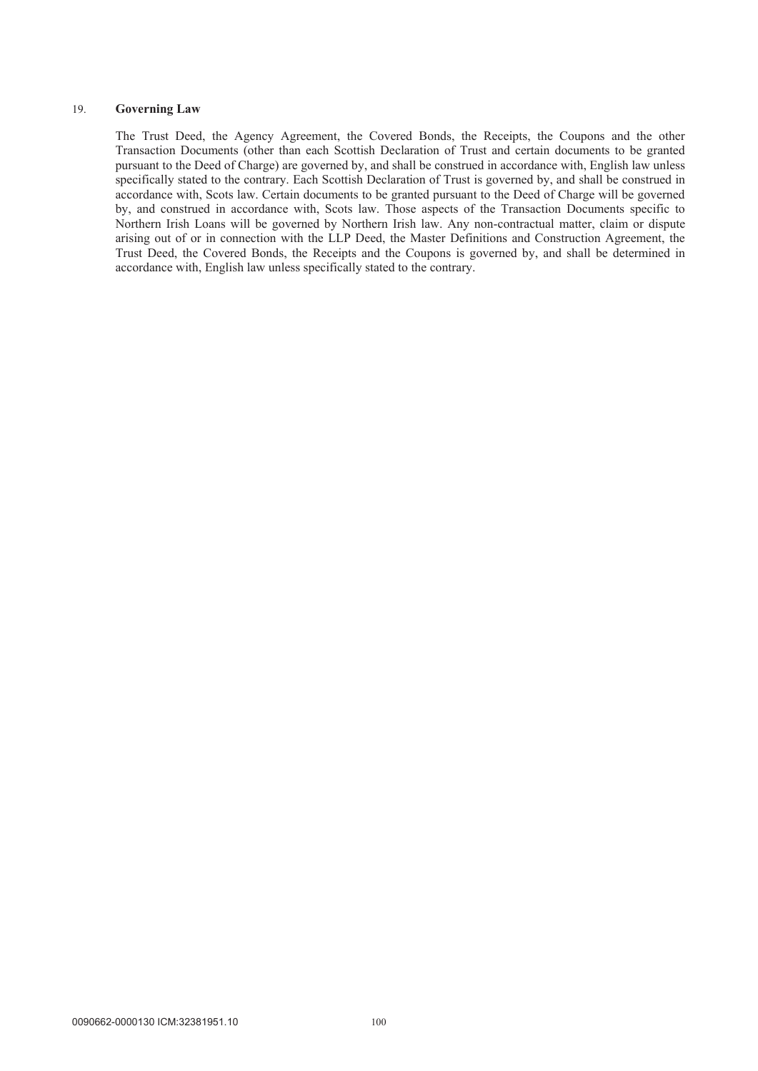## 19. **Governing Law**

The Trust Deed, the Agency Agreement, the Covered Bonds, the Receipts, the Coupons and the other Transaction Documents (other than each Scottish Declaration of Trust and certain documents to be granted pursuant to the Deed of Charge) are governed by, and shall be construed in accordance with, English law unless specifically stated to the contrary. Each Scottish Declaration of Trust is governed by, and shall be construed in accordance with, Scots law. Certain documents to be granted pursuant to the Deed of Charge will be governed by, and construed in accordance with, Scots law. Those aspects of the Transaction Documents specific to Northern Irish Loans will be governed by Northern Irish law. Any non-contractual matter, claim or dispute arising out of or in connection with the LLP Deed, the Master Definitions and Construction Agreement, the Trust Deed, the Covered Bonds, the Receipts and the Coupons is governed by, and shall be determined in accordance with, English law unless specifically stated to the contrary.